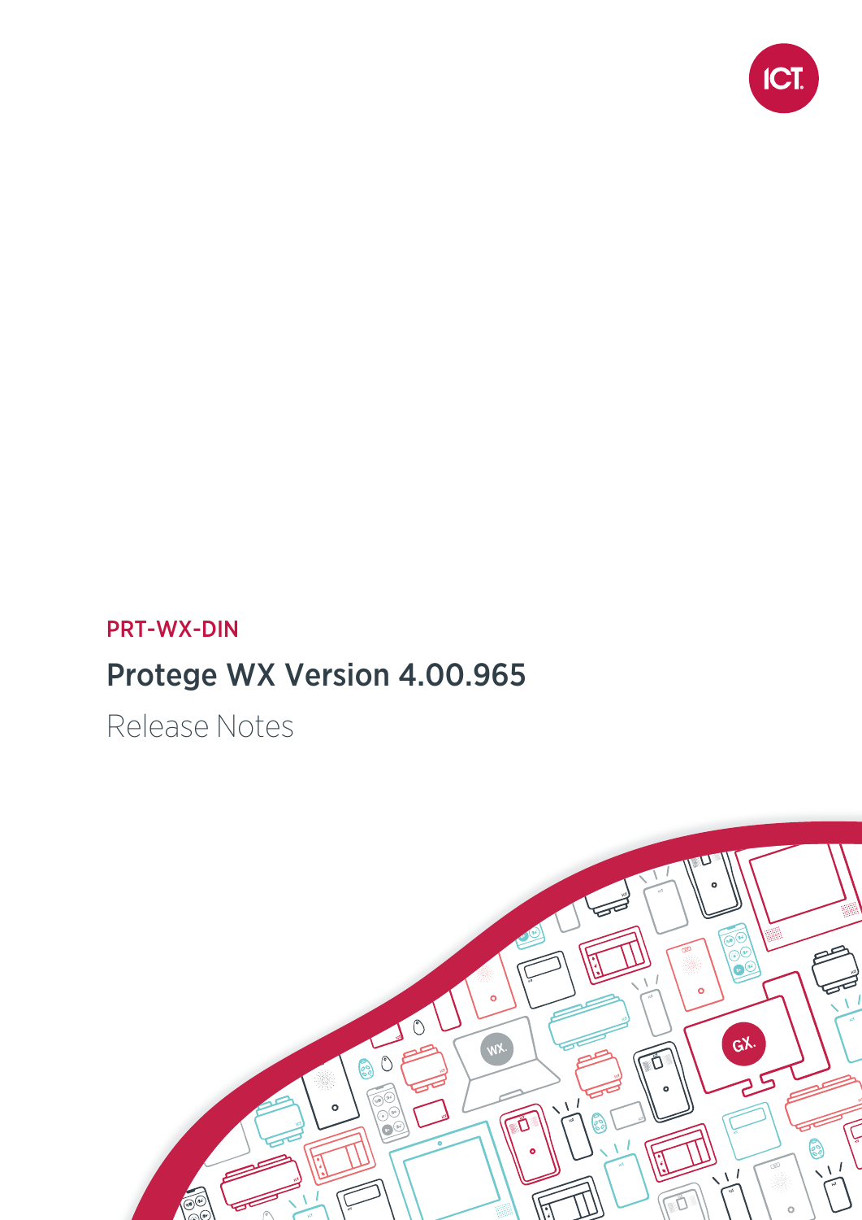PRT-WX-DIN

# Protege WX Version 4.00.965

## Release Notes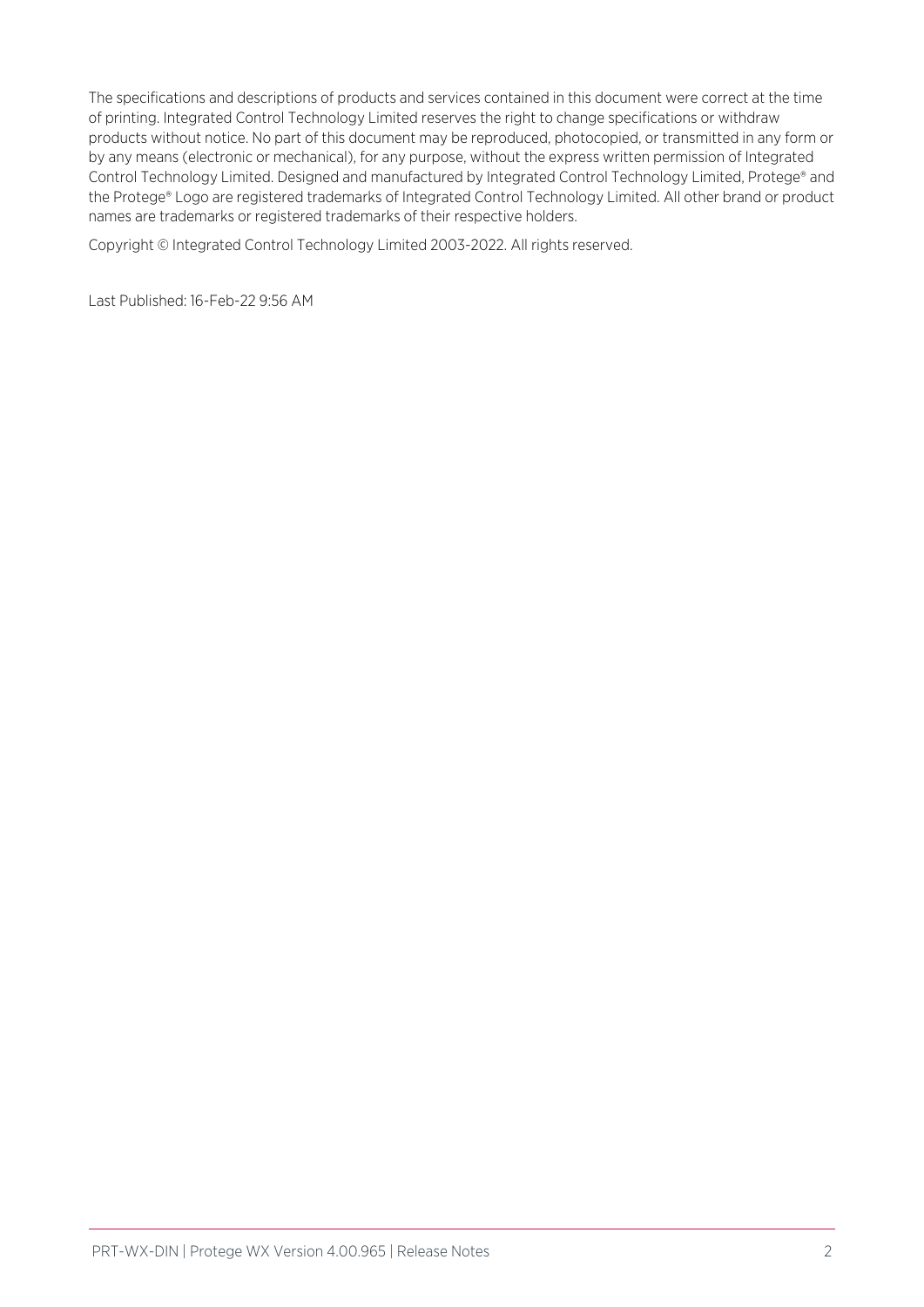The specifications and descriptions of products and services contained in this document were correct at the time of printing. Integrated Control Technology Limited reserves the right to change specifications or withdraw products without notice. No part of this document may be reproduced, photocopied, or transmitted in any form or by any means (electronic or mechanical), for any purpose, without the express written permission of Integrated Control Technology Limited. Designed and manufactured by Integrated Control Technology Limited, Protege® and the Protege® Logo are registered trademarks of Integrated Control Technology Limited. All other brand or product names are trademarks or registered trademarks of their respective holders.

Copyright © Integrated Control Technology Limited 2003-2022. All rights reserved.

Last Published: 16-Feb-22 9:56 AM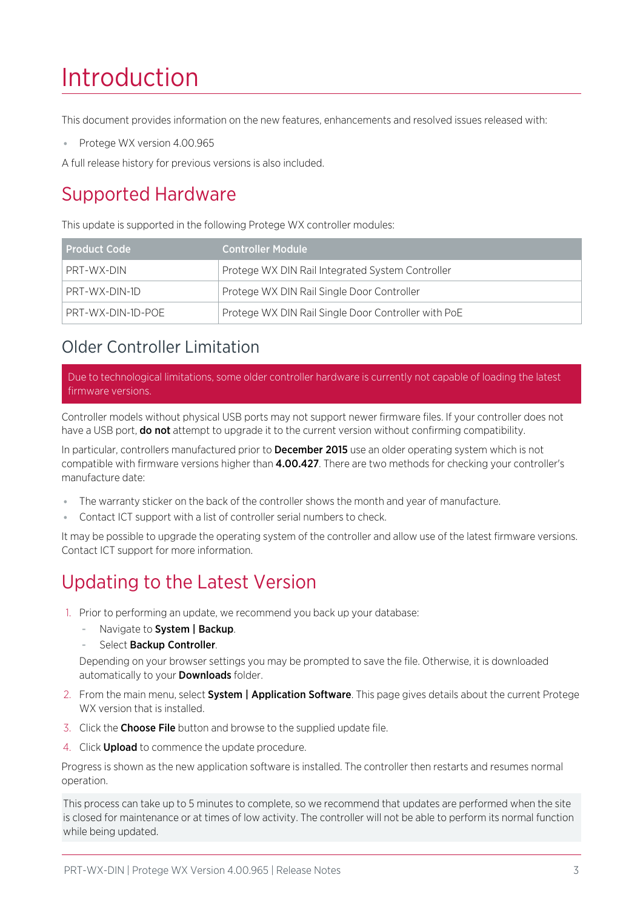# Introduction

This document provides information on the new features, enhancements and resolved issues released with:

- Protege WX version 4.00.965

A full release history for previous versions is also included.

## Supported Hardware

This update is supported in the following Protege WX controller modules:

| Product Code | Controller Module |
| --- | --- |
| PRT-WX-DIN | Protege WX DIN Rail Integrated System Controller |
| PRT-WX-DIN-1D | Protege WX DIN Rail Single Door Controller |
| PRT-WX-DIN-1D-POE | Protege WX DIN Rail Single Door Controller with PoE |

### Older Controller Limitation

Due to technological limitations, some older controller hardware is currently not capable of loading the latest firmware versions.

Controller models without physical USB ports may not support newer firmware files. If your controller does not have a USB port, **do not** attempt to upgrade it to the current version without confirming compatibility.

In particular, controllers manufactured prior to **December 2015** use an older operating system which is not compatible with firmware versions higher than **4.00.427**. There are two methods for checking your controller's manufacture date:

- The warranty sticker on the back of the controller shows the month and year of manufacture.
- Contact ICT support with a list of controller serial numbers to check.

It may be possible to upgrade the operating system of the controller and allow use of the latest firmware versions. Contact ICT support for more information.

## Updating to the Latest Version

1. Prior to performing an update, we recommend you back up your database:
   - Navigate to **System | Backup**.
   - Select **Backup Controller**.

   Depending on your browser settings you may be prompted to save the file. Otherwise, it is downloaded automatically to your **Downloads** folder.
2. From the main menu, select **System | Application Software**. This page gives details about the current Protege WX version that is installed.
3. Click the **Choose File** button and browse to the supplied update file.
4. Click **Upload** to commence the update procedure.

Progress is shown as the new application software is installed. The controller then restarts and resumes normal operation.

This process can take up to 5 minutes to complete, so we recommend that updates are performed when the site is closed for maintenance or at times of low activity. The controller will not be able to perform its normal function while being updated.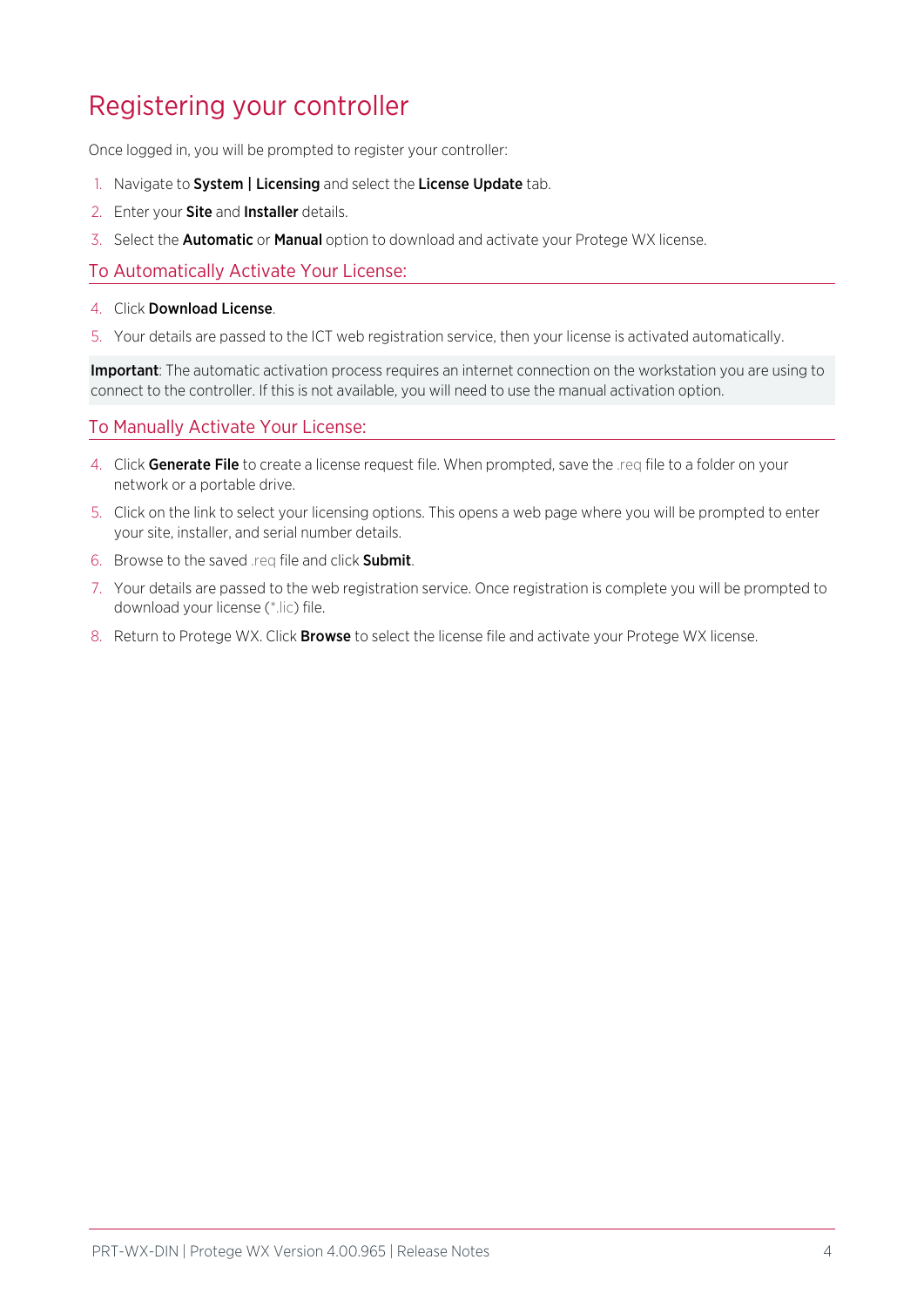# Registering your controller

Once logged in, you will be prompted to register your controller:

1. Navigate to **System | Licensing** and select the **License Update** tab.
2. Enter your **Site** and **Installer** details.
3. Select the **Automatic** or **Manual** option to download and activate your Protege WX license.

## To Automatically Activate Your License:

4. Click **Download License**.
5. Your details are passed to the ICT web registration service, then your license is activated automatically.

**Important**: The automatic activation process requires an internet connection on the workstation you are using to connect to the controller. If this is not available, you will need to use the manual activation option.

## To Manually Activate Your License:

4. Click **Generate File** to create a license request file. When prompted, save the .req file to a folder on your network or a portable drive.
5. Click on the link to select your licensing options. This opens a web page where you will be prompted to enter your site, installer, and serial number details.
6. Browse to the saved .req file and click **Submit**.
7. Your details are passed to the web registration service. Once registration is complete you will be prompted to download your license (*.lic) file.
8. Return to Protege WX. Click **Browse** to select the license file and activate your Protege WX license.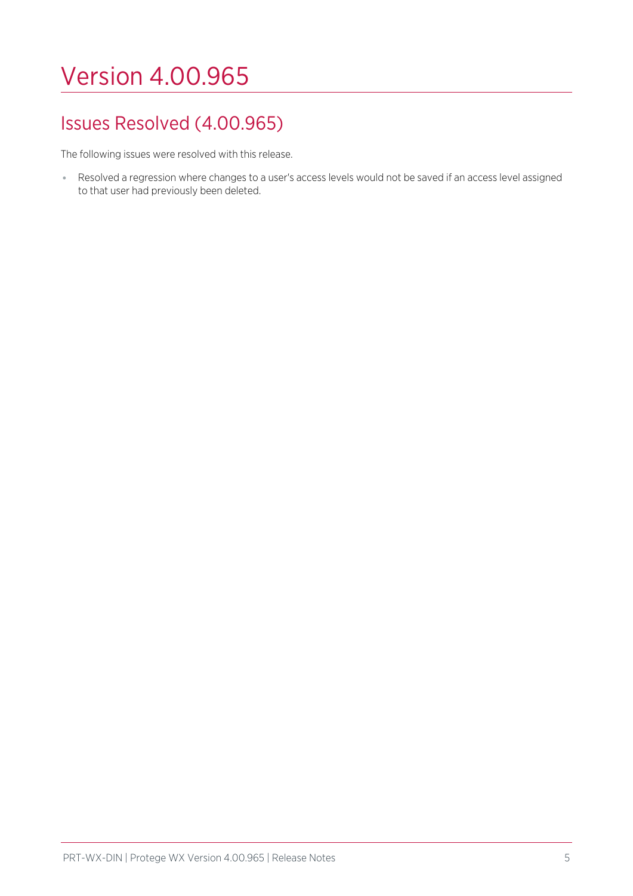# Version 4.00.965

## Issues Resolved (4.00.965)

The following issues were resolved with this release.

- Resolved a regression where changes to a user's access levels would not be saved if an access level assigned to that user had previously been deleted.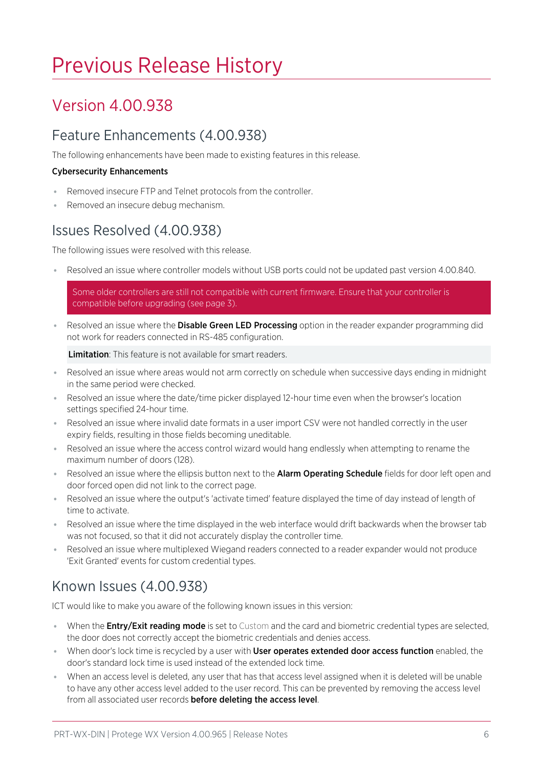# Previous Release History

## Version 4.00.938

### Feature Enhancements (4.00.938)

The following enhancements have been made to existing features in this release.

**Cybersecurity Enhancements**

- Removed insecure FTP and Telnet protocols from the controller.
- Removed an insecure debug mechanism.

### Issues Resolved (4.00.938)

The following issues were resolved with this release.

- Resolved an issue where controller models without USB ports could not be updated past version 4.00.840.

  Some older controllers are still not compatible with current firmware. Ensure that your controller is compatible before upgrading (see page 3).

- Resolved an issue where the **Disable Green LED Processing** option in the reader expander programming did not work for readers connected in RS-485 configuration.

  **Limitation**: This feature is not available for smart readers.

- Resolved an issue where areas would not arm correctly on schedule when successive days ending in midnight in the same period were checked.
- Resolved an issue where the date/time picker displayed 12-hour time even when the browser's location settings specified 24-hour time.
- Resolved an issue where invalid date formats in a user import CSV were not handled correctly in the user expiry fields, resulting in those fields becoming uneditable.
- Resolved an issue where the access control wizard would hang endlessly when attempting to rename the maximum number of doors (128).
- Resolved an issue where the ellipsis button next to the **Alarm Operating Schedule** fields for door left open and door forced open did not link to the correct page.
- Resolved an issue where the output's 'activate timed' feature displayed the time of day instead of length of time to activate.
- Resolved an issue where the time displayed in the web interface would drift backwards when the browser tab was not focused, so that it did not accurately display the controller time.
- Resolved an issue where multiplexed Wiegand readers connected to a reader expander would not produce 'Exit Granted' events for custom credential types.

### Known Issues (4.00.938)

ICT would like to make you aware of the following known issues in this version:

- When the **Entry/Exit reading mode** is set to Custom and the card and biometric credential types are selected, the door does not correctly accept the biometric credentials and denies access.
- When door's lock time is recycled by a user with **User operates extended door access function** enabled, the door's standard lock time is used instead of the extended lock time.
- When an access level is deleted, any user that has that access level assigned when it is deleted will be unable to have any other access level added to the user record. This can be prevented by removing the access level from all associated user records **before deleting the access level**.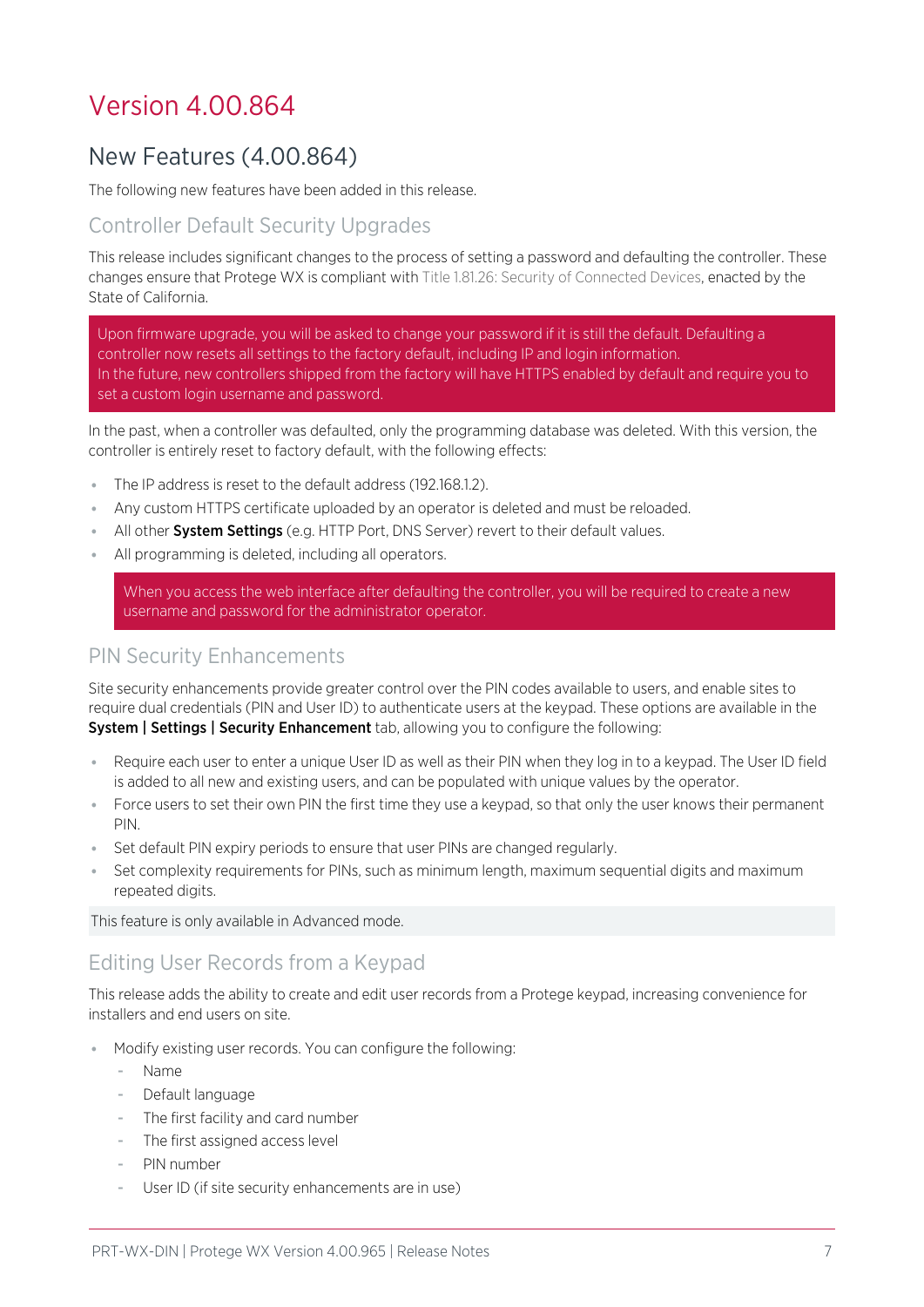# Version 4.00.864

## New Features (4.00.864)

The following new features have been added in this release.

### Controller Default Security Upgrades

This release includes significant changes to the process of setting a password and defaulting the controller. These changes ensure that Protege WX is compliant with Title 1.81.26: Security of Connected Devices, enacted by the State of California.

> Upon firmware upgrade, you will be asked to change your password if it is still the default. Defaulting a controller now resets all settings to the factory default, including IP and login information.
> In the future, new controllers shipped from the factory will have HTTPS enabled by default and require you to set a custom login username and password.

In the past, when a controller was defaulted, only the programming database was deleted. With this version, the controller is entirely reset to factory default, with the following effects:

- The IP address is reset to the default address (192.168.1.2).
- Any custom HTTPS certificate uploaded by an operator is deleted and must be reloaded.
- All other **System Settings** (e.g. HTTP Port, DNS Server) revert to their default values.
- All programming is deleted, including all operators.

> When you access the web interface after defaulting the controller, you will be required to create a new username and password for the administrator operator.

### PIN Security Enhancements

Site security enhancements provide greater control over the PIN codes available to users, and enable sites to require dual credentials (PIN and User ID) to authenticate users at the keypad. These options are available in the **System | Settings | Security Enhancement** tab, allowing you to configure the following:

- Require each user to enter a unique User ID as well as their PIN when they log in to a keypad. The User ID field is added to all new and existing users, and can be populated with unique values by the operator.
- Force users to set their own PIN the first time they use a keypad, so that only the user knows their permanent PIN.
- Set default PIN expiry periods to ensure that user PINs are changed regularly.
- Set complexity requirements for PINs, such as minimum length, maximum sequential digits and maximum repeated digits.

> This feature is only available in Advanced mode.

### Editing User Records from a Keypad

This release adds the ability to create and edit user records from a Protege keypad, increasing convenience for installers and end users on site.

- Modify existing user records. You can configure the following:
  - Name
  - Default language
  - The first facility and card number
  - The first assigned access level
  - PIN number
  - User ID (if site security enhancements are in use)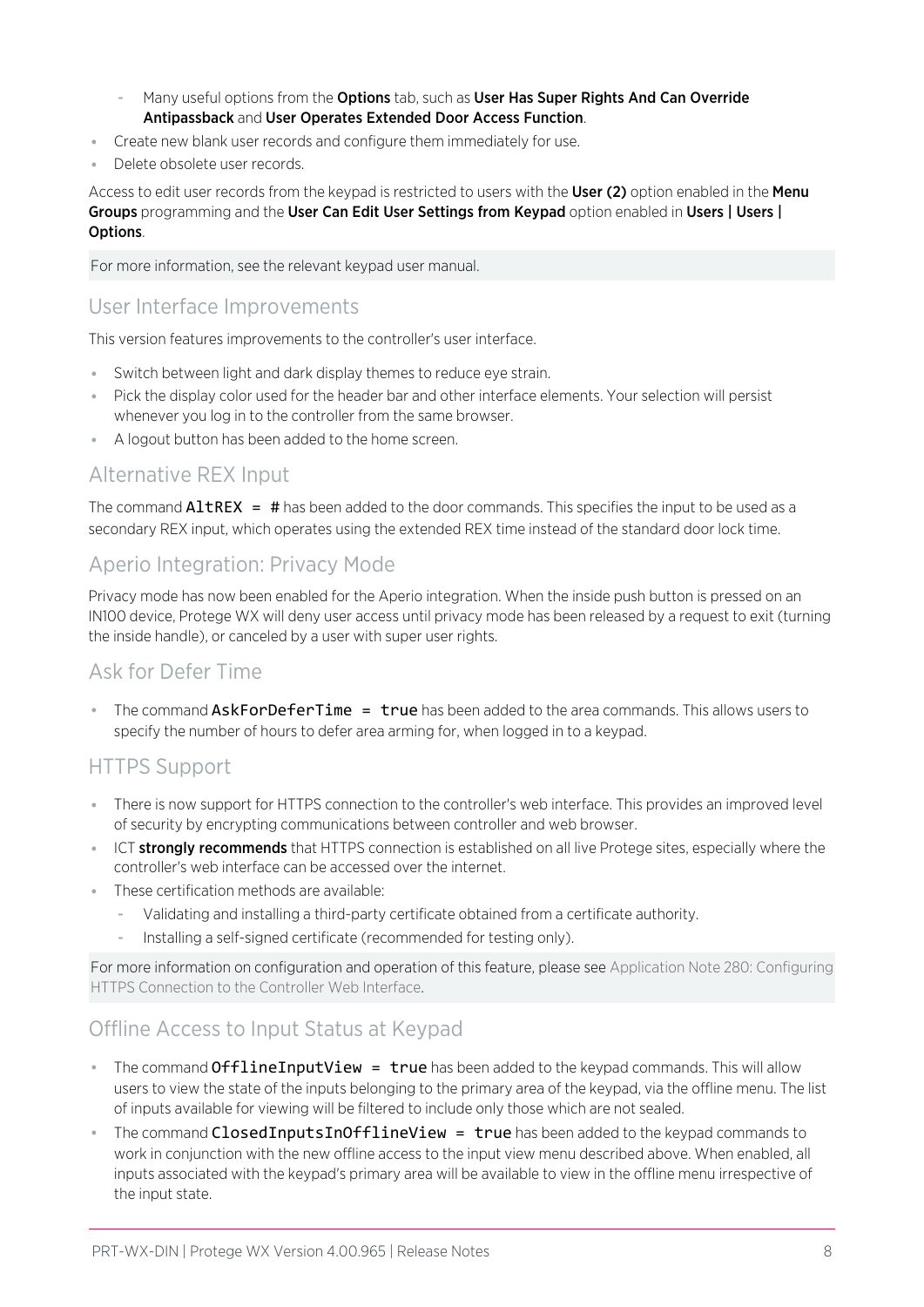- Many useful options from the **Options** tab, such as **User Has Super Rights And Can Override Antipassback** and **User Operates Extended Door Access Function**.
- Create new blank user records and configure them immediately for use.
- Delete obsolete user records.

Access to edit user records from the keypad is restricted to users with the **User (2)** option enabled in the **Menu Groups** programming and the **User Can Edit User Settings from Keypad** option enabled in **Users | Users | Options**.

For more information, see the relevant keypad user manual.

## User Interface Improvements

This version features improvements to the controller's user interface.

- Switch between light and dark display themes to reduce eye strain.
- Pick the display color used for the header bar and other interface elements. Your selection will persist whenever you log in to the controller from the same browser.
- A logout button has been added to the home screen.

## Alternative REX Input

The command `AltREX = #` has been added to the door commands. This specifies the input to be used as a secondary REX input, which operates using the extended REX time instead of the standard door lock time.

## Aperio Integration: Privacy Mode

Privacy mode has now been enabled for the Aperio integration. When the inside push button is pressed on an IN100 device, Protege WX will deny user access until privacy mode has been released by a request to exit (turning the inside handle), or canceled by a user with super user rights.

## Ask for Defer Time

- The command `AskForDeferTime = true` has been added to the area commands. This allows users to specify the number of hours to defer area arming for, when logged in to a keypad.

## HTTPS Support

- There is now support for HTTPS connection to the controller's web interface. This provides an improved level of security by encrypting communications between controller and web browser.
- ICT **strongly recommends** that HTTPS connection is established on all live Protege sites, especially where the controller's web interface can be accessed over the internet.
- These certification methods are available:
  - Validating and installing a third-party certificate obtained from a certificate authority.
  - Installing a self-signed certificate (recommended for testing only).

For more information on configuration and operation of this feature, please see Application Note 280: Configuring HTTPS Connection to the Controller Web Interface.

## Offline Access to Input Status at Keypad

- The command `OfflineInputView = true` has been added to the keypad commands. This will allow users to view the state of the inputs belonging to the primary area of the keypad, via the offline menu. The list of inputs available for viewing will be filtered to include only those which are not sealed.
- The command `ClosedInputsInOfflineView = true` has been added to the keypad commands to work in conjunction with the new offline access to the input view menu described above. When enabled, all inputs associated with the keypad's primary area will be available to view in the offline menu irrespective of the input state.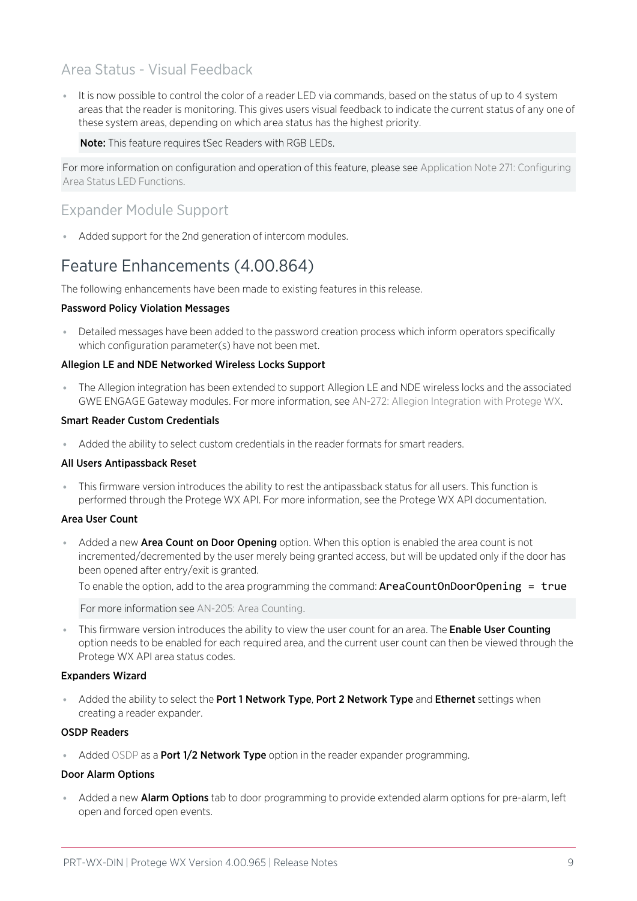### Area Status - Visual Feedback

- It is now possible to control the color of a reader LED via commands, based on the status of up to 4 system areas that the reader is monitoring. This gives users visual feedback to indicate the current status of any one of these system areas, depending on which area status has the highest priority.

  **Note:** This feature requires tSec Readers with RGB LEDs.

For more information on configuration and operation of this feature, please see Application Note 271: Configuring Area Status LED Functions.

### Expander Module Support

- Added support for the 2nd generation of intercom modules.

## Feature Enhancements (4.00.864)

The following enhancements have been made to existing features in this release.

**Password Policy Violation Messages**

- Detailed messages have been added to the password creation process which inform operators specifically which configuration parameter(s) have not been met.

**Allegion LE and NDE Networked Wireless Locks Support**

- The Allegion integration has been extended to support Allegion LE and NDE wireless locks and the associated GWE ENGAGE Gateway modules. For more information, see AN-272: Allegion Integration with Protege WX.

**Smart Reader Custom Credentials**

- Added the ability to select custom credentials in the reader formats for smart readers.

**All Users Antipassback Reset**

- This firmware version introduces the ability to rest the antipassback status for all users. This function is performed through the Protege WX API. For more information, see the Protege WX API documentation.

**Area User Count**

- Added a new **Area Count on Door Opening** option. When this option is enabled the area count is not incremented/decremented by the user merely being granted access, but will be updated only if the door has been opened after entry/exit is granted.

  To enable the option, add to the area programming the command: `AreaCountOnDoorOpening = true`

  For more information see AN-205: Area Counting.

- This firmware version introduces the ability to view the user count for an area. The **Enable User Counting** option needs to be enabled for each required area, and the current user count can then be viewed through the Protege WX API area status codes.

**Expanders Wizard**

- Added the ability to select the **Port 1 Network Type**, **Port 2 Network Type** and **Ethernet** settings when creating a reader expander.

**OSDP Readers**

- Added OSDP as a **Port 1/2 Network Type** option in the reader expander programming.

**Door Alarm Options**

- Added a new **Alarm Options** tab to door programming to provide extended alarm options for pre-alarm, left open and forced open events.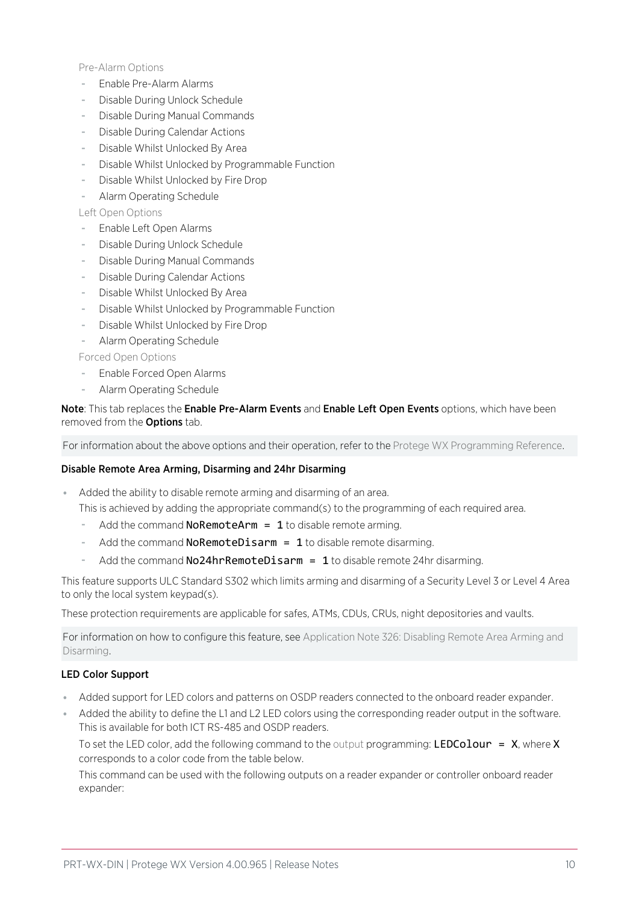Pre-Alarm Options

- Enable Pre-Alarm Alarms
- Disable During Unlock Schedule
- Disable During Manual Commands
- Disable During Calendar Actions
- Disable Whilst Unlocked By Area
- Disable Whilst Unlocked by Programmable Function
- Disable Whilst Unlocked by Fire Drop
- Alarm Operating Schedule

Left Open Options

- Enable Left Open Alarms
- Disable During Unlock Schedule
- Disable During Manual Commands
- Disable During Calendar Actions
- Disable Whilst Unlocked By Area
- Disable Whilst Unlocked by Programmable Function
- Disable Whilst Unlocked by Fire Drop
- Alarm Operating Schedule

Forced Open Options

- Enable Forced Open Alarms
- Alarm Operating Schedule

**Note**: This tab replaces the **Enable Pre-Alarm Events** and **Enable Left Open Events** options, which have been removed from the **Options** tab.

For information about the above options and their operation, refer to the Protege WX Programming Reference.

### Disable Remote Area Arming, Disarming and 24hr Disarming

- Added the ability to disable remote arming and disarming of an area.

  This is achieved by adding the appropriate command(s) to the programming of each required area.

  - Add the command `NoRemoteArm = 1` to disable remote arming.
  - Add the command `NoRemoteDisarm = 1` to disable remote disarming.
  - Add the command `No24hrRemoteDisarm = 1` to disable remote 24hr disarming.

This feature supports ULC Standard S302 which limits arming and disarming of a Security Level 3 or Level 4 Area to only the local system keypad(s).

These protection requirements are applicable for safes, ATMs, CDUs, CRUs, night depositories and vaults.

For information on how to configure this feature, see Application Note 326: Disabling Remote Area Arming and Disarming.

### LED Color Support

- Added support for LED colors and patterns on OSDP readers connected to the onboard reader expander.
- Added the ability to define the L1 and L2 LED colors using the corresponding reader output in the software. This is available for both ICT RS-485 and OSDP readers.

  To set the LED color, add the following command to the output programming: `LEDColour = X`, where **X** corresponds to a color code from the table below.

  This command can be used with the following outputs on a reader expander or controller onboard reader expander: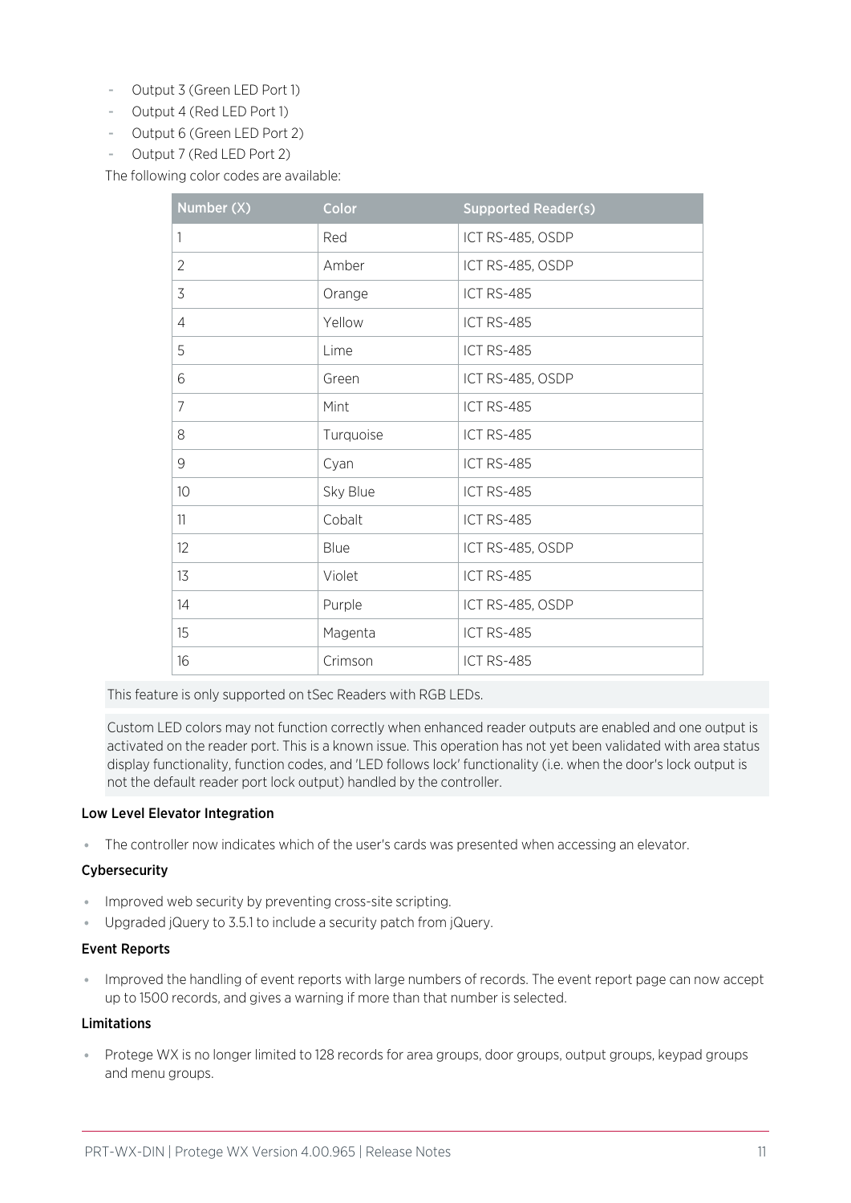- Output 3 (Green LED Port 1)
- Output 4 (Red LED Port 1)
- Output 6 (Green LED Port 2)
- Output 7 (Red LED Port 2)

The following color codes are available:

| Number (X) | Color | Supported Reader(s) |
|---|---|---|
| 1 | Red | ICT RS-485, OSDP |
| 2 | Amber | ICT RS-485, OSDP |
| 3 | Orange | ICT RS-485 |
| 4 | Yellow | ICT RS-485 |
| 5 | Lime | ICT RS-485 |
| 6 | Green | ICT RS-485, OSDP |
| 7 | Mint | ICT RS-485 |
| 8 | Turquoise | ICT RS-485 |
| 9 | Cyan | ICT RS-485 |
| 10 | Sky Blue | ICT RS-485 |
| 11 | Cobalt | ICT RS-485 |
| 12 | Blue | ICT RS-485, OSDP |
| 13 | Violet | ICT RS-485 |
| 14 | Purple | ICT RS-485, OSDP |
| 15 | Magenta | ICT RS-485 |
| 16 | Crimson | ICT RS-485 |

This feature is only supported on tSec Readers with RGB LEDs.

Custom LED colors may not function correctly when enhanced reader outputs are enabled and one output is activated on the reader port. This is a known issue. This operation has not yet been validated with area status display functionality, function codes, and 'LED follows lock' functionality (i.e. when the door's lock output is not the default reader port lock output) handled by the controller.

#### Low Level Elevator Integration

- The controller now indicates which of the user's cards was presented when accessing an elevator.

#### Cybersecurity

- Improved web security by preventing cross-site scripting.
- Upgraded jQuery to 3.5.1 to include a security patch from jQuery.

#### Event Reports

- Improved the handling of event reports with large numbers of records. The event report page can now accept up to 1500 records, and gives a warning if more than that number is selected.

#### Limitations

- Protege WX is no longer limited to 128 records for area groups, door groups, output groups, keypad groups and menu groups.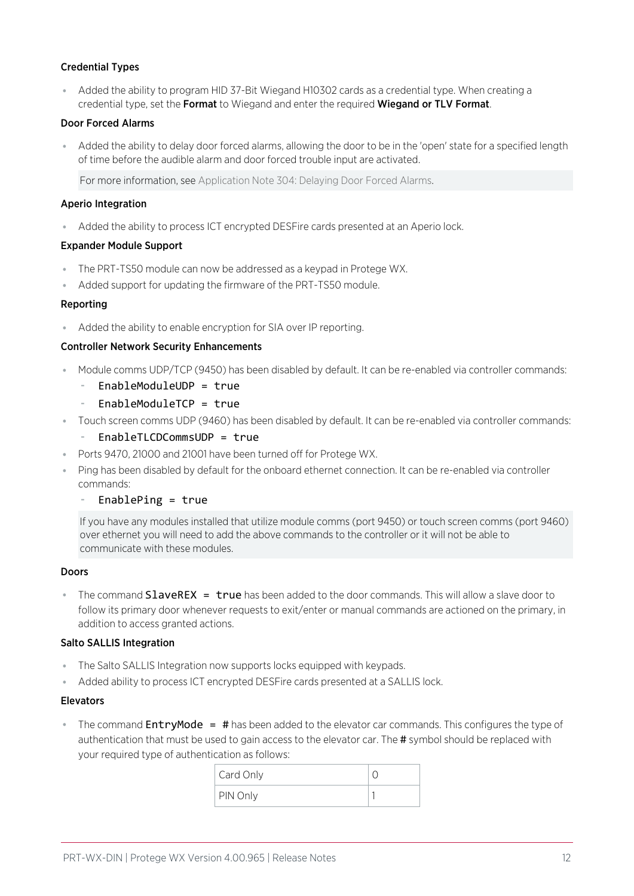### Credential Types

- Added the ability to program HID 37-Bit Wiegand H10302 cards as a credential type. When creating a credential type, set the **Format** to Wiegand and enter the required **Wiegand or TLV Format**.

### Door Forced Alarms

- Added the ability to delay door forced alarms, allowing the door to be in the 'open' state for a specified length of time before the audible alarm and door forced trouble input are activated.

  For more information, see Application Note 304: Delaying Door Forced Alarms.

### Aperio Integration

- Added the ability to process ICT encrypted DESFire cards presented at an Aperio lock.

### Expander Module Support

- The PRT-TS50 module can now be addressed as a keypad in Protege WX.
- Added support for updating the firmware of the PRT-TS50 module.

### Reporting

- Added the ability to enable encryption for SIA over IP reporting.

### Controller Network Security Enhancements

- Module comms UDP/TCP (9450) has been disabled by default. It can be re-enabled via controller commands:
  - `EnableModuleUDP = true`
  - `EnableModuleTCP = true`
- Touch screen comms UDP (9460) has been disabled by default. It can be re-enabled via controller commands:
  - `EnableTLCDCommsUDP = true`
- Ports 9470, 21000 and 21001 have been turned off for Protege WX.
- Ping has been disabled by default for the onboard ethernet connection. It can be re-enabled via controller commands:
  - `EnablePing = true`

  If you have any modules installed that utilize module comms (port 9450) or touch screen comms (port 9460) over ethernet you will need to add the above commands to the controller or it will not be able to communicate with these modules.

### Doors

- The command `SlaveREX = true` has been added to the door commands. This will allow a slave door to follow its primary door whenever requests to exit/enter or manual commands are actioned on the primary, in addition to access granted actions.

### Salto SALLIS Integration

- The Salto SALLIS Integration now supports locks equipped with keypads.
- Added ability to process ICT encrypted DESFire cards presented at a SALLIS lock.

### Elevators

- The command `EntryMode = #` has been added to the elevator car commands. This configures the type of authentication that must be used to gain access to the elevator car. The **#** symbol should be replaced with your required type of authentication as follows:

| | |
|---|---|
| Card Only | 0 |
| PIN Only | 1 |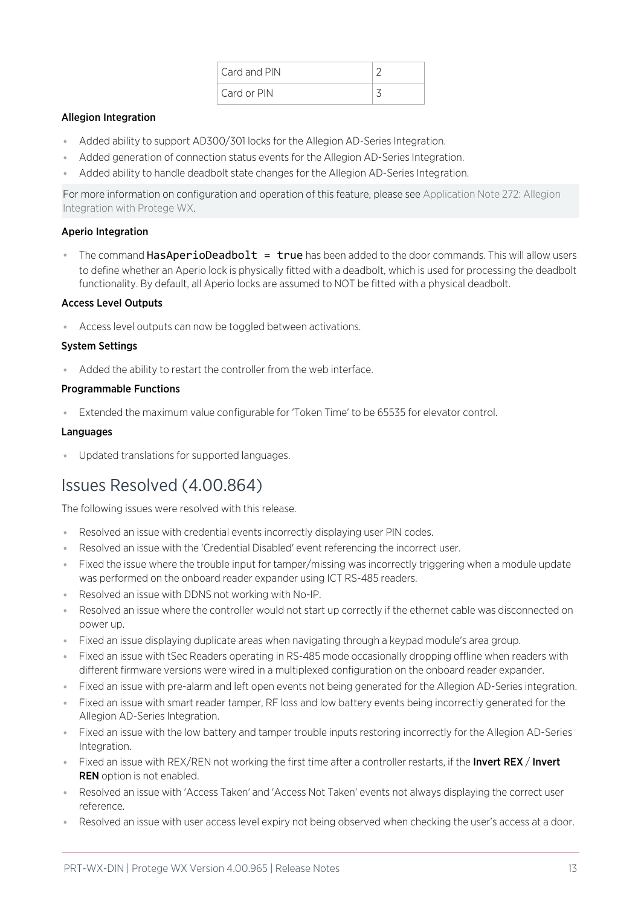| Card and PIN | 2 |
| --- | --- |
| Card or PIN | 3 |

#### Allegion Integration

- Added ability to support AD300/301 locks for the Allegion AD-Series Integration.
- Added generation of connection status events for the Allegion AD-Series Integration.
- Added ability to handle deadbolt state changes for the Allegion AD-Series Integration.

For more information on configuration and operation of this feature, please see Application Note 272: Allegion Integration with Protege WX.

#### Aperio Integration

- The command `HasAperioDeadbolt = true` has been added to the door commands. This will allow users to define whether an Aperio lock is physically fitted with a deadbolt, which is used for processing the deadbolt functionality. By default, all Aperio locks are assumed to NOT be fitted with a physical deadbolt.

#### Access Level Outputs

- Access level outputs can now be toggled between activations.

#### System Settings

- Added the ability to restart the controller from the web interface.

#### Programmable Functions

- Extended the maximum value configurable for 'Token Time' to be 65535 for elevator control.

#### Languages

- Updated translations for supported languages.

## Issues Resolved (4.00.864)

The following issues were resolved with this release.

- Resolved an issue with credential events incorrectly displaying user PIN codes.
- Resolved an issue with the 'Credential Disabled' event referencing the incorrect user.
- Fixed the issue where the trouble input for tamper/missing was incorrectly triggering when a module update was performed on the onboard reader expander using ICT RS-485 readers.
- Resolved an issue with DDNS not working with No-IP.
- Resolved an issue where the controller would not start up correctly if the ethernet cable was disconnected on power up.
- Fixed an issue displaying duplicate areas when navigating through a keypad module's area group.
- Fixed an issue with tSec Readers operating in RS-485 mode occasionally dropping offline when readers with different firmware versions were wired in a multiplexed configuration on the onboard reader expander.
- Fixed an issue with pre-alarm and left open events not being generated for the Allegion AD-Series integration.
- Fixed an issue with smart reader tamper, RF loss and low battery events being incorrectly generated for the Allegion AD-Series Integration.
- Fixed an issue with the low battery and tamper trouble inputs restoring incorrectly for the Allegion AD-Series Integration.
- Fixed an issue with REX/REN not working the first time after a controller restarts, if the **Invert REX** / **Invert REN** option is not enabled.
- Resolved an issue with 'Access Taken' and 'Access Not Taken' events not always displaying the correct user reference.
- Resolved an issue with user access level expiry not being observed when checking the user's access at a door.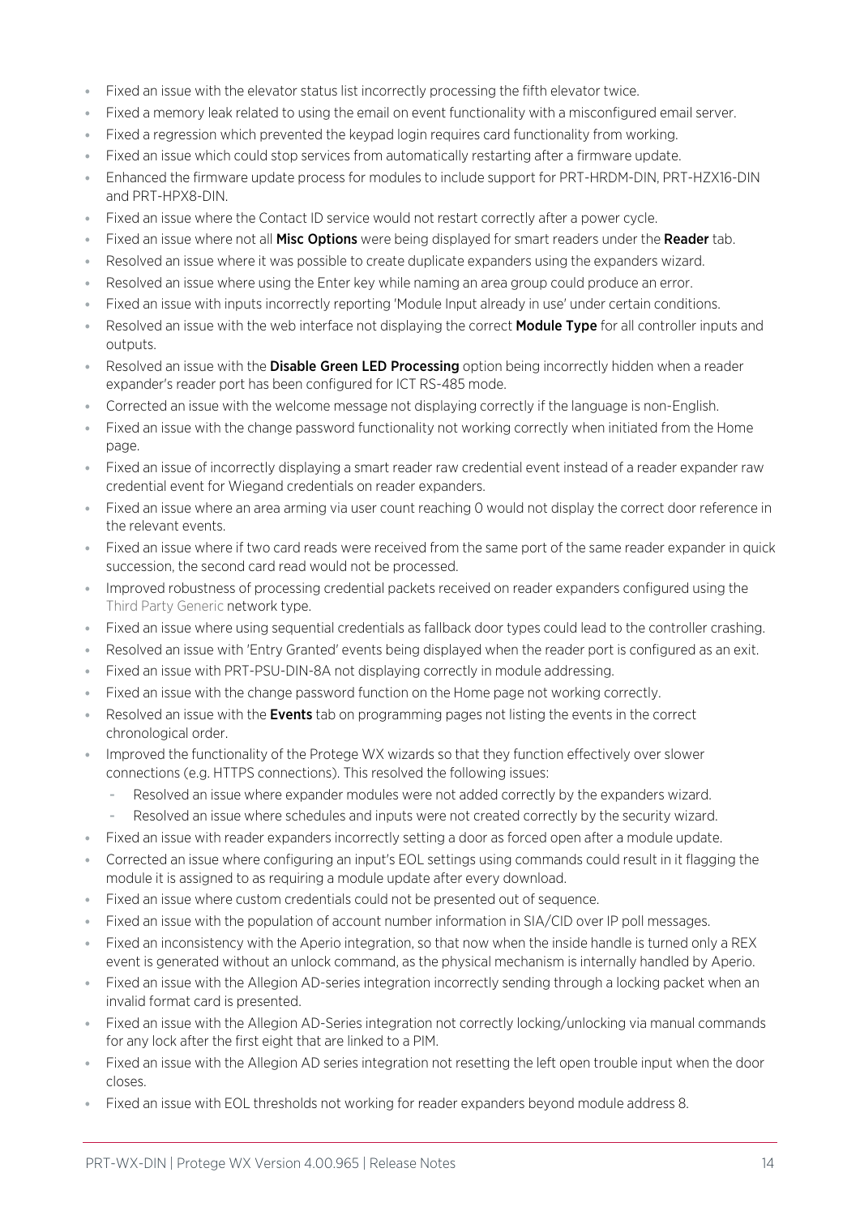- Fixed an issue with the elevator status list incorrectly processing the fifth elevator twice.
- Fixed a memory leak related to using the email on event functionality with a misconfigured email server.
- Fixed a regression which prevented the keypad login requires card functionality from working.
- Fixed an issue which could stop services from automatically restarting after a firmware update.
- Enhanced the firmware update process for modules to include support for PRT-HRDM-DIN, PRT-HZX16-DIN and PRT-HPX8-DIN.
- Fixed an issue where the Contact ID service would not restart correctly after a power cycle.
- Fixed an issue where not all **Misc Options** were being displayed for smart readers under the **Reader** tab.
- Resolved an issue where it was possible to create duplicate expanders using the expanders wizard.
- Resolved an issue where using the Enter key while naming an area group could produce an error.
- Fixed an issue with inputs incorrectly reporting 'Module Input already in use' under certain conditions.
- Resolved an issue with the web interface not displaying the correct **Module Type** for all controller inputs and outputs.
- Resolved an issue with the **Disable Green LED Processing** option being incorrectly hidden when a reader expander's reader port has been configured for ICT RS-485 mode.
- Corrected an issue with the welcome message not displaying correctly if the language is non-English.
- Fixed an issue with the change password functionality not working correctly when initiated from the Home page.
- Fixed an issue of incorrectly displaying a smart reader raw credential event instead of a reader expander raw credential event for Wiegand credentials on reader expanders.
- Fixed an issue where an area arming via user count reaching 0 would not display the correct door reference in the relevant events.
- Fixed an issue where if two card reads were received from the same port of the same reader expander in quick succession, the second card read would not be processed.
- Improved robustness of processing credential packets received on reader expanders configured using the Third Party Generic network type.
- Fixed an issue where using sequential credentials as fallback door types could lead to the controller crashing.
- Resolved an issue with 'Entry Granted' events being displayed when the reader port is configured as an exit.
- Fixed an issue with PRT-PSU-DIN-8A not displaying correctly in module addressing.
- Fixed an issue with the change password function on the Home page not working correctly.
- Resolved an issue with the **Events** tab on programming pages not listing the events in the correct chronological order.
- Improved the functionality of the Protege WX wizards so that they function effectively over slower connections (e.g. HTTPS connections). This resolved the following issues:
  - Resolved an issue where expander modules were not added correctly by the expanders wizard.
  - Resolved an issue where schedules and inputs were not created correctly by the security wizard.
- Fixed an issue with reader expanders incorrectly setting a door as forced open after a module update.
- Corrected an issue where configuring an input's EOL settings using commands could result in it flagging the module it is assigned to as requiring a module update after every download.
- Fixed an issue where custom credentials could not be presented out of sequence.
- Fixed an issue with the population of account number information in SIA/CID over IP poll messages.
- Fixed an inconsistency with the Aperio integration, so that now when the inside handle is turned only a REX event is generated without an unlock command, as the physical mechanism is internally handled by Aperio.
- Fixed an issue with the Allegion AD-series integration incorrectly sending through a locking packet when an invalid format card is presented.
- Fixed an issue with the Allegion AD-Series integration not correctly locking/unlocking via manual commands for any lock after the first eight that are linked to a PIM.
- Fixed an issue with the Allegion AD series integration not resetting the left open trouble input when the door closes.
- Fixed an issue with EOL thresholds not working for reader expanders beyond module address 8.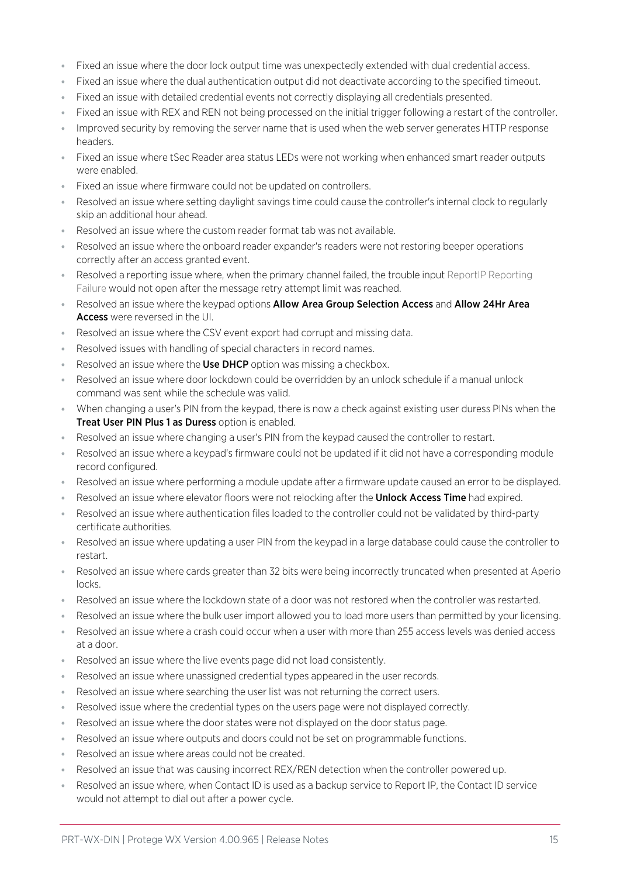- Fixed an issue where the door lock output time was unexpectedly extended with dual credential access.
- Fixed an issue where the dual authentication output did not deactivate according to the specified timeout.
- Fixed an issue with detailed credential events not correctly displaying all credentials presented.
- Fixed an issue with REX and REN not being processed on the initial trigger following a restart of the controller.
- Improved security by removing the server name that is used when the web server generates HTTP response headers.
- Fixed an issue where tSec Reader area status LEDs were not working when enhanced smart reader outputs were enabled.
- Fixed an issue where firmware could not be updated on controllers.
- Resolved an issue where setting daylight savings time could cause the controller's internal clock to regularly skip an additional hour ahead.
- Resolved an issue where the custom reader format tab was not available.
- Resolved an issue where the onboard reader expander's readers were not restoring beeper operations correctly after an access granted event.
- Resolved a reporting issue where, when the primary channel failed, the trouble input ReportIP Reporting Failure would not open after the message retry attempt limit was reached.
- Resolved an issue where the keypad options **Allow Area Group Selection Access** and **Allow 24Hr Area Access** were reversed in the UI.
- Resolved an issue where the CSV event export had corrupt and missing data.
- Resolved issues with handling of special characters in record names.
- Resolved an issue where the **Use DHCP** option was missing a checkbox.
- Resolved an issue where door lockdown could be overridden by an unlock schedule if a manual unlock command was sent while the schedule was valid.
- When changing a user's PIN from the keypad, there is now a check against existing user duress PINs when the **Treat User PIN Plus 1 as Duress** option is enabled.
- Resolved an issue where changing a user's PIN from the keypad caused the controller to restart.
- Resolved an issue where a keypad's firmware could not be updated if it did not have a corresponding module record configured.
- Resolved an issue where performing a module update after a firmware update caused an error to be displayed.
- Resolved an issue where elevator floors were not relocking after the **Unlock Access Time** had expired.
- Resolved an issue where authentication files loaded to the controller could not be validated by third-party certificate authorities.
- Resolved an issue where updating a user PIN from the keypad in a large database could cause the controller to restart.
- Resolved an issue where cards greater than 32 bits were being incorrectly truncated when presented at Aperio locks.
- Resolved an issue where the lockdown state of a door was not restored when the controller was restarted.
- Resolved an issue where the bulk user import allowed you to load more users than permitted by your licensing.
- Resolved an issue where a crash could occur when a user with more than 255 access levels was denied access at a door.
- Resolved an issue where the live events page did not load consistently.
- Resolved an issue where unassigned credential types appeared in the user records.
- Resolved an issue where searching the user list was not returning the correct users.
- Resolved issue where the credential types on the users page were not displayed correctly.
- Resolved an issue where the door states were not displayed on the door status page.
- Resolved an issue where outputs and doors could not be set on programmable functions.
- Resolved an issue where areas could not be created.
- Resolved an issue that was causing incorrect REX/REN detection when the controller powered up.
- Resolved an issue where, when Contact ID is used as a backup service to Report IP, the Contact ID service would not attempt to dial out after a power cycle.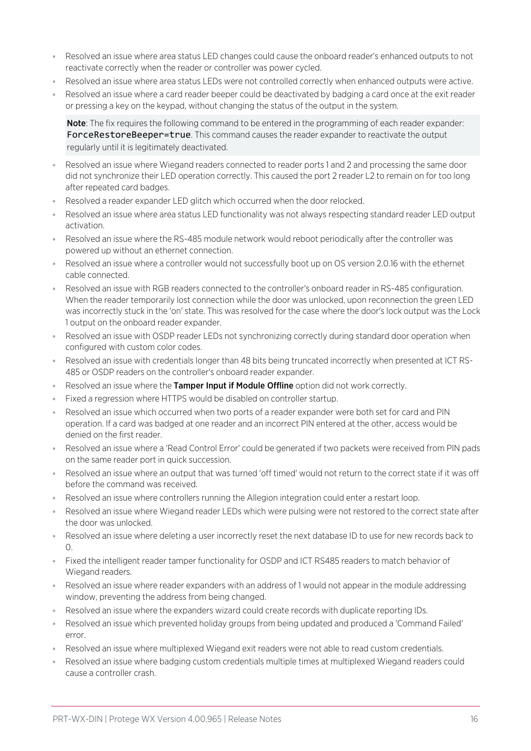- Resolved an issue where area status LED changes could cause the onboard reader's enhanced outputs to not reactivate correctly when the reader or controller was power cycled.
- Resolved an issue where area status LEDs were not controlled correctly when enhanced outputs were active.
- Resolved an issue where a card reader beeper could be deactivated by badging a card once at the exit reader or pressing a key on the keypad, without changing the status of the output in the system.

  **Note**: The fix requires the following command to be entered in the programming of each reader expander: `ForceRestoreBeeper=true`. This command causes the reader expander to reactivate the output regularly until it is legitimately deactivated.

- Resolved an issue where Wiegand readers connected to reader ports 1 and 2 and processing the same door did not synchronize their LED operation correctly. This caused the port 2 reader L2 to remain on for too long after repeated card badges.
- Resolved a reader expander LED glitch which occurred when the door relocked.
- Resolved an issue where area status LED functionality was not always respecting standard reader LED output activation.
- Resolved an issue where the RS-485 module network would reboot periodically after the controller was powered up without an ethernet connection.
- Resolved an issue where a controller would not successfully boot up on OS version 2.0.16 with the ethernet cable connected.
- Resolved an issue with RGB readers connected to the controller's onboard reader in RS-485 configuration. When the reader temporarily lost connection while the door was unlocked, upon reconnection the green LED was incorrectly stuck in the 'on' state. This was resolved for the case where the door's lock output was the Lock 1 output on the onboard reader expander.
- Resolved an issue with OSDP reader LEDs not synchronizing correctly during standard door operation when configured with custom color codes.
- Resolved an issue with credentials longer than 48 bits being truncated incorrectly when presented at ICT RS-485 or OSDP readers on the controller's onboard reader expander.
- Resolved an issue where the **Tamper Input if Module Offline** option did not work correctly.
- Fixed a regression where HTTPS would be disabled on controller startup.
- Resolved an issue which occurred when two ports of a reader expander were both set for card and PIN operation. If a card was badged at one reader and an incorrect PIN entered at the other, access would be denied on the first reader.
- Resolved an issue where a 'Read Control Error' could be generated if two packets were received from PIN pads on the same reader port in quick succession.
- Resolved an issue where an output that was turned 'off timed' would not return to the correct state if it was off before the command was received.
- Resolved an issue where controllers running the Allegion integration could enter a restart loop.
- Resolved an issue where Wiegand reader LEDs which were pulsing were not restored to the correct state after the door was unlocked.
- Resolved an issue where deleting a user incorrectly reset the next database ID to use for new records back to 0.
- Fixed the intelligent reader tamper functionality for OSDP and ICT RS485 readers to match behavior of Wiegand readers.
- Resolved an issue where reader expanders with an address of 1 would not appear in the module addressing window, preventing the address from being changed.
- Resolved an issue where the expanders wizard could create records with duplicate reporting IDs.
- Resolved an issue which prevented holiday groups from being updated and produced a 'Command Failed' error.
- Resolved an issue where multiplexed Wiegand exit readers were not able to read custom credentials.
- Resolved an issue where badging custom credentials multiple times at multiplexed Wiegand readers could cause a controller crash.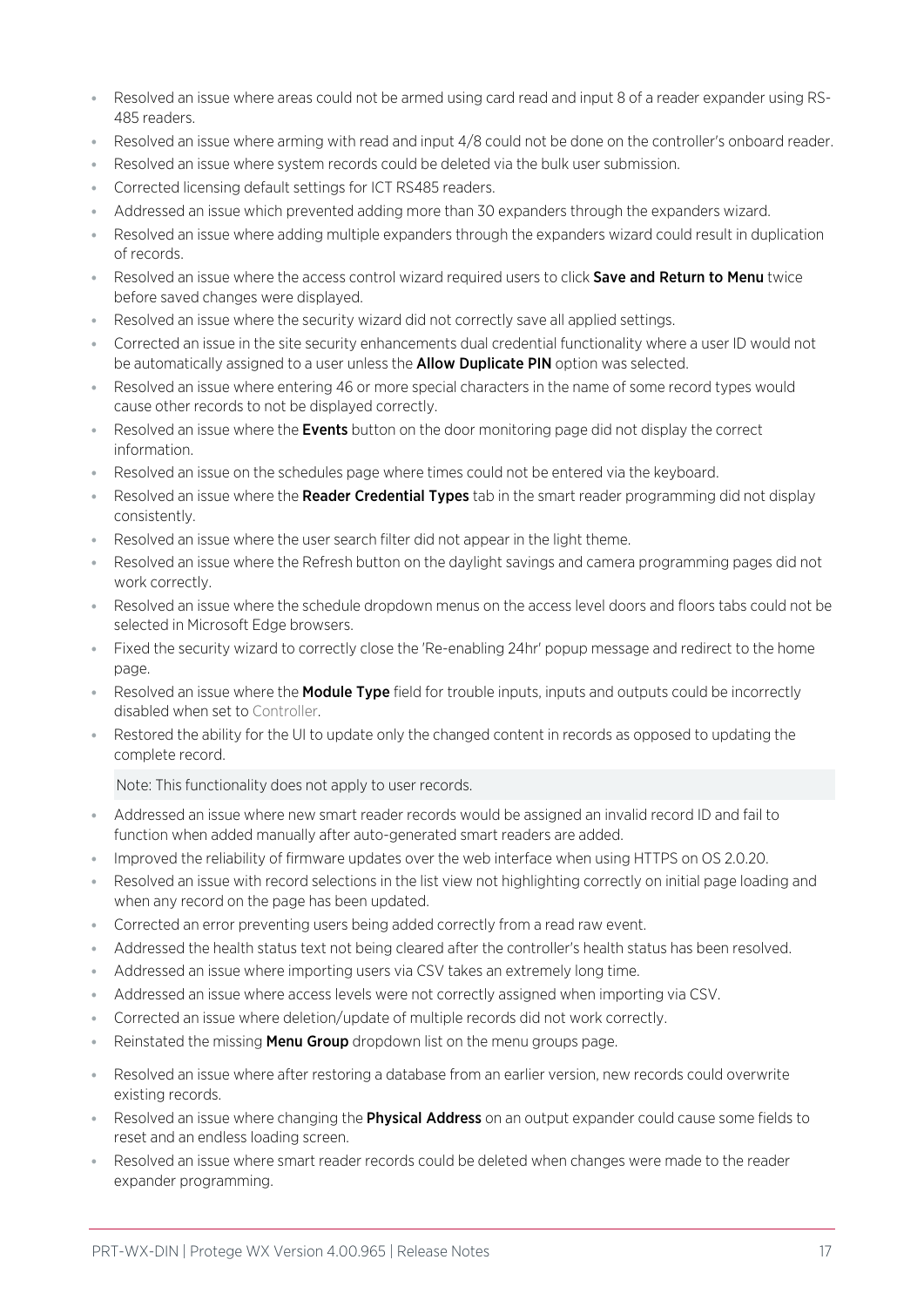- Resolved an issue where areas could not be armed using card read and input 8 of a reader expander using RS-485 readers.
- Resolved an issue where arming with read and input 4/8 could not be done on the controller's onboard reader.
- Resolved an issue where system records could be deleted via the bulk user submission.
- Corrected licensing default settings for ICT RS485 readers.
- Addressed an issue which prevented adding more than 30 expanders through the expanders wizard.
- Resolved an issue where adding multiple expanders through the expanders wizard could result in duplication of records.
- Resolved an issue where the access control wizard required users to click **Save and Return to Menu** twice before saved changes were displayed.
- Resolved an issue where the security wizard did not correctly save all applied settings.
- Corrected an issue in the site security enhancements dual credential functionality where a user ID would not be automatically assigned to a user unless the **Allow Duplicate PIN** option was selected.
- Resolved an issue where entering 46 or more special characters in the name of some record types would cause other records to not be displayed correctly.
- Resolved an issue where the **Events** button on the door monitoring page did not display the correct information.
- Resolved an issue on the schedules page where times could not be entered via the keyboard.
- Resolved an issue where the **Reader Credential Types** tab in the smart reader programming did not display consistently.
- Resolved an issue where the user search filter did not appear in the light theme.
- Resolved an issue where the Refresh button on the daylight savings and camera programming pages did not work correctly.
- Resolved an issue where the schedule dropdown menus on the access level doors and floors tabs could not be selected in Microsoft Edge browsers.
- Fixed the security wizard to correctly close the 'Re-enabling 24hr' popup message and redirect to the home page.
- Resolved an issue where the **Module Type** field for trouble inputs, inputs and outputs could be incorrectly disabled when set to Controller.
- Restored the ability for the UI to update only the changed content in records as opposed to updating the complete record.

  Note: This functionality does not apply to user records.

- Addressed an issue where new smart reader records would be assigned an invalid record ID and fail to function when added manually after auto-generated smart readers are added.
- Improved the reliability of firmware updates over the web interface when using HTTPS on OS 2.0.20.
- Resolved an issue with record selections in the list view not highlighting correctly on initial page loading and when any record on the page has been updated.
- Corrected an error preventing users being added correctly from a read raw event.
- Addressed the health status text not being cleared after the controller's health status has been resolved.
- Addressed an issue where importing users via CSV takes an extremely long time.
- Addressed an issue where access levels were not correctly assigned when importing via CSV.
- Corrected an issue where deletion/update of multiple records did not work correctly.
- Reinstated the missing **Menu Group** dropdown list on the menu groups page.
- Resolved an issue where after restoring a database from an earlier version, new records could overwrite existing records.
- Resolved an issue where changing the **Physical Address** on an output expander could cause some fields to reset and an endless loading screen.
- Resolved an issue where smart reader records could be deleted when changes were made to the reader expander programming.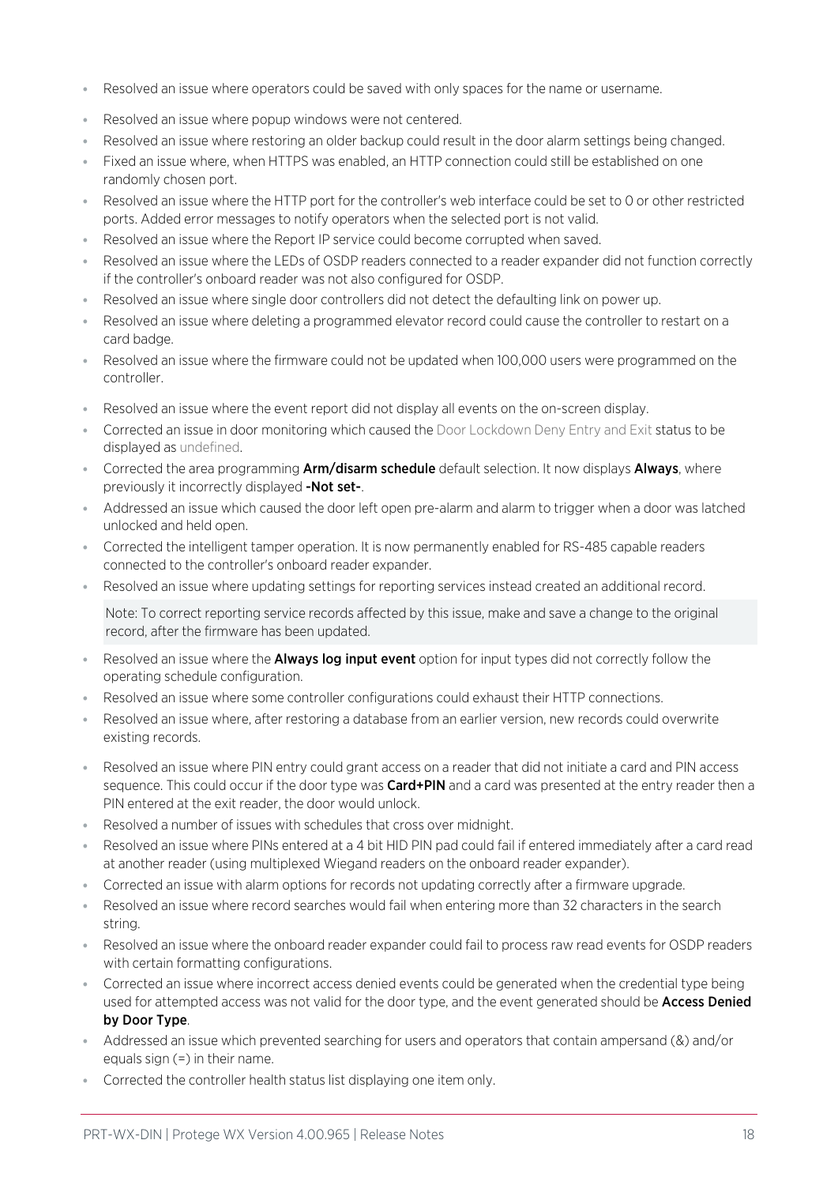- Resolved an issue where operators could be saved with only spaces for the name or username.
- Resolved an issue where popup windows were not centered.
- Resolved an issue where restoring an older backup could result in the door alarm settings being changed.
- Fixed an issue where, when HTTPS was enabled, an HTTP connection could still be established on one randomly chosen port.
- Resolved an issue where the HTTP port for the controller's web interface could be set to 0 or other restricted ports. Added error messages to notify operators when the selected port is not valid.
- Resolved an issue where the Report IP service could become corrupted when saved.
- Resolved an issue where the LEDs of OSDP readers connected to a reader expander did not function correctly if the controller's onboard reader was not also configured for OSDP.
- Resolved an issue where single door controllers did not detect the defaulting link on power up.
- Resolved an issue where deleting a programmed elevator record could cause the controller to restart on a card badge.
- Resolved an issue where the firmware could not be updated when 100,000 users were programmed on the controller.
- Resolved an issue where the event report did not display all events on the on-screen display.
- Corrected an issue in door monitoring which caused the Door Lockdown Deny Entry and Exit status to be displayed as undefined.
- Corrected the area programming **Arm/disarm schedule** default selection. It now displays **Always**, where previously it incorrectly displayed **-Not set-**.
- Addressed an issue which caused the door left open pre-alarm and alarm to trigger when a door was latched unlocked and held open.
- Corrected the intelligent tamper operation. It is now permanently enabled for RS-485 capable readers connected to the controller's onboard reader expander.
- Resolved an issue where updating settings for reporting services instead created an additional record.

  Note: To correct reporting service records affected by this issue, make and save a change to the original record, after the firmware has been updated.

- Resolved an issue where the **Always log input event** option for input types did not correctly follow the operating schedule configuration.
- Resolved an issue where some controller configurations could exhaust their HTTP connections.
- Resolved an issue where, after restoring a database from an earlier version, new records could overwrite existing records.
- Resolved an issue where PIN entry could grant access on a reader that did not initiate a card and PIN access sequence. This could occur if the door type was **Card+PIN** and a card was presented at the entry reader then a PIN entered at the exit reader, the door would unlock.
- Resolved a number of issues with schedules that cross over midnight.
- Resolved an issue where PINs entered at a 4 bit HID PIN pad could fail if entered immediately after a card read at another reader (using multiplexed Wiegand readers on the onboard reader expander).
- Corrected an issue with alarm options for records not updating correctly after a firmware upgrade.
- Resolved an issue where record searches would fail when entering more than 32 characters in the search string.
- Resolved an issue where the onboard reader expander could fail to process raw read events for OSDP readers with certain formatting configurations.
- Corrected an issue where incorrect access denied events could be generated when the credential type being used for attempted access was not valid for the door type, and the event generated should be **Access Denied by Door Type**.
- Addressed an issue which prevented searching for users and operators that contain ampersand (&) and/or equals sign (=) in their name.
- Corrected the controller health status list displaying one item only.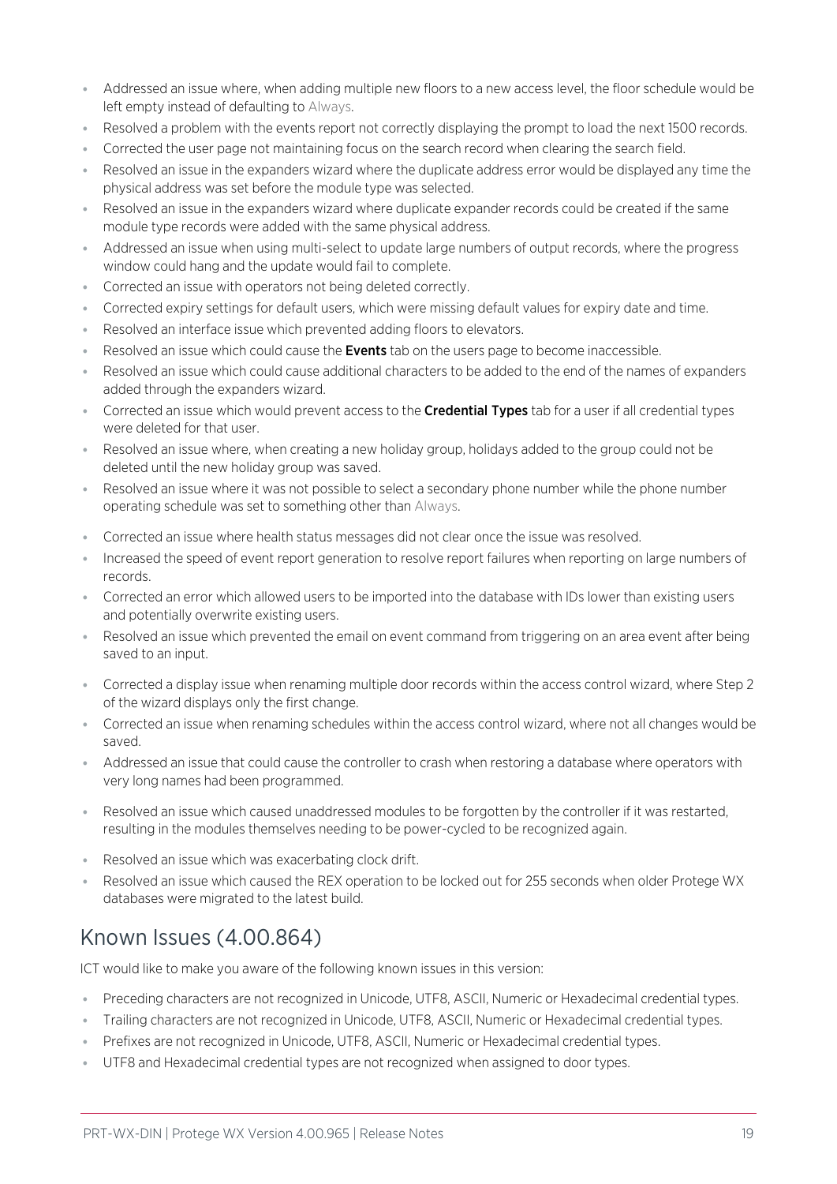- Addressed an issue where, when adding multiple new floors to a new access level, the floor schedule would be left empty instead of defaulting to Always.
- Resolved a problem with the events report not correctly displaying the prompt to load the next 1500 records.
- Corrected the user page not maintaining focus on the search record when clearing the search field.
- Resolved an issue in the expanders wizard where the duplicate address error would be displayed any time the physical address was set before the module type was selected.
- Resolved an issue in the expanders wizard where duplicate expander records could be created if the same module type records were added with the same physical address.
- Addressed an issue when using multi-select to update large numbers of output records, where the progress window could hang and the update would fail to complete.
- Corrected an issue with operators not being deleted correctly.
- Corrected expiry settings for default users, which were missing default values for expiry date and time.
- Resolved an interface issue which prevented adding floors to elevators.
- Resolved an issue which could cause the **Events** tab on the users page to become inaccessible.
- Resolved an issue which could cause additional characters to be added to the end of the names of expanders added through the expanders wizard.
- Corrected an issue which would prevent access to the **Credential Types** tab for a user if all credential types were deleted for that user.
- Resolved an issue where, when creating a new holiday group, holidays added to the group could not be deleted until the new holiday group was saved.
- Resolved an issue where it was not possible to select a secondary phone number while the phone number operating schedule was set to something other than Always.
- Corrected an issue where health status messages did not clear once the issue was resolved.
- Increased the speed of event report generation to resolve report failures when reporting on large numbers of records.
- Corrected an error which allowed users to be imported into the database with IDs lower than existing users and potentially overwrite existing users.
- Resolved an issue which prevented the email on event command from triggering on an area event after being saved to an input.
- Corrected a display issue when renaming multiple door records within the access control wizard, where Step 2 of the wizard displays only the first change.
- Corrected an issue when renaming schedules within the access control wizard, where not all changes would be saved.
- Addressed an issue that could cause the controller to crash when restoring a database where operators with very long names had been programmed.
- Resolved an issue which caused unaddressed modules to be forgotten by the controller if it was restarted, resulting in the modules themselves needing to be power-cycled to be recognized again.
- Resolved an issue which was exacerbating clock drift.
- Resolved an issue which caused the REX operation to be locked out for 255 seconds when older Protege WX databases were migrated to the latest build.

## Known Issues (4.00.864)

ICT would like to make you aware of the following known issues in this version:

- Preceding characters are not recognized in Unicode, UTF8, ASCII, Numeric or Hexadecimal credential types.
- Trailing characters are not recognized in Unicode, UTF8, ASCII, Numeric or Hexadecimal credential types.
- Prefixes are not recognized in Unicode, UTF8, ASCII, Numeric or Hexadecimal credential types.
- UTF8 and Hexadecimal credential types are not recognized when assigned to door types.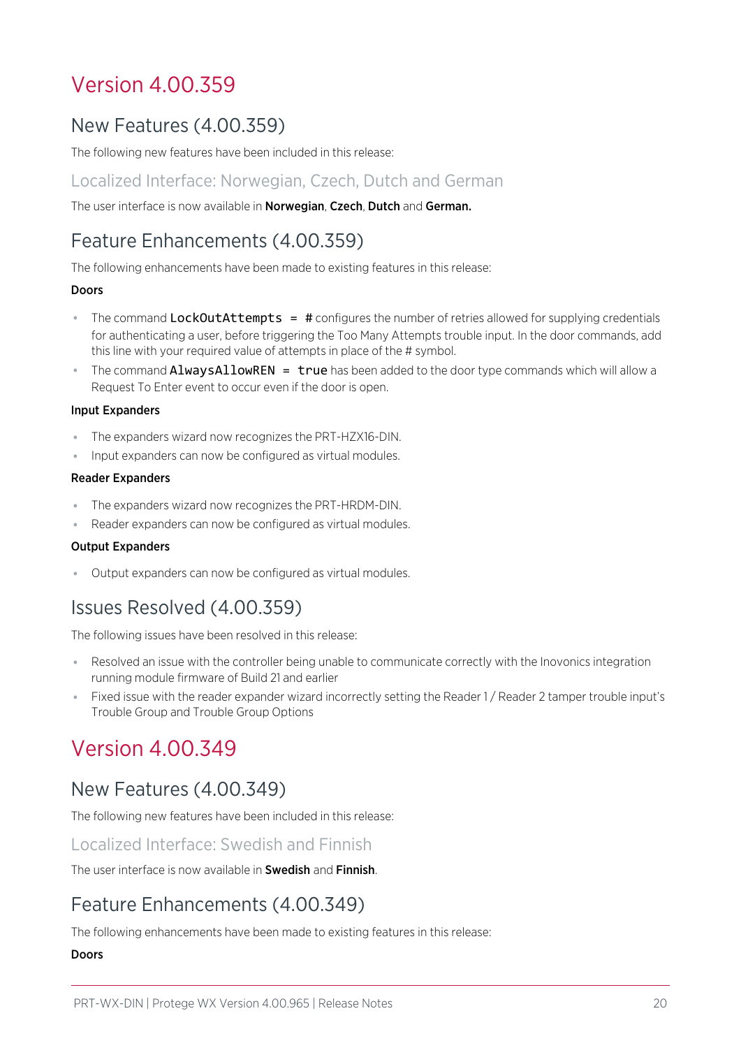# Version 4.00.359

## New Features (4.00.359)

The following new features have been included in this release:

### Localized Interface: Norwegian, Czech, Dutch and German

The user interface is now available in **Norwegian**, **Czech**, **Dutch** and **German.**

## Feature Enhancements (4.00.359)

The following enhancements have been made to existing features in this release:

**Doors**

- The command `LockOutAttempts = #` configures the number of retries allowed for supplying credentials for authenticating a user, before triggering the Too Many Attempts trouble input. In the door commands, add this line with your required value of attempts in place of the # symbol.
- The command `AlwaysAllowREN = true` has been added to the door type commands which will allow a Request To Enter event to occur even if the door is open.

**Input Expanders**

- The expanders wizard now recognizes the PRT-HZX16-DIN.
- Input expanders can now be configured as virtual modules.

**Reader Expanders**

- The expanders wizard now recognizes the PRT-HRDM-DIN.
- Reader expanders can now be configured as virtual modules.

**Output Expanders**

- Output expanders can now be configured as virtual modules.

## Issues Resolved (4.00.359)

The following issues have been resolved in this release:

- Resolved an issue with the controller being unable to communicate correctly with the Inovonics integration running module firmware of Build 21 and earlier
- Fixed issue with the reader expander wizard incorrectly setting the Reader 1 / Reader 2 tamper trouble input's Trouble Group and Trouble Group Options

# Version 4.00.349

## New Features (4.00.349)

The following new features have been included in this release:

### Localized Interface: Swedish and Finnish

The user interface is now available in **Swedish** and **Finnish**.

## Feature Enhancements (4.00.349)

The following enhancements have been made to existing features in this release:

**Doors**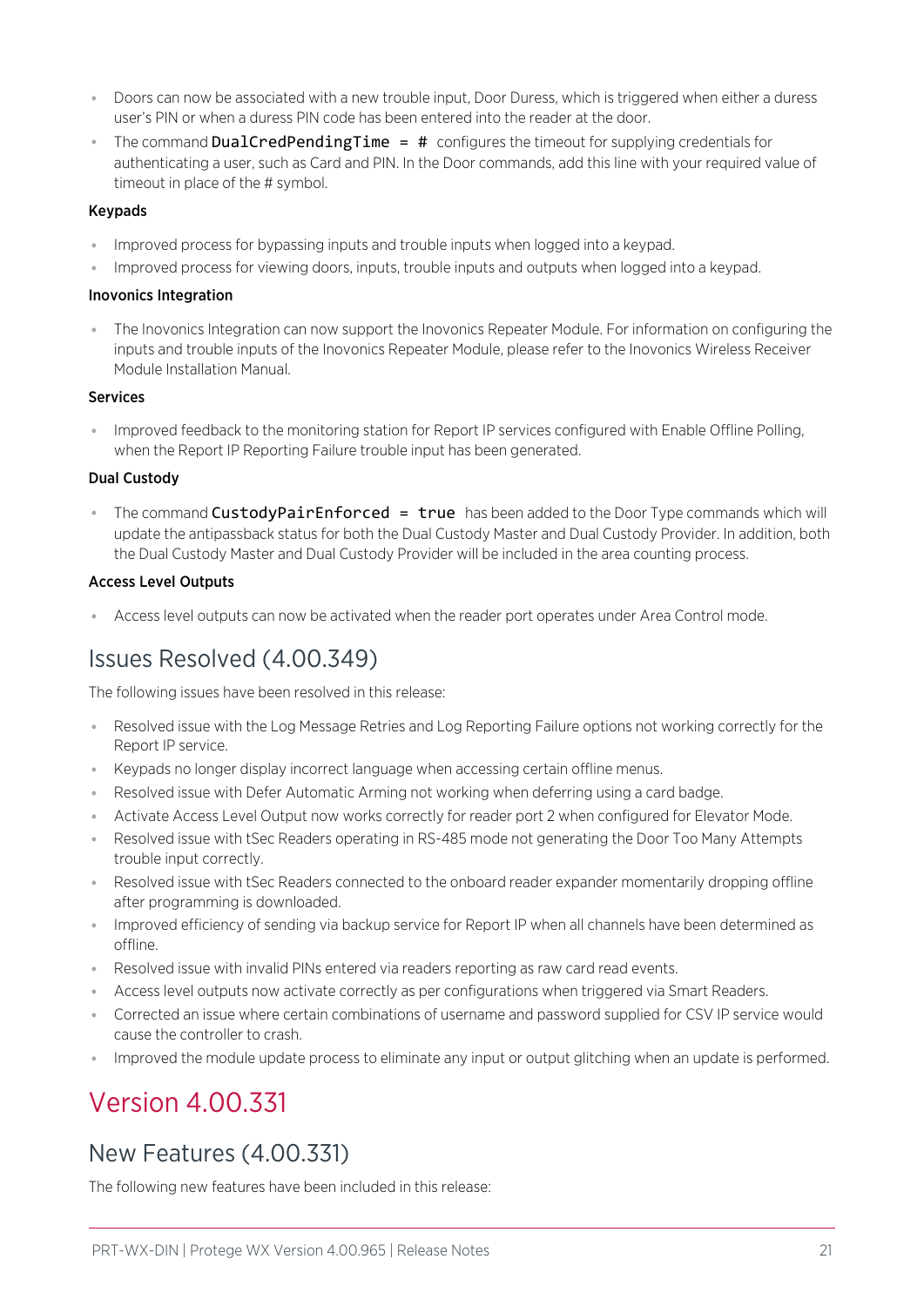- Doors can now be associated with a new trouble input, Door Duress, which is triggered when either a duress user's PIN or when a duress PIN code has been entered into the reader at the door.
- The command `DualCredPendingTime = #` configures the timeout for supplying credentials for authenticating a user, such as Card and PIN. In the Door commands, add this line with your required value of timeout in place of the # symbol.

**Keypads**

- Improved process for bypassing inputs and trouble inputs when logged into a keypad.
- Improved process for viewing doors, inputs, trouble inputs and outputs when logged into a keypad.

**Inovonics Integration**

- The Inovonics Integration can now support the Inovonics Repeater Module. For information on configuring the inputs and trouble inputs of the Inovonics Repeater Module, please refer to the Inovonics Wireless Receiver Module Installation Manual.

**Services**

- Improved feedback to the monitoring station for Report IP services configured with Enable Offline Polling, when the Report IP Reporting Failure trouble input has been generated.

**Dual Custody**

- The command `CustodyPairEnforced = true` has been added to the Door Type commands which will update the antipassback status for both the Dual Custody Master and Dual Custody Provider. In addition, both the Dual Custody Master and Dual Custody Provider will be included in the area counting process.

**Access Level Outputs**

- Access level outputs can now be activated when the reader port operates under Area Control mode.

## Issues Resolved (4.00.349)

The following issues have been resolved in this release:

- Resolved issue with the Log Message Retries and Log Reporting Failure options not working correctly for the Report IP service.
- Keypads no longer display incorrect language when accessing certain offline menus.
- Resolved issue with Defer Automatic Arming not working when deferring using a card badge.
- Activate Access Level Output now works correctly for reader port 2 when configured for Elevator Mode.
- Resolved issue with tSec Readers operating in RS-485 mode not generating the Door Too Many Attempts trouble input correctly.
- Resolved issue with tSec Readers connected to the onboard reader expander momentarily dropping offline after programming is downloaded.
- Improved efficiency of sending via backup service for Report IP when all channels have been determined as offline.
- Resolved issue with invalid PINs entered via readers reporting as raw card read events.
- Access level outputs now activate correctly as per configurations when triggered via Smart Readers.
- Corrected an issue where certain combinations of username and password supplied for CSV IP service would cause the controller to crash.
- Improved the module update process to eliminate any input or output glitching when an update is performed.

# Version 4.00.331

## New Features (4.00.331)

The following new features have been included in this release: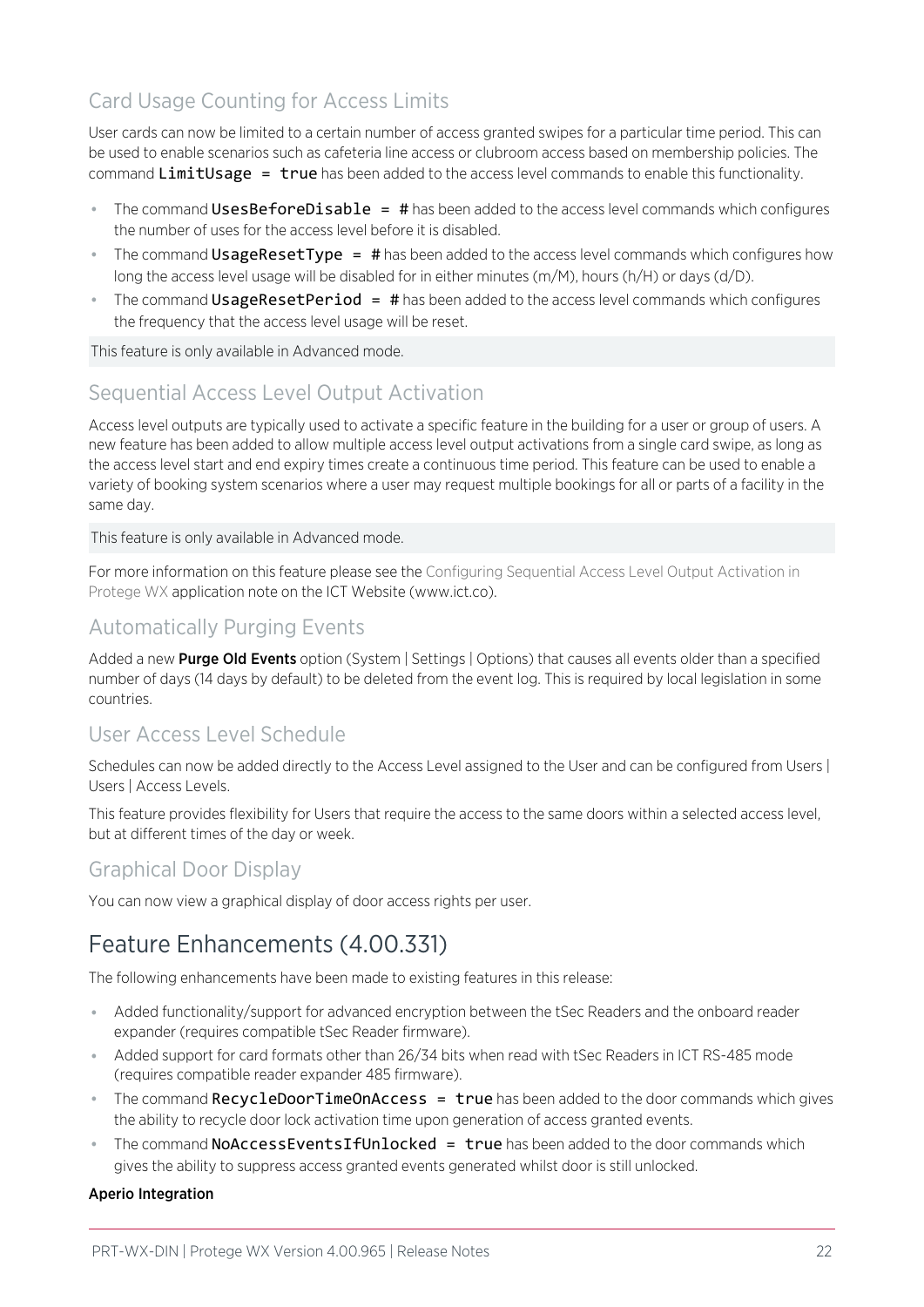### Card Usage Counting for Access Limits

User cards can now be limited to a certain number of access granted swipes for a particular time period. This can be used to enable scenarios such as cafeteria line access or clubroom access based on membership policies. The command `LimitUsage = true` has been added to the access level commands to enable this functionality.

- The command `UsesBeforeDisable = #` has been added to the access level commands which configures the number of uses for the access level before it is disabled.
- The command `UsageResetType = #` has been added to the access level commands which configures how long the access level usage will be disabled for in either minutes (m/M), hours (h/H) or days (d/D).
- The command `UsageResetPeriod = #` has been added to the access level commands which configures the frequency that the access level usage will be reset.

This feature is only available in Advanced mode.

### Sequential Access Level Output Activation

Access level outputs are typically used to activate a specific feature in the building for a user or group of users. A new feature has been added to allow multiple access level output activations from a single card swipe, as long as the access level start and end expiry times create a continuous time period. This feature can be used to enable a variety of booking system scenarios where a user may request multiple bookings for all or parts of a facility in the same day.

This feature is only available in Advanced mode.

For more information on this feature please see the Configuring Sequential Access Level Output Activation in Protege WX application note on the ICT Website (www.ict.co).

### Automatically Purging Events

Added a new **Purge Old Events** option (System | Settings | Options) that causes all events older than a specified number of days (14 days by default) to be deleted from the event log. This is required by local legislation in some countries.

### User Access Level Schedule

Schedules can now be added directly to the Access Level assigned to the User and can be configured from Users | Users | Access Levels.

This feature provides flexibility for Users that require the access to the same doors within a selected access level, but at different times of the day or week.

### Graphical Door Display

You can now view a graphical display of door access rights per user.

## Feature Enhancements (4.00.331)

The following enhancements have been made to existing features in this release:

- Added functionality/support for advanced encryption between the tSec Readers and the onboard reader expander (requires compatible tSec Reader firmware).
- Added support for card formats other than 26/34 bits when read with tSec Readers in ICT RS-485 mode (requires compatible reader expander 485 firmware).
- The command `RecycleDoorTimeOnAccess = true` has been added to the door commands which gives the ability to recycle door lock activation time upon generation of access granted events.
- The command `NoAccessEventsIfUnlocked = true` has been added to the door commands which gives the ability to suppress access granted events generated whilst door is still unlocked.

**Aperio Integration**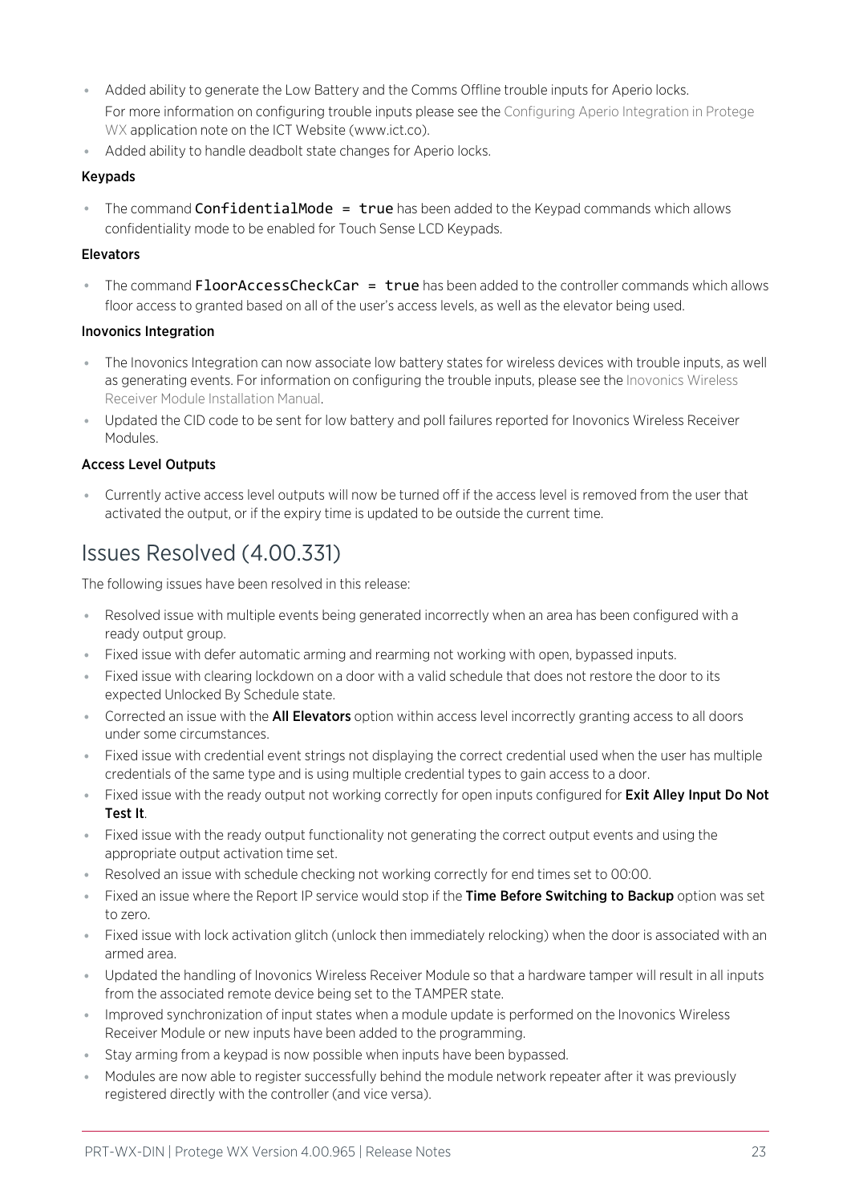- Added ability to generate the Low Battery and the Comms Offline trouble inputs for Aperio locks.

  For more information on configuring trouble inputs please see the Configuring Aperio Integration in Protege WX application note on the ICT Website (www.ict.co).
- Added ability to handle deadbolt state changes for Aperio locks.

### Keypads

- The command `ConfidentialMode = true` has been added to the Keypad commands which allows confidentiality mode to be enabled for Touch Sense LCD Keypads.

### Elevators

- The command `FloorAccessCheckCar = true` has been added to the controller commands which allows floor access to granted based on all of the user's access levels, as well as the elevator being used.

### Inovonics Integration

- The Inovonics Integration can now associate low battery states for wireless devices with trouble inputs, as well as generating events. For information on configuring the trouble inputs, please see the Inovonics Wireless Receiver Module Installation Manual.
- Updated the CID code to be sent for low battery and poll failures reported for Inovonics Wireless Receiver Modules.

### Access Level Outputs

- Currently active access level outputs will now be turned off if the access level is removed from the user that activated the output, or if the expiry time is updated to be outside the current time.

## Issues Resolved (4.00.331)

The following issues have been resolved in this release:

- Resolved issue with multiple events being generated incorrectly when an area has been configured with a ready output group.
- Fixed issue with defer automatic arming and rearming not working with open, bypassed inputs.
- Fixed issue with clearing lockdown on a door with a valid schedule that does not restore the door to its expected Unlocked By Schedule state.
- Corrected an issue with the **All Elevators** option within access level incorrectly granting access to all doors under some circumstances.
- Fixed issue with credential event strings not displaying the correct credential used when the user has multiple credentials of the same type and is using multiple credential types to gain access to a door.
- Fixed issue with the ready output not working correctly for open inputs configured for **Exit Alley Input Do Not Test It**.
- Fixed issue with the ready output functionality not generating the correct output events and using the appropriate output activation time set.
- Resolved an issue with schedule checking not working correctly for end times set to 00:00.
- Fixed an issue where the Report IP service would stop if the **Time Before Switching to Backup** option was set to zero.
- Fixed issue with lock activation glitch (unlock then immediately relocking) when the door is associated with an armed area.
- Updated the handling of Inovonics Wireless Receiver Module so that a hardware tamper will result in all inputs from the associated remote device being set to the TAMPER state.
- Improved synchronization of input states when a module update is performed on the Inovonics Wireless Receiver Module or new inputs have been added to the programming.
- Stay arming from a keypad is now possible when inputs have been bypassed.
- Modules are now able to register successfully behind the module network repeater after it was previously registered directly with the controller (and vice versa).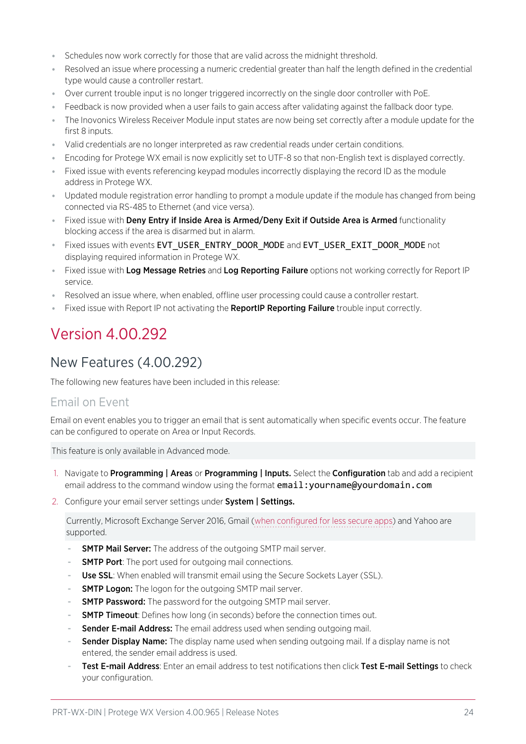- Schedules now work correctly for those that are valid across the midnight threshold.
- Resolved an issue where processing a numeric credential greater than half the length defined in the credential type would cause a controller restart.
- Over current trouble input is no longer triggered incorrectly on the single door controller with PoE.
- Feedback is now provided when a user fails to gain access after validating against the fallback door type.
- The Inovonics Wireless Receiver Module input states are now being set correctly after a module update for the first 8 inputs.
- Valid credentials are no longer interpreted as raw credential reads under certain conditions.
- Encoding for Protege WX email is now explicitly set to UTF-8 so that non-English text is displayed correctly.
- Fixed issue with events referencing keypad modules incorrectly displaying the record ID as the module address in Protege WX.
- Updated module registration error handling to prompt a module update if the module has changed from being connected via RS-485 to Ethernet (and vice versa).
- Fixed issue with **Deny Entry if Inside Area is Armed/Deny Exit if Outside Area is Armed** functionality blocking access if the area is disarmed but in alarm.
- Fixed issues with events `EVT_USER_ENTRY_DOOR_MODE` and `EVT_USER_EXIT_DOOR_MODE` not displaying required information in Protege WX.
- Fixed issue with **Log Message Retries** and **Log Reporting Failure** options not working correctly for Report IP service.
- Resolved an issue where, when enabled, offline user processing could cause a controller restart.
- Fixed issue with Report IP not activating the **ReportIP Reporting Failure** trouble input correctly.

# Version 4.00.292

## New Features (4.00.292)

The following new features have been included in this release:

### Email on Event

Email on event enables you to trigger an email that is sent automatically when specific events occur. The feature can be configured to operate on Area or Input Records.

This feature is only available in Advanced mode.

1. Navigate to **Programming | Areas** or **Programming | Inputs.** Select the **Configuration** tab and add a recipient email address to the command window using the format `email:yourname@yourdomain.com`
2. Configure your email server settings under **System | Settings.**

   Currently, Microsoft Exchange Server 2016, Gmail (when configured for less secure apps) and Yahoo are supported.

   - **SMTP Mail Server:** The address of the outgoing SMTP mail server.
   - **SMTP Port**: The port used for outgoing mail connections.
   - **Use SSL**: When enabled will transmit email using the Secure Sockets Layer (SSL).
   - **SMTP Logon:** The logon for the outgoing SMTP mail server.
   - **SMTP Password:** The password for the outgoing SMTP mail server.
   - **SMTP Timeout**: Defines how long (in seconds) before the connection times out.
   - **Sender E-mail Address:** The email address used when sending outgoing mail.
   - **Sender Display Name:** The display name used when sending outgoing mail. If a display name is not entered, the sender email address is used.
   - **Test E-mail Address**: Enter an email address to test notifications then click **Test E-mail Settings** to check your configuration.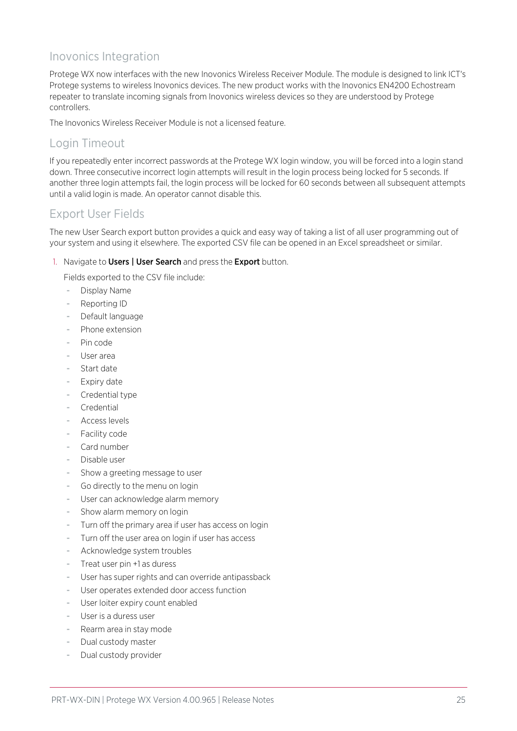## Inovonics Integration

Protege WX now interfaces with the new Inovonics Wireless Receiver Module. The module is designed to link ICT's Protege systems to wireless Inovonics devices. The new product works with the Inovonics EN4200 Echostream repeater to translate incoming signals from Inovonics wireless devices so they are understood by Protege controllers.

The Inovonics Wireless Receiver Module is not a licensed feature.

## Login Timeout

If you repeatedly enter incorrect passwords at the Protege WX login window, you will be forced into a login stand down. Three consecutive incorrect login attempts will result in the login process being locked for 5 seconds. If another three login attempts fail, the login process will be locked for 60 seconds between all subsequent attempts until a valid login is made. An operator cannot disable this.

## Export User Fields

The new User Search export button provides a quick and easy way of taking a list of all user programming out of your system and using it elsewhere. The exported CSV file can be opened in an Excel spreadsheet or similar.

1. Navigate to **Users | User Search** and press the **Export** button.

   Fields exported to the CSV file include:

   - Display Name
   - Reporting ID
   - Default language
   - Phone extension
   - Pin code
   - User area
   - Start date
   - Expiry date
   - Credential type
   - Credential
   - Access levels
   - Facility code
   - Card number
   - Disable user
   - Show a greeting message to user
   - Go directly to the menu on login
   - User can acknowledge alarm memory
   - Show alarm memory on login
   - Turn off the primary area if user has access on login
   - Turn off the user area on login if user has access
   - Acknowledge system troubles
   - Treat user pin +1 as duress
   - User has super rights and can override antipassback
   - User operates extended door access function
   - User loiter expiry count enabled
   - User is a duress user
   - Rearm area in stay mode
   - Dual custody master
   - Dual custody provider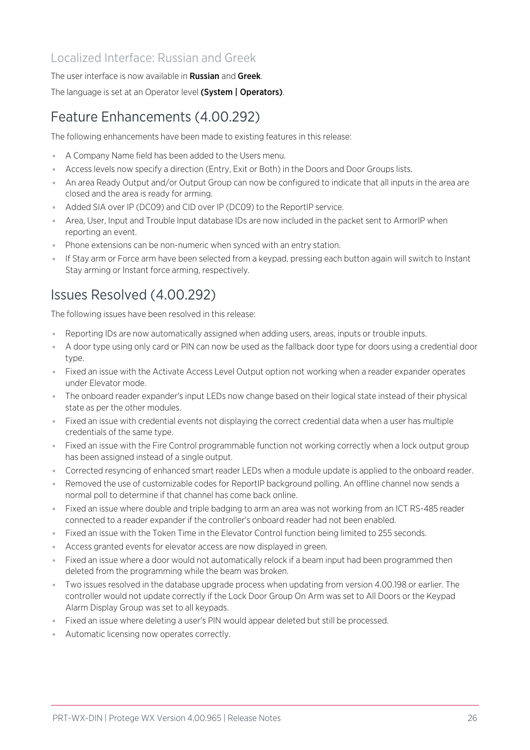### Localized Interface: Russian and Greek

The user interface is now available in **Russian** and **Greek**.

The language is set at an Operator level **(System | Operators)**.

## Feature Enhancements (4.00.292)

The following enhancements have been made to existing features in this release:

- A Company Name field has been added to the Users menu.
- Access levels now specify a direction (Entry, Exit or Both) in the Doors and Door Groups lists.
- An area Ready Output and/or Output Group can now be configured to indicate that all inputs in the area are closed and the area is ready for arming.
- Added SIA over IP (DC09) and CID over IP (DC09) to the ReportIP service.
- Area, User, Input and Trouble Input database IDs are now included in the packet sent to ArmorIP when reporting an event.
- Phone extensions can be non-numeric when synced with an entry station.
- If Stay arm or Force arm have been selected from a keypad, pressing each button again will switch to Instant Stay arming or Instant force arming, respectively.

## Issues Resolved (4.00.292)

The following issues have been resolved in this release:

- Reporting IDs are now automatically assigned when adding users, areas, inputs or trouble inputs.
- A door type using only card or PIN can now be used as the fallback door type for doors using a credential door type.
- Fixed an issue with the Activate Access Level Output option not working when a reader expander operates under Elevator mode.
- The onboard reader expander's input LEDs now change based on their logical state instead of their physical state as per the other modules.
- Fixed an issue with credential events not displaying the correct credential data when a user has multiple credentials of the same type.
- Fixed an issue with the Fire Control programmable function not working correctly when a lock output group has been assigned instead of a single output.
- Corrected resyncing of enhanced smart reader LEDs when a module update is applied to the onboard reader.
- Removed the use of customizable codes for ReportIP background polling. An offline channel now sends a normal poll to determine if that channel has come back online.
- Fixed an issue where double and triple badging to arm an area was not working from an ICT RS-485 reader connected to a reader expander if the controller's onboard reader had not been enabled.
- Fixed an issue with the Token Time in the Elevator Control function being limited to 255 seconds.
- Access granted events for elevator access are now displayed in green.
- Fixed an issue where a door would not automatically relock if a beam input had been programmed then deleted from the programming while the beam was broken.
- Two issues resolved in the database upgrade process when updating from version 4.00.198 or earlier. The controller would not update correctly if the Lock Door Group On Arm was set to All Doors or the Keypad Alarm Display Group was set to all keypads.
- Fixed an issue where deleting a user's PIN would appear deleted but still be processed.
- Automatic licensing now operates correctly.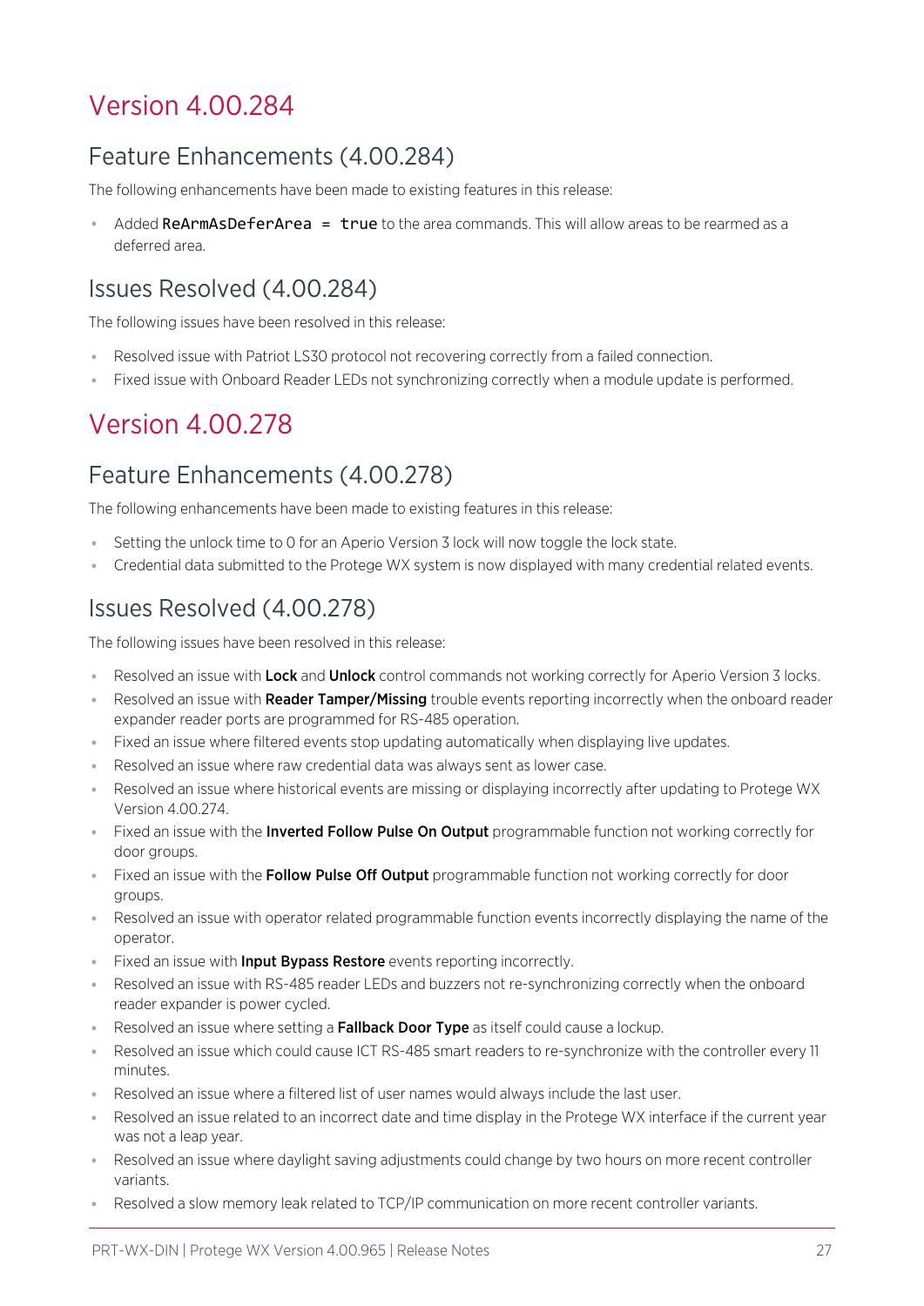# Version 4.00.284

## Feature Enhancements (4.00.284)

The following enhancements have been made to existing features in this release:

- Added `ReArmAsDeferArea = true` to the area commands. This will allow areas to be rearmed as a deferred area.

## Issues Resolved (4.00.284)

The following issues have been resolved in this release:

- Resolved issue with Patriot LS30 protocol not recovering correctly from a failed connection.
- Fixed issue with Onboard Reader LEDs not synchronizing correctly when a module update is performed.

# Version 4.00.278

## Feature Enhancements (4.00.278)

The following enhancements have been made to existing features in this release:

- Setting the unlock time to 0 for an Aperio Version 3 lock will now toggle the lock state.
- Credential data submitted to the Protege WX system is now displayed with many credential related events.

## Issues Resolved (4.00.278)

The following issues have been resolved in this release:

- Resolved an issue with **Lock** and **Unlock** control commands not working correctly for Aperio Version 3 locks.
- Resolved an issue with **Reader Tamper/Missing** trouble events reporting incorrectly when the onboard reader expander reader ports are programmed for RS-485 operation.
- Fixed an issue where filtered events stop updating automatically when displaying live updates.
- Resolved an issue where raw credential data was always sent as lower case.
- Resolved an issue where historical events are missing or displaying incorrectly after updating to Protege WX Version 4.00.274.
- Fixed an issue with the **Inverted Follow Pulse On Output** programmable function not working correctly for door groups.
- Fixed an issue with the **Follow Pulse Off Output** programmable function not working correctly for door groups.
- Resolved an issue with operator related programmable function events incorrectly displaying the name of the operator.
- Fixed an issue with **Input Bypass Restore** events reporting incorrectly.
- Resolved an issue with RS-485 reader LEDs and buzzers not re-synchronizing correctly when the onboard reader expander is power cycled.
- Resolved an issue where setting a **Fallback Door Type** as itself could cause a lockup.
- Resolved an issue which could cause ICT RS-485 smart readers to re-synchronize with the controller every 11 minutes.
- Resolved an issue where a filtered list of user names would always include the last user.
- Resolved an issue related to an incorrect date and time display in the Protege WX interface if the current year was not a leap year.
- Resolved an issue where daylight saving adjustments could change by two hours on more recent controller variants.
- Resolved a slow memory leak related to TCP/IP communication on more recent controller variants.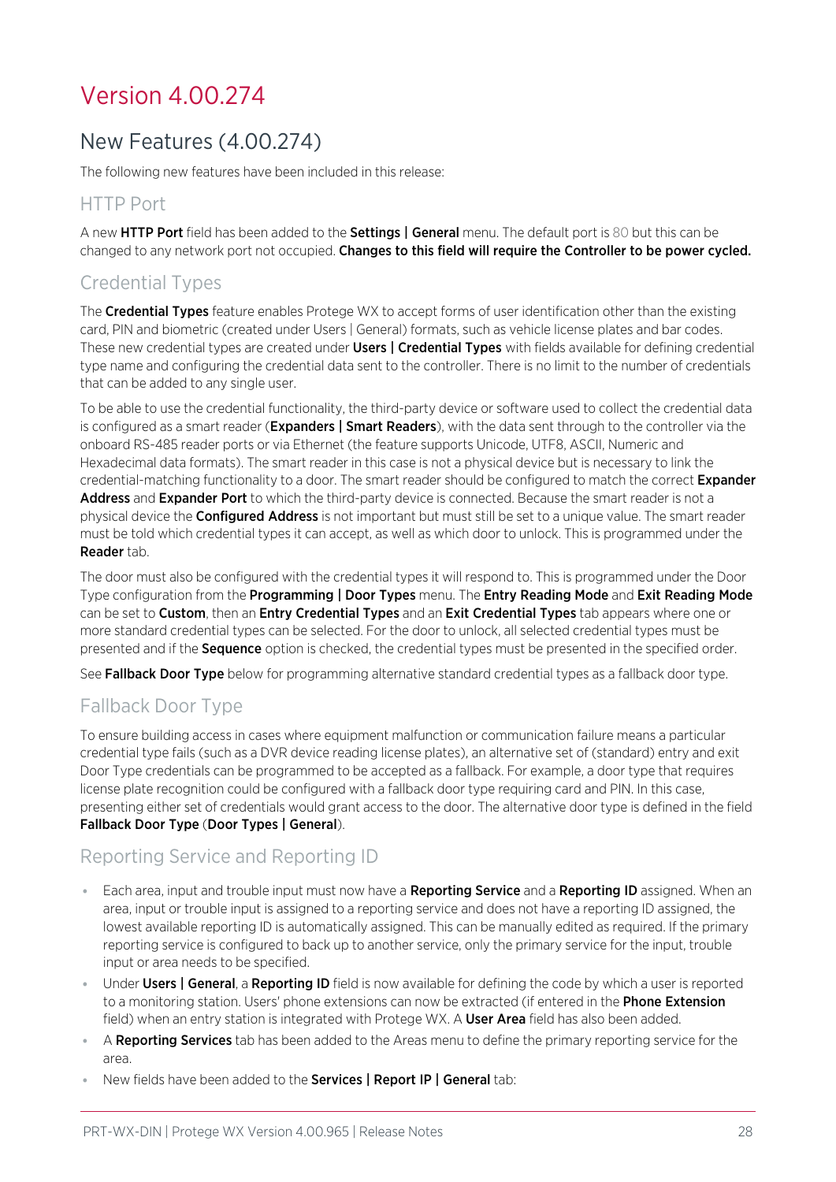# Version 4.00.274

## New Features (4.00.274)

The following new features have been included in this release:

### HTTP Port

A new **HTTP Port** field has been added to the **Settings | General** menu. The default port is 80 but this can be changed to any network port not occupied. **Changes to this field will require the Controller to be power cycled.**

### Credential Types

The **Credential Types** feature enables Protege WX to accept forms of user identification other than the existing card, PIN and biometric (created under Users | General) formats, such as vehicle license plates and bar codes. These new credential types are created under **Users | Credential Types** with fields available for defining credential type name and configuring the credential data sent to the controller. There is no limit to the number of credentials that can be added to any single user.

To be able to use the credential functionality, the third-party device or software used to collect the credential data is configured as a smart reader (**Expanders | Smart Readers**), with the data sent through to the controller via the onboard RS-485 reader ports or via Ethernet (the feature supports Unicode, UTF8, ASCII, Numeric and Hexadecimal data formats). The smart reader in this case is not a physical device but is necessary to link the credential-matching functionality to a door. The smart reader should be configured to match the correct **Expander Address** and **Expander Port** to which the third-party device is connected. Because the smart reader is not a physical device the **Configured Address** is not important but must still be set to a unique value. The smart reader must be told which credential types it can accept, as well as which door to unlock. This is programmed under the **Reader** tab.

The door must also be configured with the credential types it will respond to. This is programmed under the Door Type configuration from the **Programming | Door Types** menu. The **Entry Reading Mode** and **Exit Reading Mode** can be set to **Custom**, then an **Entry Credential Types** and an **Exit Credential Types** tab appears where one or more standard credential types can be selected. For the door to unlock, all selected credential types must be presented and if the **Sequence** option is checked, the credential types must be presented in the specified order.

See **Fallback Door Type** below for programming alternative standard credential types as a fallback door type.

### Fallback Door Type

To ensure building access in cases where equipment malfunction or communication failure means a particular credential type fails (such as a DVR device reading license plates), an alternative set of (standard) entry and exit Door Type credentials can be programmed to be accepted as a fallback. For example, a door type that requires license plate recognition could be configured with a fallback door type requiring card and PIN. In this case, presenting either set of credentials would grant access to the door. The alternative door type is defined in the field **Fallback Door Type** (**Door Types | General**).

### Reporting Service and Reporting ID

- Each area, input and trouble input must now have a **Reporting Service** and a **Reporting ID** assigned. When an area, input or trouble input is assigned to a reporting service and does not have a reporting ID assigned, the lowest available reporting ID is automatically assigned. This can be manually edited as required. If the primary reporting service is configured to back up to another service, only the primary service for the input, trouble input or area needs to be specified.
- Under **Users | General**, a **Reporting ID** field is now available for defining the code by which a user is reported to a monitoring station. Users' phone extensions can now be extracted (if entered in the **Phone Extension** field) when an entry station is integrated with Protege WX. A **User Area** field has also been added.
- A **Reporting Services** tab has been added to the Areas menu to define the primary reporting service for the area.
- New fields have been added to the **Services | Report IP | General** tab: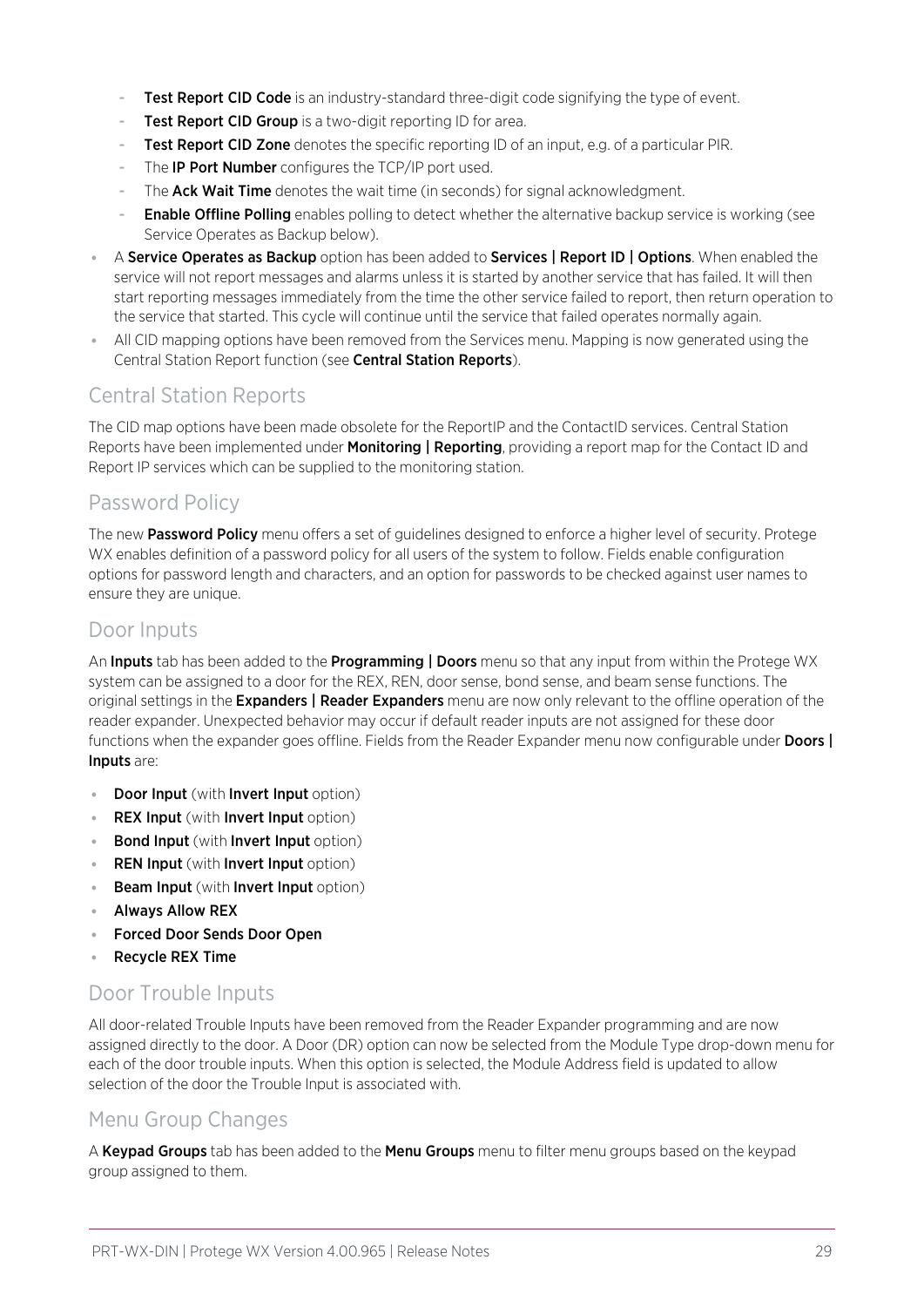- **Test Report CID Code** is an industry-standard three-digit code signifying the type of event.
  - **Test Report CID Group** is a two-digit reporting ID for area.
  - **Test Report CID Zone** denotes the specific reporting ID of an input, e.g. of a particular PIR.
  - The **IP Port Number** configures the TCP/IP port used.
  - The **Ack Wait Time** denotes the wait time (in seconds) for signal acknowledgment.
  - **Enable Offline Polling** enables polling to detect whether the alternative backup service is working (see Service Operates as Backup below).
- A **Service Operates as Backup** option has been added to **Services | Report ID | Options**. When enabled the service will not report messages and alarms unless it is started by another service that has failed. It will then start reporting messages immediately from the time the other service failed to report, then return operation to the service that started. This cycle will continue until the service that failed operates normally again.
- All CID mapping options have been removed from the Services menu. Mapping is now generated using the Central Station Report function (see **Central Station Reports**).

## Central Station Reports

The CID map options have been made obsolete for the ReportIP and the ContactID services. Central Station Reports have been implemented under **Monitoring | Reporting**, providing a report map for the Contact ID and Report IP services which can be supplied to the monitoring station.

## Password Policy

The new **Password Policy** menu offers a set of guidelines designed to enforce a higher level of security. Protege WX enables definition of a password policy for all users of the system to follow. Fields enable configuration options for password length and characters, and an option for passwords to be checked against user names to ensure they are unique.

## Door Inputs

An **Inputs** tab has been added to the **Programming | Doors** menu so that any input from within the Protege WX system can be assigned to a door for the REX, REN, door sense, bond sense, and beam sense functions. The original settings in the **Expanders | Reader Expanders** menu are now only relevant to the offline operation of the reader expander. Unexpected behavior may occur if default reader inputs are not assigned for these door functions when the expander goes offline. Fields from the Reader Expander menu now configurable under **Doors | Inputs** are:

- **Door Input** (with **Invert Input** option)
- **REX Input** (with **Invert Input** option)
- **Bond Input** (with **Invert Input** option)
- **REN Input** (with **Invert Input** option)
- **Beam Input** (with **Invert Input** option)
- **Always Allow REX**
- **Forced Door Sends Door Open**
- **Recycle REX Time**

## Door Trouble Inputs

All door-related Trouble Inputs have been removed from the Reader Expander programming and are now assigned directly to the door. A Door (DR) option can now be selected from the Module Type drop-down menu for each of the door trouble inputs. When this option is selected, the Module Address field is updated to allow selection of the door the Trouble Input is associated with.

## Menu Group Changes

A **Keypad Groups** tab has been added to the **Menu Groups** menu to filter menu groups based on the keypad group assigned to them.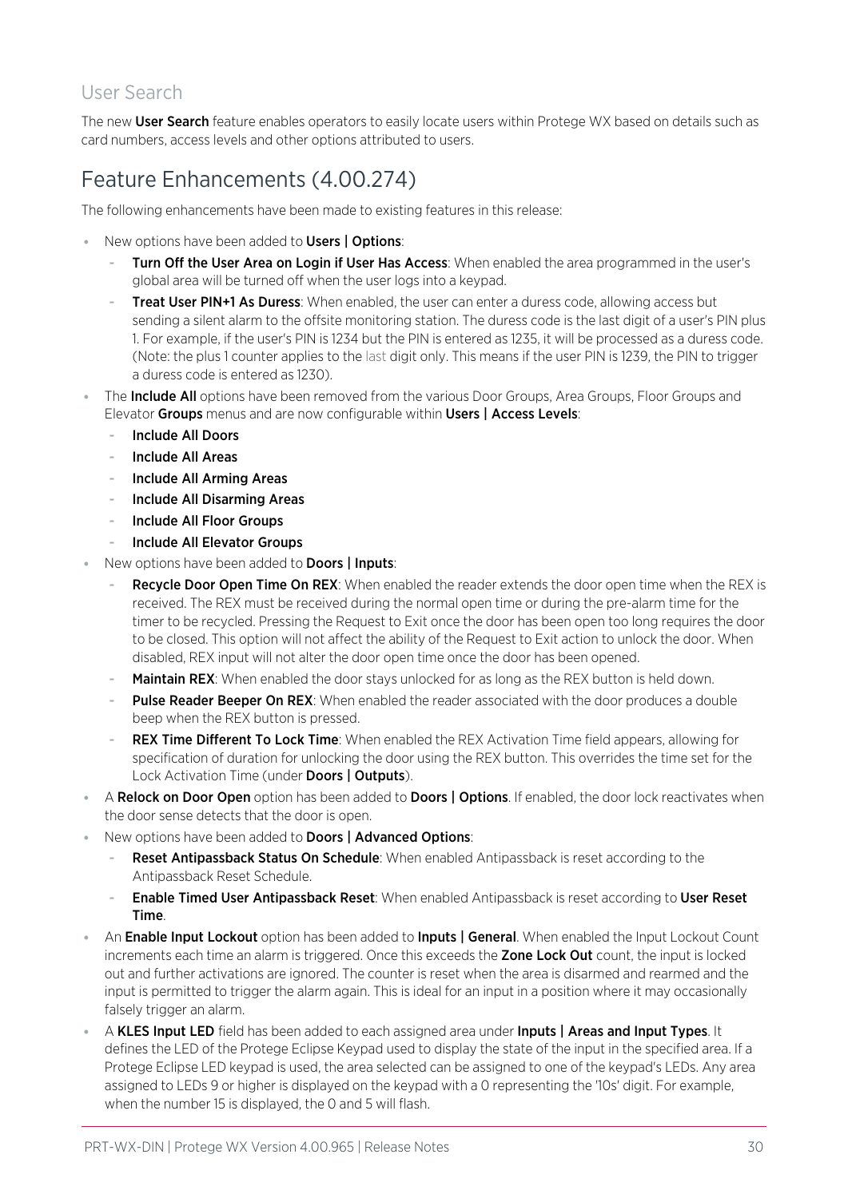## User Search

The new **User Search** feature enables operators to easily locate users within Protege WX based on details such as card numbers, access levels and other options attributed to users.

# Feature Enhancements (4.00.274)

The following enhancements have been made to existing features in this release:

- New options have been added to **Users | Options**:
  - **Turn Off the User Area on Login if User Has Access**: When enabled the area programmed in the user's global area will be turned off when the user logs into a keypad.
  - **Treat User PIN+1 As Duress**: When enabled, the user can enter a duress code, allowing access but sending a silent alarm to the offsite monitoring station. The duress code is the last digit of a user's PIN plus 1. For example, if the user's PIN is 1234 but the PIN is entered as 1235, it will be processed as a duress code. (Note: the plus 1 counter applies to the last digit only. This means if the user PIN is 1239, the PIN to trigger a duress code is entered as 1230).
- The **Include All** options have been removed from the various Door Groups, Area Groups, Floor Groups and Elevator **Groups** menus and are now configurable within **Users | Access Levels**:
  - **Include All Doors**
  - **Include All Areas**
  - **Include All Arming Areas**
  - **Include All Disarming Areas**
  - **Include All Floor Groups**
  - **Include All Elevator Groups**
- New options have been added to **Doors | Inputs**:
  - **Recycle Door Open Time On REX**: When enabled the reader extends the door open time when the REX is received. The REX must be received during the normal open time or during the pre-alarm time for the timer to be recycled. Pressing the Request to Exit once the door has been open too long requires the door to be closed. This option will not affect the ability of the Request to Exit action to unlock the door. When disabled, REX input will not alter the door open time once the door has been opened.
  - **Maintain REX**: When enabled the door stays unlocked for as long as the REX button is held down.
  - **Pulse Reader Beeper On REX**: When enabled the reader associated with the door produces a double beep when the REX button is pressed.
  - **REX Time Different To Lock Time**: When enabled the REX Activation Time field appears, allowing for specification of duration for unlocking the door using the REX button. This overrides the time set for the Lock Activation Time (under **Doors | Outputs**).
- A **Relock on Door Open** option has been added to **Doors | Options**. If enabled, the door lock reactivates when the door sense detects that the door is open.
- New options have been added to **Doors | Advanced Options**:
  - **Reset Antipassback Status On Schedule**: When enabled Antipassback is reset according to the Antipassback Reset Schedule.
  - **Enable Timed User Antipassback Reset**: When enabled Antipassback is reset according to **User Reset Time**.
- An **Enable Input Lockout** option has been added to **Inputs | General**. When enabled the Input Lockout Count increments each time an alarm is triggered. Once this exceeds the **Zone Lock Out** count, the input is locked out and further activations are ignored. The counter is reset when the area is disarmed and rearmed and the input is permitted to trigger the alarm again. This is ideal for an input in a position where it may occasionally falsely trigger an alarm.
- A **KLES Input LED** field has been added to each assigned area under **Inputs | Areas and Input Types**. It defines the LED of the Protege Eclipse Keypad used to display the state of the input in the specified area. If a Protege Eclipse LED keypad is used, the area selected can be assigned to one of the keypad's LEDs. Any area assigned to LEDs 9 or higher is displayed on the keypad with a 0 representing the '10s' digit. For example, when the number 15 is displayed, the 0 and 5 will flash.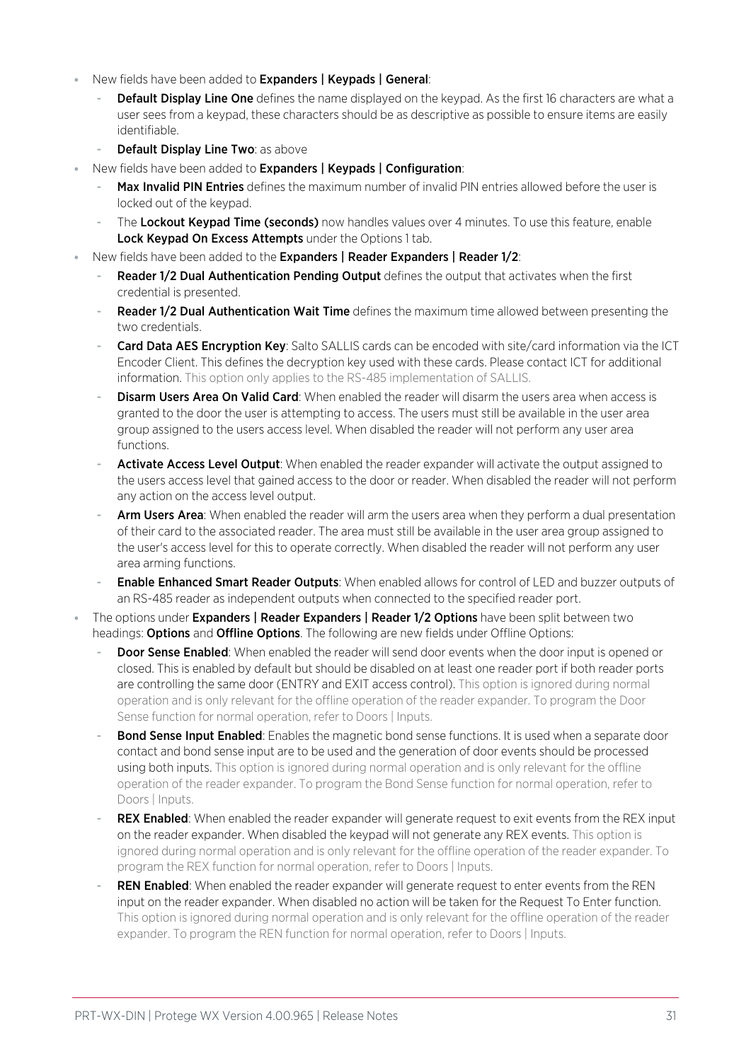- New fields have been added to **Expanders | Keypads | General**:
  - **Default Display Line One** defines the name displayed on the keypad. As the first 16 characters are what a user sees from a keypad, these characters should be as descriptive as possible to ensure items are easily identifiable.
  - **Default Display Line Two**: as above
- New fields have been added to **Expanders | Keypads | Configuration**:
  - **Max Invalid PIN Entries** defines the maximum number of invalid PIN entries allowed before the user is locked out of the keypad.
  - The **Lockout Keypad Time (seconds)** now handles values over 4 minutes. To use this feature, enable **Lock Keypad On Excess Attempts** under the Options 1 tab.
- New fields have been added to the **Expanders | Reader Expanders | Reader 1/2**:
  - **Reader 1/2 Dual Authentication Pending Output** defines the output that activates when the first credential is presented.
  - **Reader 1/2 Dual Authentication Wait Time** defines the maximum time allowed between presenting the two credentials.
  - **Card Data AES Encryption Key**: Salto SALLIS cards can be encoded with site/card information via the ICT Encoder Client. This defines the decryption key used with these cards. Please contact ICT for additional information. This option only applies to the RS-485 implementation of SALLIS.
  - **Disarm Users Area On Valid Card**: When enabled the reader will disarm the users area when access is granted to the door the user is attempting to access. The users must still be available in the user area group assigned to the users access level. When disabled the reader will not perform any user area functions.
  - **Activate Access Level Output**: When enabled the reader expander will activate the output assigned to the users access level that gained access to the door or reader. When disabled the reader will not perform any action on the access level output.
  - **Arm Users Area**: When enabled the reader will arm the users area when they perform a dual presentation of their card to the associated reader. The area must still be available in the user area group assigned to the user's access level for this to operate correctly. When disabled the reader will not perform any user area arming functions.
  - **Enable Enhanced Smart Reader Outputs**: When enabled allows for control of LED and buzzer outputs of an RS-485 reader as independent outputs when connected to the specified reader port.
- The options under **Expanders | Reader Expanders | Reader 1/2 Options** have been split between two headings: **Options** and **Offline Options**. The following are new fields under Offline Options:
  - **Door Sense Enabled**: When enabled the reader will send door events when the door input is opened or closed. This is enabled by default but should be disabled on at least one reader port if both reader ports are controlling the same door (ENTRY and EXIT access control). This option is ignored during normal operation and is only relevant for the offline operation of the reader expander. To program the Door Sense function for normal operation, refer to Doors | Inputs.
  - **Bond Sense Input Enabled**: Enables the magnetic bond sense functions. It is used when a separate door contact and bond sense input are to be used and the generation of door events should be processed using both inputs. This option is ignored during normal operation and is only relevant for the offline operation of the reader expander. To program the Bond Sense function for normal operation, refer to Doors | Inputs.
  - **REX Enabled**: When enabled the reader expander will generate request to exit events from the REX input on the reader expander. When disabled the keypad will not generate any REX events. This option is ignored during normal operation and is only relevant for the offline operation of the reader expander. To program the REX function for normal operation, refer to Doors | Inputs.
  - **REN Enabled**: When enabled the reader expander will generate request to enter events from the REN input on the reader expander. When disabled no action will be taken for the Request To Enter function. This option is ignored during normal operation and is only relevant for the offline operation of the reader expander. To program the REN function for normal operation, refer to Doors | Inputs.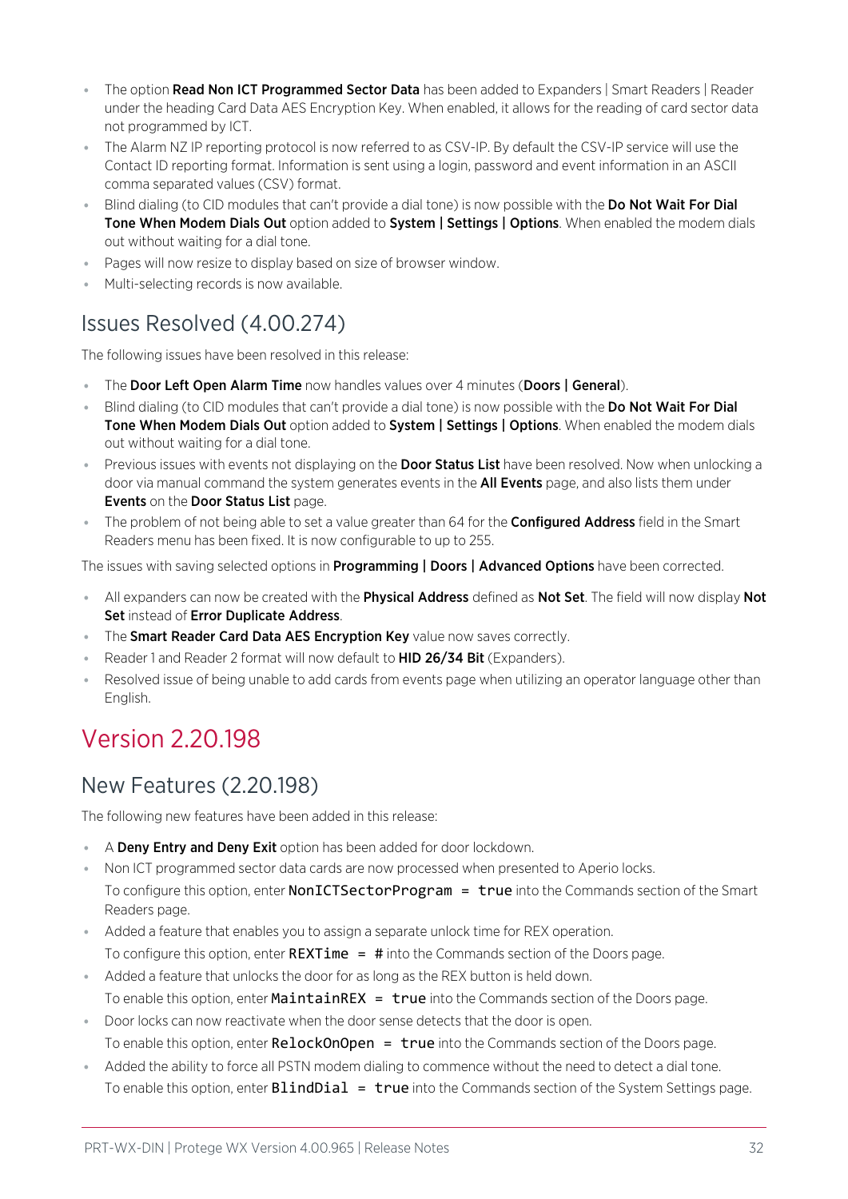- The option **Read Non ICT Programmed Sector Data** has been added to Expanders | Smart Readers | Reader under the heading Card Data AES Encryption Key. When enabled, it allows for the reading of card sector data not programmed by ICT.
- The Alarm NZ IP reporting protocol is now referred to as CSV-IP. By default the CSV-IP service will use the Contact ID reporting format. Information is sent using a login, password and event information in an ASCII comma separated values (CSV) format.
- Blind dialing (to CID modules that can't provide a dial tone) is now possible with the **Do Not Wait For Dial Tone When Modem Dials Out** option added to **System | Settings | Options**. When enabled the modem dials out without waiting for a dial tone.
- Pages will now resize to display based on size of browser window.
- Multi-selecting records is now available.

## Issues Resolved (4.00.274)

The following issues have been resolved in this release:

- The **Door Left Open Alarm Time** now handles values over 4 minutes (**Doors | General**).
- Blind dialing (to CID modules that can't provide a dial tone) is now possible with the **Do Not Wait For Dial Tone When Modem Dials Out** option added to **System | Settings | Options**. When enabled the modem dials out without waiting for a dial tone.
- Previous issues with events not displaying on the **Door Status List** have been resolved. Now when unlocking a door via manual command the system generates events in the **All Events** page, and also lists them under **Events** on the **Door Status List** page.
- The problem of not being able to set a value greater than 64 for the **Configured Address** field in the Smart Readers menu has been fixed. It is now configurable to up to 255.

The issues with saving selected options in **Programming | Doors | Advanced Options** have been corrected.

- All expanders can now be created with the **Physical Address** defined as **Not Set**. The field will now display **Not Set** instead of **Error Duplicate Address**.
- The **Smart Reader Card Data AES Encryption Key** value now saves correctly.
- Reader 1 and Reader 2 format will now default to **HID 26/34 Bit** (Expanders).
- Resolved issue of being unable to add cards from events page when utilizing an operator language other than English.

# Version 2.20.198

## New Features (2.20.198)

The following new features have been added in this release:

- A **Deny Entry and Deny Exit** option has been added for door lockdown.
- Non ICT programmed sector data cards are now processed when presented to Aperio locks.

  To configure this option, enter `NonICTSectorProgram = true` into the Commands section of the Smart Readers page.
- Added a feature that enables you to assign a separate unlock time for REX operation.

  To configure this option, enter `REXTime = #` into the Commands section of the Doors page.
- Added a feature that unlocks the door for as long as the REX button is held down.

  To enable this option, enter `MaintainREX = true` into the Commands section of the Doors page.
- Door locks can now reactivate when the door sense detects that the door is open.

  To enable this option, enter `RelockOnOpen = true` into the Commands section of the Doors page.
- Added the ability to force all PSTN modem dialing to commence without the need to detect a dial tone.

  To enable this option, enter `BlindDial = true` into the Commands section of the System Settings page.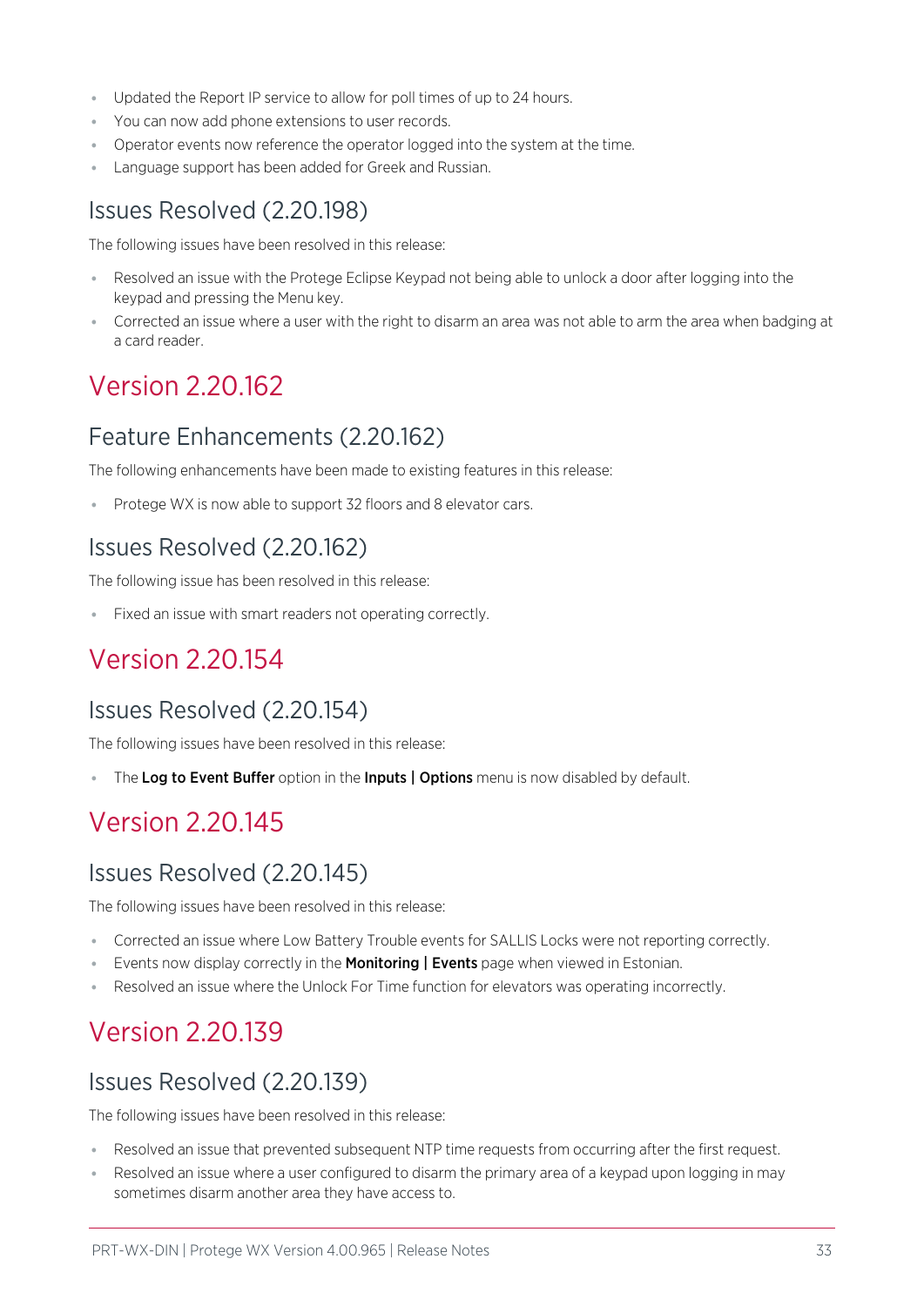- Updated the Report IP service to allow for poll times of up to 24 hours.
- You can now add phone extensions to user records.
- Operator events now reference the operator logged into the system at the time.
- Language support has been added for Greek and Russian.

## Issues Resolved (2.20.198)

The following issues have been resolved in this release:

- Resolved an issue with the Protege Eclipse Keypad not being able to unlock a door after logging into the keypad and pressing the Menu key.
- Corrected an issue where a user with the right to disarm an area was not able to arm the area when badging at a card reader.

# Version 2.20.162

## Feature Enhancements (2.20.162)

The following enhancements have been made to existing features in this release:

- Protege WX is now able to support 32 floors and 8 elevator cars.

## Issues Resolved (2.20.162)

The following issue has been resolved in this release:

- Fixed an issue with smart readers not operating correctly.

# Version 2.20.154

## Issues Resolved (2.20.154)

The following issues have been resolved in this release:

- The **Log to Event Buffer** option in the **Inputs | Options** menu is now disabled by default.

# Version 2.20.145

## Issues Resolved (2.20.145)

The following issues have been resolved in this release:

- Corrected an issue where Low Battery Trouble events for SALLIS Locks were not reporting correctly.
- Events now display correctly in the **Monitoring | Events** page when viewed in Estonian.
- Resolved an issue where the Unlock For Time function for elevators was operating incorrectly.

# Version 2.20.139

## Issues Resolved (2.20.139)

The following issues have been resolved in this release:

- Resolved an issue that prevented subsequent NTP time requests from occurring after the first request.
- Resolved an issue where a user configured to disarm the primary area of a keypad upon logging in may sometimes disarm another area they have access to.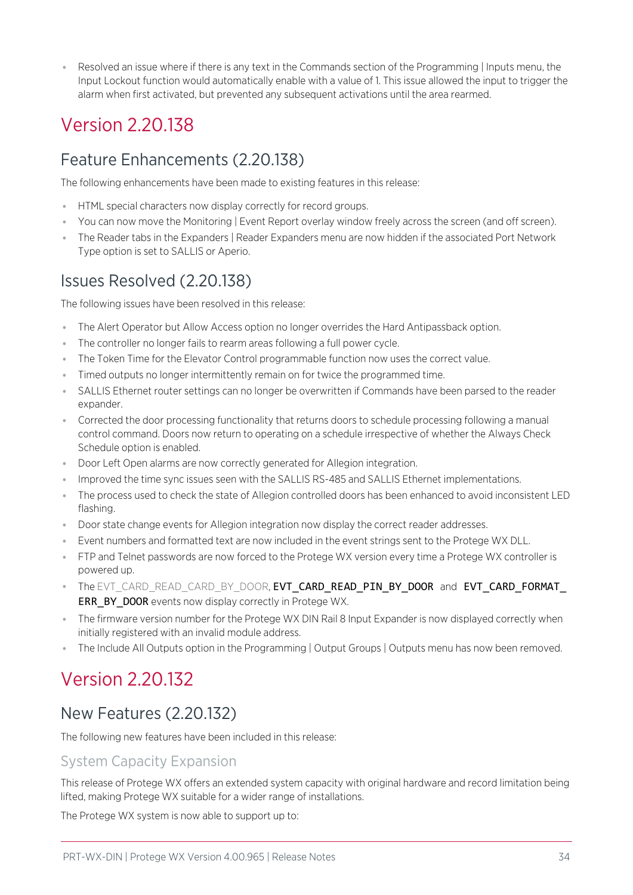- Resolved an issue where if there is any text in the Commands section of the Programming | Inputs menu, the Input Lockout function would automatically enable with a value of 1. This issue allowed the input to trigger the alarm when first activated, but prevented any subsequent activations until the area rearmed.

# Version 2.20.138

## Feature Enhancements (2.20.138)

The following enhancements have been made to existing features in this release:

- HTML special characters now display correctly for record groups.
- You can now move the Monitoring | Event Report overlay window freely across the screen (and off screen).
- The Reader tabs in the Expanders | Reader Expanders menu are now hidden if the associated Port Network Type option is set to SALLIS or Aperio.

## Issues Resolved (2.20.138)

The following issues have been resolved in this release:

- The Alert Operator but Allow Access option no longer overrides the Hard Antipassback option.
- The controller no longer fails to rearm areas following a full power cycle.
- The Token Time for the Elevator Control programmable function now uses the correct value.
- Timed outputs no longer intermittently remain on for twice the programmed time.
- SALLIS Ethernet router settings can no longer be overwritten if Commands have been parsed to the reader expander.
- Corrected the door processing functionality that returns doors to schedule processing following a manual control command. Doors now return to operating on a schedule irrespective of whether the Always Check Schedule option is enabled.
- Door Left Open alarms are now correctly generated for Allegion integration.
- Improved the time sync issues seen with the SALLIS RS-485 and SALLIS Ethernet implementations.
- The process used to check the state of Allegion controlled doors has been enhanced to avoid inconsistent LED flashing.
- Door state change events for Allegion integration now display the correct reader addresses.
- Event numbers and formatted text are now included in the event strings sent to the Protege WX DLL.
- FTP and Telnet passwords are now forced to the Protege WX version every time a Protege WX controller is powered up.
- The EVT_CARD_READ_CARD_BY_DOOR, `EVT_CARD_READ_PIN_BY_DOOR` and `EVT_CARD_FORMAT_ERR_BY_DOOR` events now display correctly in Protege WX.
- The firmware version number for the Protege WX DIN Rail 8 Input Expander is now displayed correctly when initially registered with an invalid module address.
- The Include All Outputs option in the Programming | Output Groups | Outputs menu has now been removed.

# Version 2.20.132

## New Features (2.20.132)

The following new features have been included in this release:

### System Capacity Expansion

This release of Protege WX offers an extended system capacity with original hardware and record limitation being lifted, making Protege WX suitable for a wider range of installations.

The Protege WX system is now able to support up to: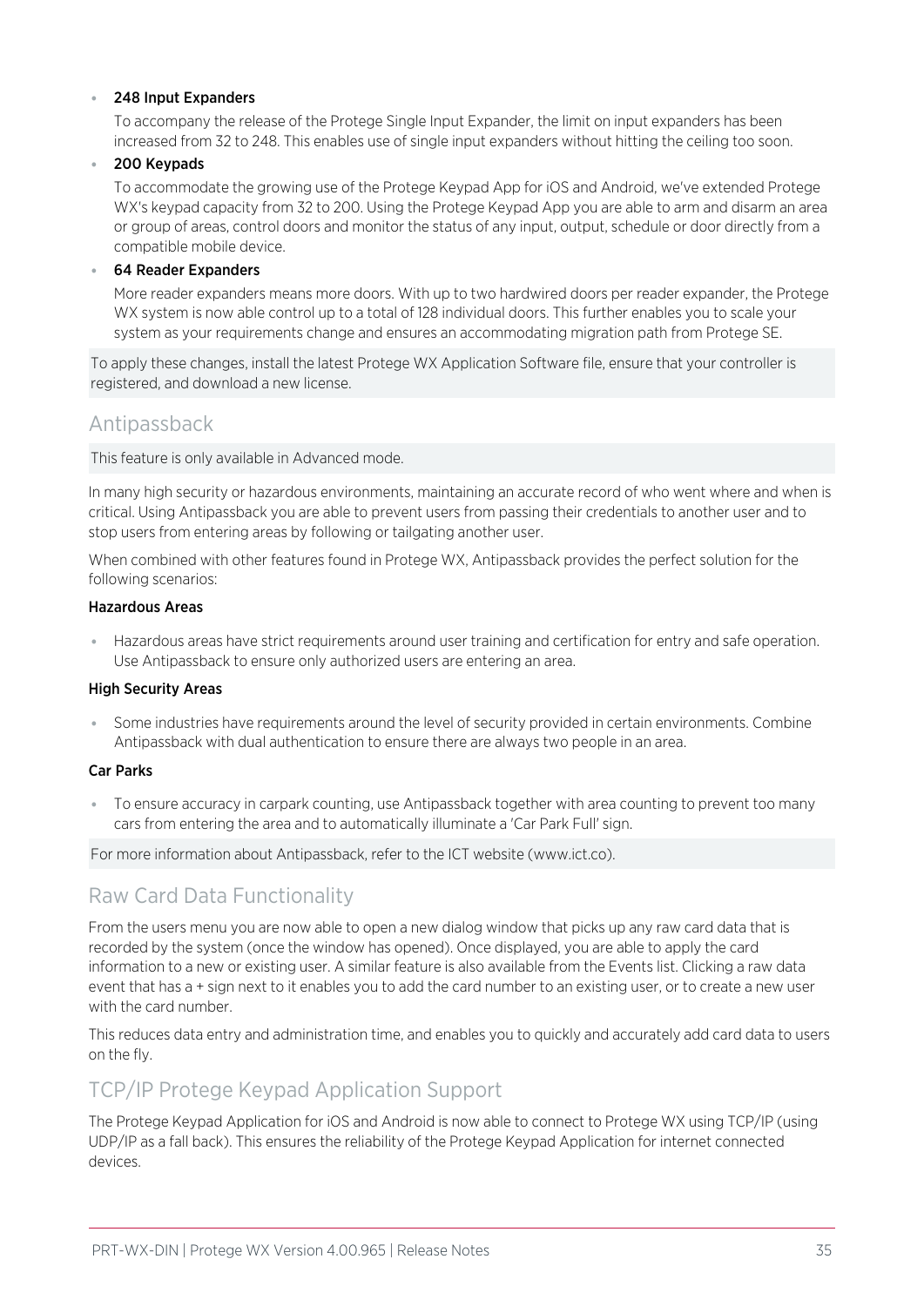- **248 Input Expanders**

  To accompany the release of the Protege Single Input Expander, the limit on input expanders has been increased from 32 to 248. This enables use of single input expanders without hitting the ceiling too soon.

- **200 Keypads**

  To accommodate the growing use of the Protege Keypad App for iOS and Android, we've extended Protege WX's keypad capacity from 32 to 200. Using the Protege Keypad App you are able to arm and disarm an area or group of areas, control doors and monitor the status of any input, output, schedule or door directly from a compatible mobile device.

- **64 Reader Expanders**

  More reader expanders means more doors. With up to two hardwired doors per reader expander, the Protege WX system is now able control up to a total of 128 individual doors. This further enables you to scale your system as your requirements change and ensures an accommodating migration path from Protege SE.

To apply these changes, install the latest Protege WX Application Software file, ensure that your controller is registered, and download a new license.

## Antipassback

This feature is only available in Advanced mode.

In many high security or hazardous environments, maintaining an accurate record of who went where and when is critical. Using Antipassback you are able to prevent users from passing their credentials to another user and to stop users from entering areas by following or tailgating another user.

When combined with other features found in Protege WX, Antipassback provides the perfect solution for the following scenarios:

**Hazardous Areas**

- Hazardous areas have strict requirements around user training and certification for entry and safe operation. Use Antipassback to ensure only authorized users are entering an area.

**High Security Areas**

- Some industries have requirements around the level of security provided in certain environments. Combine Antipassback with dual authentication to ensure there are always two people in an area.

**Car Parks**

- To ensure accuracy in carpark counting, use Antipassback together with area counting to prevent too many cars from entering the area and to automatically illuminate a 'Car Park Full' sign.

For more information about Antipassback, refer to the ICT website (www.ict.co).

## Raw Card Data Functionality

From the users menu you are now able to open a new dialog window that picks up any raw card data that is recorded by the system (once the window has opened). Once displayed, you are able to apply the card information to a new or existing user. A similar feature is also available from the Events list. Clicking a raw data event that has a + sign next to it enables you to add the card number to an existing user, or to create a new user with the card number.

This reduces data entry and administration time, and enables you to quickly and accurately add card data to users on the fly.

## TCP/IP Protege Keypad Application Support

The Protege Keypad Application for iOS and Android is now able to connect to Protege WX using TCP/IP (using UDP/IP as a fall back). This ensures the reliability of the Protege Keypad Application for internet connected devices.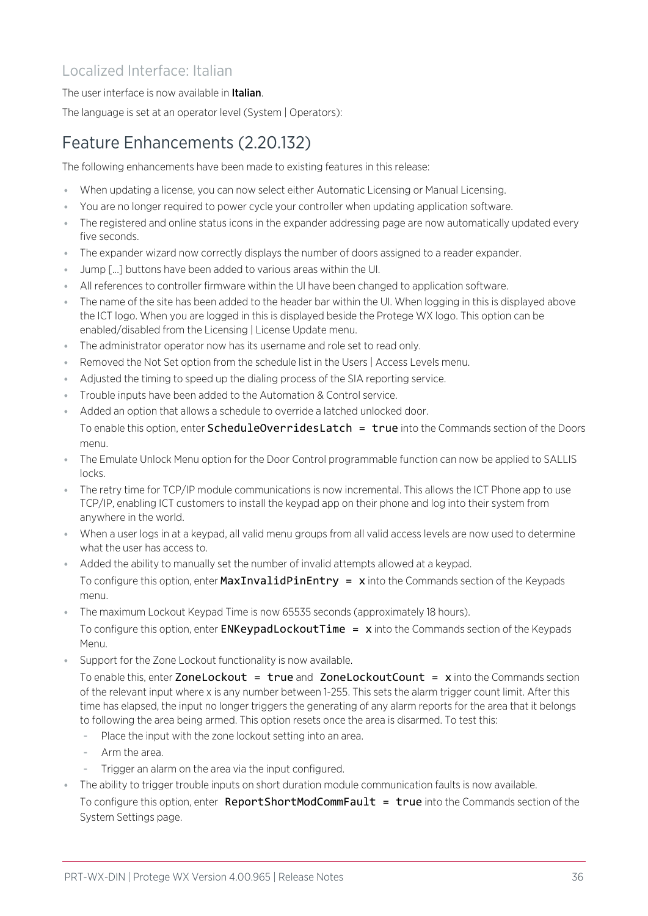## Localized Interface: Italian

The user interface is now available in **Italian**.

The language is set at an operator level (System | Operators):

# Feature Enhancements (2.20.132)

The following enhancements have been made to existing features in this release:

- When updating a license, you can now select either Automatic Licensing or Manual Licensing.
- You are no longer required to power cycle your controller when updating application software.
- The registered and online status icons in the expander addressing page are now automatically updated every five seconds.
- The expander wizard now correctly displays the number of doors assigned to a reader expander.
- Jump [...] buttons have been added to various areas within the UI.
- All references to controller firmware within the UI have been changed to application software.
- The name of the site has been added to the header bar within the UI. When logging in this is displayed above the ICT logo. When you are logged in this is displayed beside the Protege WX logo. This option can be enabled/disabled from the Licensing | License Update menu.
- The administrator operator now has its username and role set to read only.
- Removed the Not Set option from the schedule list in the Users | Access Levels menu.
- Adjusted the timing to speed up the dialing process of the SIA reporting service.
- Trouble inputs have been added to the Automation & Control service.
- Added an option that allows a schedule to override a latched unlocked door.

  To enable this option, enter `ScheduleOverridesLatch = true` into the Commands section of the Doors menu.
- The Emulate Unlock Menu option for the Door Control programmable function can now be applied to SALLIS locks.
- The retry time for TCP/IP module communications is now incremental. This allows the ICT Phone app to use TCP/IP, enabling ICT customers to install the keypad app on their phone and log into their system from anywhere in the world.
- When a user logs in at a keypad, all valid menu groups from all valid access levels are now used to determine what the user has access to.
- Added the ability to manually set the number of invalid attempts allowed at a keypad.

  To configure this option, enter `MaxInvalidPinEntry = x` into the Commands section of the Keypads menu.
- The maximum Lockout Keypad Time is now 65535 seconds (approximately 18 hours).

  To configure this option, enter `ENKeypadLockoutTime = x` into the Commands section of the Keypads Menu.
- Support for the Zone Lockout functionality is now available.

  To enable this, enter `ZoneLockout = true` and `ZoneLockoutCount = x` into the Commands section of the relevant input where x is any number between 1-255. This sets the alarm trigger count limit. After this time has elapsed, the input no longer triggers the generating of any alarm reports for the area that it belongs to following the area being armed. This option resets once the area is disarmed. To test this:
  - Place the input with the zone lockout setting into an area.
  - Arm the area.
  - Trigger an alarm on the area via the input configured.
- The ability to trigger trouble inputs on short duration module communication faults is now available.

  To configure this option, enter `ReportShortModCommFault = true` into the Commands section of the System Settings page.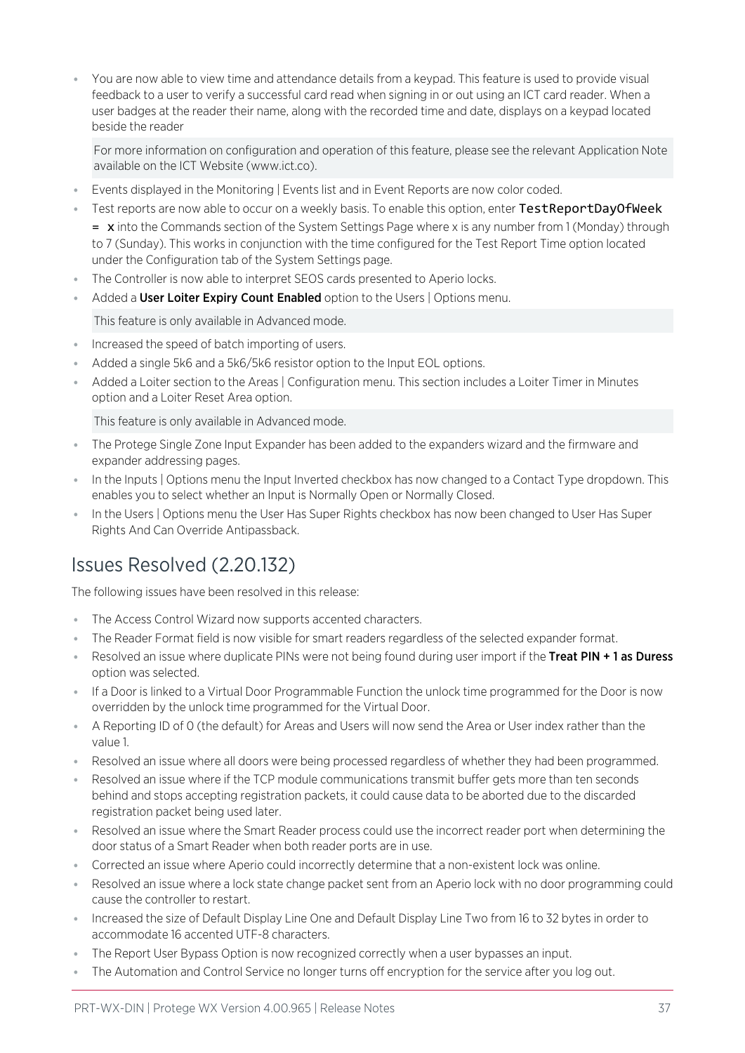- You are now able to view time and attendance details from a keypad. This feature is used to provide visual feedback to a user to verify a successful card read when signing in or out using an ICT card reader. When a user badges at the reader their name, along with the recorded time and date, displays on a keypad located beside the reader

  For more information on configuration and operation of this feature, please see the relevant Application Note available on the ICT Website (www.ict.co).

- Events displayed in the Monitoring | Events list and in Event Reports are now color coded.
- Test reports are now able to occur on a weekly basis. To enable this option, enter `TestReportDayOfWeek = x` into the Commands section of the System Settings Page where x is any number from 1 (Monday) through to 7 (Sunday). This works in conjunction with the time configured for the Test Report Time option located under the Configuration tab of the System Settings page.
- The Controller is now able to interpret SEOS cards presented to Aperio locks.
- Added a **User Loiter Expiry Count Enabled** option to the Users | Options menu.

  This feature is only available in Advanced mode.

- Increased the speed of batch importing of users.
- Added a single 5k6 and a 5k6/5k6 resistor option to the Input EOL options.
- Added a Loiter section to the Areas | Configuration menu. This section includes a Loiter Timer in Minutes option and a Loiter Reset Area option.

  This feature is only available in Advanced mode.

- The Protege Single Zone Input Expander has been added to the expanders wizard and the firmware and expander addressing pages.
- In the Inputs | Options menu the Input Inverted checkbox has now changed to a Contact Type dropdown. This enables you to select whether an Input is Normally Open or Normally Closed.
- In the Users | Options menu the User Has Super Rights checkbox has now been changed to User Has Super Rights And Can Override Antipassback.

## Issues Resolved (2.20.132)

The following issues have been resolved in this release:

- The Access Control Wizard now supports accented characters.
- The Reader Format field is now visible for smart readers regardless of the selected expander format.
- Resolved an issue where duplicate PINs were not being found during user import if the **Treat PIN + 1 as Duress** option was selected.
- If a Door is linked to a Virtual Door Programmable Function the unlock time programmed for the Door is now overridden by the unlock time programmed for the Virtual Door.
- A Reporting ID of 0 (the default) for Areas and Users will now send the Area or User index rather than the value 1.
- Resolved an issue where all doors were being processed regardless of whether they had been programmed.
- Resolved an issue where if the TCP module communications transmit buffer gets more than ten seconds behind and stops accepting registration packets, it could cause data to be aborted due to the discarded registration packet being used later.
- Resolved an issue where the Smart Reader process could use the incorrect reader port when determining the door status of a Smart Reader when both reader ports are in use.
- Corrected an issue where Aperio could incorrectly determine that a non-existent lock was online.
- Resolved an issue where a lock state change packet sent from an Aperio lock with no door programming could cause the controller to restart.
- Increased the size of Default Display Line One and Default Display Line Two from 16 to 32 bytes in order to accommodate 16 accented UTF-8 characters.
- The Report User Bypass Option is now recognized correctly when a user bypasses an input.
- The Automation and Control Service no longer turns off encryption for the service after you log out.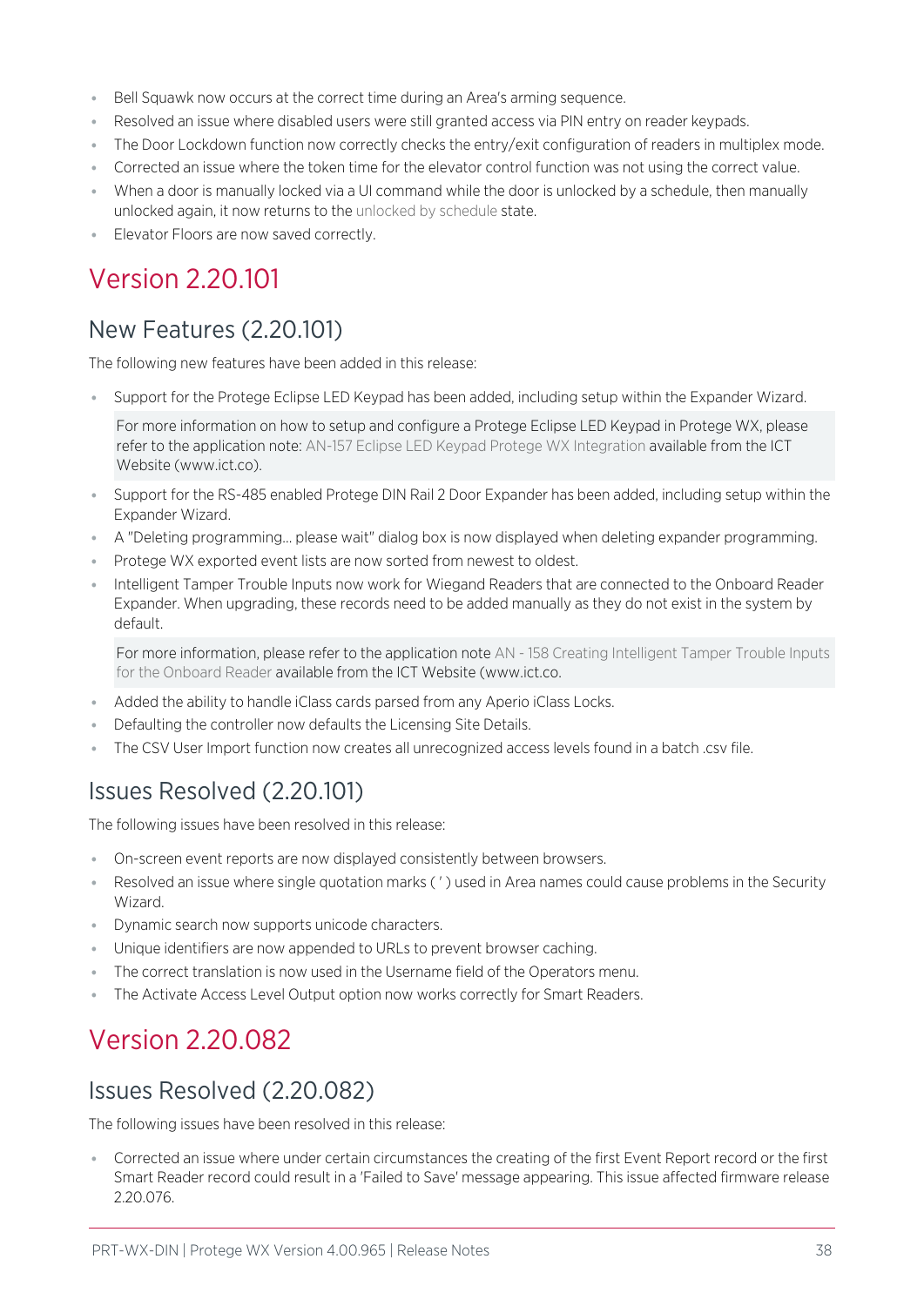- Bell Squawk now occurs at the correct time during an Area's arming sequence.
- Resolved an issue where disabled users were still granted access via PIN entry on reader keypads.
- The Door Lockdown function now correctly checks the entry/exit configuration of readers in multiplex mode.
- Corrected an issue where the token time for the elevator control function was not using the correct value.
- When a door is manually locked via a UI command while the door is unlocked by a schedule, then manually unlocked again, it now returns to the unlocked by schedule state.
- Elevator Floors are now saved correctly.

# Version 2.20.101

## New Features (2.20.101)

The following new features have been added in this release:

- Support for the Protege Eclipse LED Keypad has been added, including setup within the Expander Wizard.

  For more information on how to setup and configure a Protege Eclipse LED Keypad in Protege WX, please refer to the application note: AN-157 Eclipse LED Keypad Protege WX Integration available from the ICT Website (www.ict.co).

- Support for the RS-485 enabled Protege DIN Rail 2 Door Expander has been added, including setup within the Expander Wizard.
- A "Deleting programming... please wait" dialog box is now displayed when deleting expander programming.
- Protege WX exported event lists are now sorted from newest to oldest.
- Intelligent Tamper Trouble Inputs now work for Wiegand Readers that are connected to the Onboard Reader Expander. When upgrading, these records need to be added manually as they do not exist in the system by default.

  For more information, please refer to the application note AN - 158 Creating Intelligent Tamper Trouble Inputs for the Onboard Reader available from the ICT Website (www.ict.co.

- Added the ability to handle iClass cards parsed from any Aperio iClass Locks.
- Defaulting the controller now defaults the Licensing Site Details.
- The CSV User Import function now creates all unrecognized access levels found in a batch .csv file.

## Issues Resolved (2.20.101)

The following issues have been resolved in this release:

- On-screen event reports are now displayed consistently between browsers.
- Resolved an issue where single quotation marks ( ' ) used in Area names could cause problems in the Security Wizard.
- Dynamic search now supports unicode characters.
- Unique identifiers are now appended to URLs to prevent browser caching.
- The correct translation is now used in the Username field of the Operators menu.
- The Activate Access Level Output option now works correctly for Smart Readers.

# Version 2.20.082

## Issues Resolved (2.20.082)

The following issues have been resolved in this release:

- Corrected an issue where under certain circumstances the creating of the first Event Report record or the first Smart Reader record could result in a 'Failed to Save' message appearing. This issue affected firmware release 2.20.076.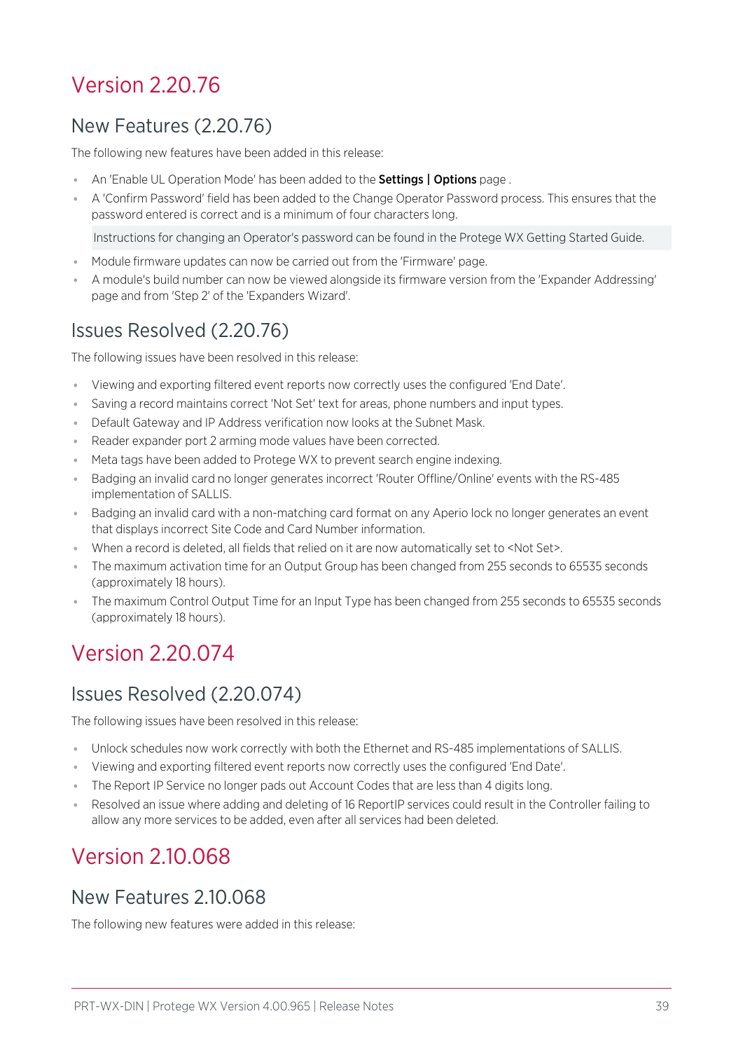# Version 2.20.76

## New Features (2.20.76)

The following new features have been added in this release:

- An 'Enable UL Operation Mode' has been added to the **Settings | Options** page .
- A 'Confirm Password' field has been added to the Change Operator Password process. This ensures that the password entered is correct and is a minimum of four characters long.

  Instructions for changing an Operator's password can be found in the Protege WX Getting Started Guide.

- Module firmware updates can now be carried out from the 'Firmware' page.
- A module's build number can now be viewed alongside its firmware version from the 'Expander Addressing' page and from 'Step 2' of the 'Expanders Wizard'.

## Issues Resolved (2.20.76)

The following issues have been resolved in this release:

- Viewing and exporting filtered event reports now correctly uses the configured 'End Date'.
- Saving a record maintains correct 'Not Set' text for areas, phone numbers and input types.
- Default Gateway and IP Address verification now looks at the Subnet Mask.
- Reader expander port 2 arming mode values have been corrected.
- Meta tags have been added to Protege WX to prevent search engine indexing.
- Badging an invalid card no longer generates incorrect 'Router Offline/Online' events with the RS-485 implementation of SALLIS.
- Badging an invalid card with a non-matching card format on any Aperio lock no longer generates an event that displays incorrect Site Code and Card Number information.
- When a record is deleted, all fields that relied on it are now automatically set to <Not Set>.
- The maximum activation time for an Output Group has been changed from 255 seconds to 65535 seconds (approximately 18 hours).
- The maximum Control Output Time for an Input Type has been changed from 255 seconds to 65535 seconds (approximately 18 hours).

# Version 2.20.074

## Issues Resolved (2.20.074)

The following issues have been resolved in this release:

- Unlock schedules now work correctly with both the Ethernet and RS-485 implementations of SALLIS.
- Viewing and exporting filtered event reports now correctly uses the configured 'End Date'.
- The Report IP Service no longer pads out Account Codes that are less than 4 digits long.
- Resolved an issue where adding and deleting of 16 ReportIP services could result in the Controller failing to allow any more services to be added, even after all services had been deleted.

# Version 2.10.068

## New Features 2.10.068

The following new features were added in this release: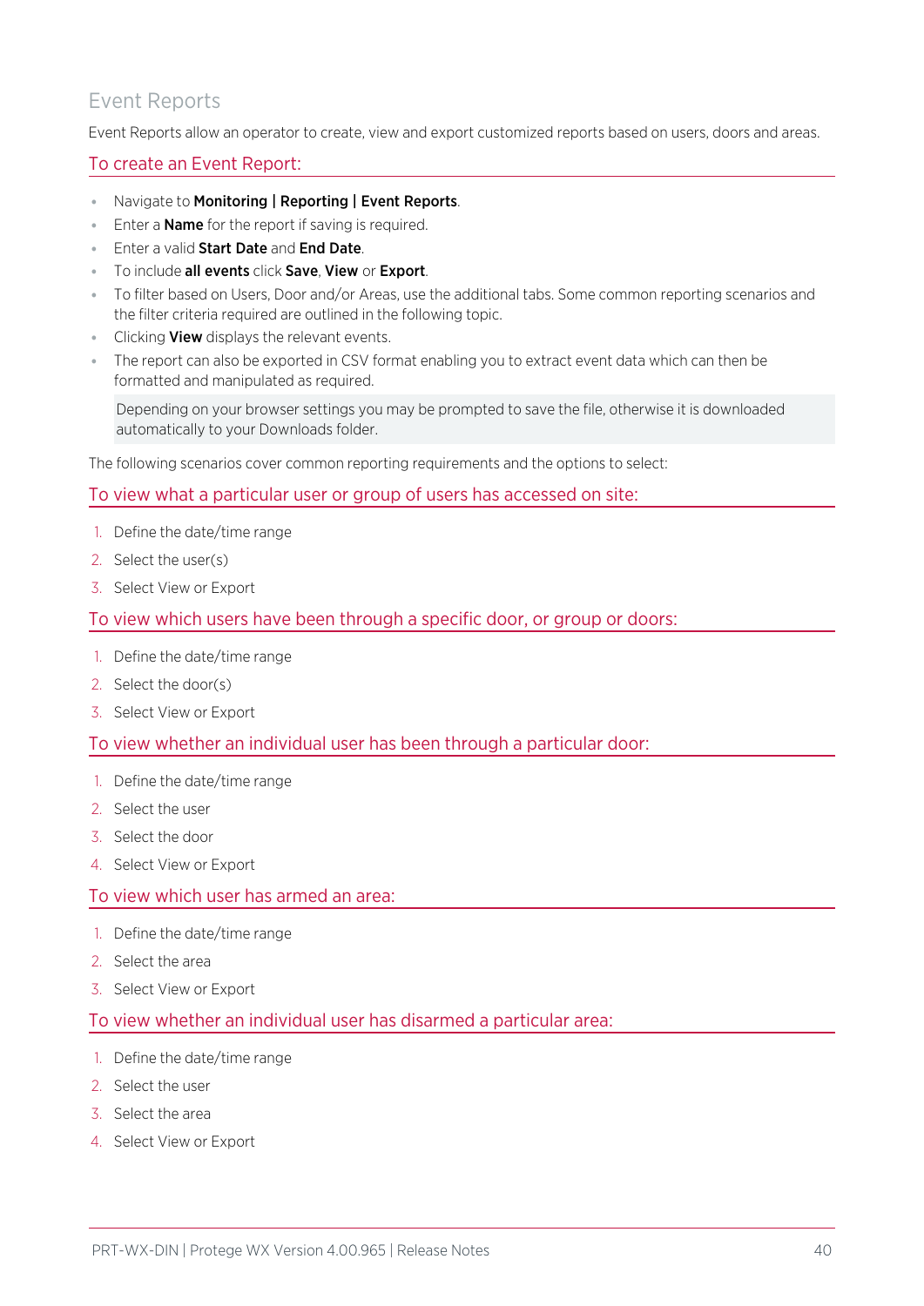## Event Reports

Event Reports allow an operator to create, view and export customized reports based on users, doors and areas.

### To create an Event Report:

- Navigate to **Monitoring | Reporting | Event Reports**.
- Enter a **Name** for the report if saving is required.
- Enter a valid **Start Date** and **End Date**.
- To include **all events** click **Save**, **View** or **Export**.
- To filter based on Users, Door and/or Areas, use the additional tabs. Some common reporting scenarios and the filter criteria required are outlined in the following topic.
- Clicking **View** displays the relevant events.
- The report can also be exported in CSV format enabling you to extract event data which can then be formatted and manipulated as required.

  Depending on your browser settings you may be prompted to save the file, otherwise it is downloaded automatically to your Downloads folder.

The following scenarios cover common reporting requirements and the options to select:

### To view what a particular user or group of users has accessed on site:

1. Define the date/time range
2. Select the user(s)
3. Select View or Export

### To view which users have been through a specific door, or group or doors:

1. Define the date/time range
2. Select the door(s)
3. Select View or Export

### To view whether an individual user has been through a particular door:

1. Define the date/time range
2. Select the user
3. Select the door
4. Select View or Export

### To view which user has armed an area:

1. Define the date/time range
2. Select the area
3. Select View or Export

### To view whether an individual user has disarmed a particular area:

1. Define the date/time range
2. Select the user
3. Select the area
4. Select View or Export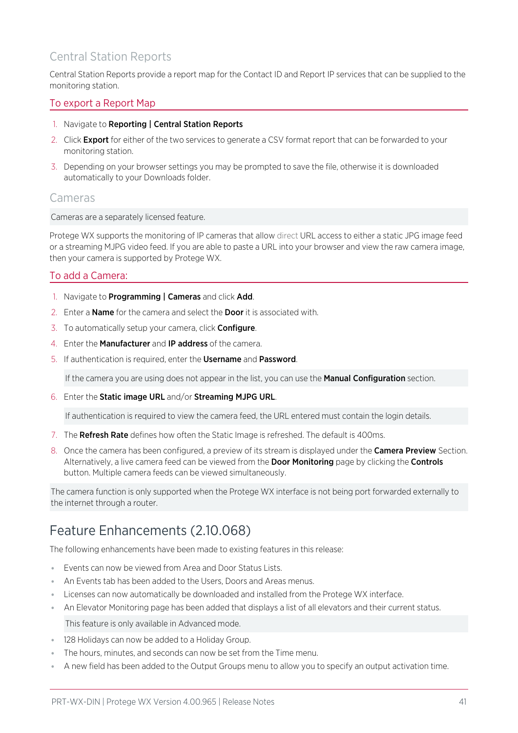## Central Station Reports

Central Station Reports provide a report map for the Contact ID and Report IP services that can be supplied to the monitoring station.

### To export a Report Map

1. Navigate to **Reporting | Central Station Reports**
2. Click **Export** for either of the two services to generate a CSV format report that can be forwarded to your monitoring station.
3. Depending on your browser settings you may be prompted to save the file, otherwise it is downloaded automatically to your Downloads folder.

## Cameras

Cameras are a separately licensed feature.

Protege WX supports the monitoring of IP cameras that allow direct URL access to either a static JPG image feed or a streaming MJPG video feed. If you are able to paste a URL into your browser and view the raw camera image, then your camera is supported by Protege WX.

### To add a Camera:

1. Navigate to **Programming | Cameras** and click **Add**.
2. Enter a **Name** for the camera and select the **Door** it is associated with.
3. To automatically setup your camera, click **Configure**.
4. Enter the **Manufacturer** and **IP address** of the camera.
5. If authentication is required, enter the **Username** and **Password**.

   If the camera you are using does not appear in the list, you can use the **Manual Configuration** section.

6. Enter the **Static image URL** and/or **Streaming MJPG URL**.

   If authentication is required to view the camera feed, the URL entered must contain the login details.

7. The **Refresh Rate** defines how often the Static Image is refreshed. The default is 400ms.
8. Once the camera has been configured, a preview of its stream is displayed under the **Camera Preview** Section. Alternatively, a live camera feed can be viewed from the **Door Monitoring** page by clicking the **Controls** button. Multiple camera feeds can be viewed simultaneously.

The camera function is only supported when the Protege WX interface is not being port forwarded externally to the internet through a router.

# Feature Enhancements (2.10.068)

The following enhancements have been made to existing features in this release:

- Events can now be viewed from Area and Door Status Lists.
- An Events tab has been added to the Users, Doors and Areas menus.
- Licenses can now automatically be downloaded and installed from the Protege WX interface.
- An Elevator Monitoring page has been added that displays a list of all elevators and their current status.

  This feature is only available in Advanced mode.

- 128 Holidays can now be added to a Holiday Group.
- The hours, minutes, and seconds can now be set from the Time menu.
- A new field has been added to the Output Groups menu to allow you to specify an output activation time.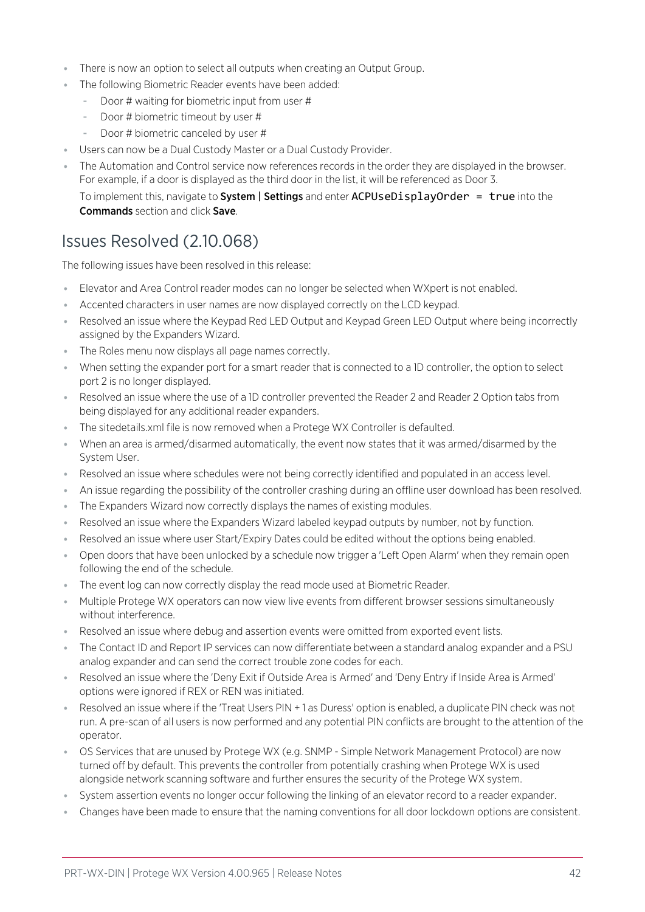- There is now an option to select all outputs when creating an Output Group.
- The following Biometric Reader events have been added:
  - Door # waiting for biometric input from user #
  - Door # biometric timeout by user #
  - Door # biometric canceled by user #
- Users can now be a Dual Custody Master or a Dual Custody Provider.
- The Automation and Control service now references records in the order they are displayed in the browser. For example, if a door is displayed as the third door in the list, it will be referenced as Door 3.

  To implement this, navigate to **System | Settings** and enter `ACPUseDisplayOrder = true` into the **Commands** section and click **Save**.

## Issues Resolved (2.10.068)

The following issues have been resolved in this release:

- Elevator and Area Control reader modes can no longer be selected when WXpert is not enabled.
- Accented characters in user names are now displayed correctly on the LCD keypad.
- Resolved an issue where the Keypad Red LED Output and Keypad Green LED Output where being incorrectly assigned by the Expanders Wizard.
- The Roles menu now displays all page names correctly.
- When setting the expander port for a smart reader that is connected to a 1D controller, the option to select port 2 is no longer displayed.
- Resolved an issue where the use of a 1D controller prevented the Reader 2 and Reader 2 Option tabs from being displayed for any additional reader expanders.
- The sitedetails.xml file is now removed when a Protege WX Controller is defaulted.
- When an area is armed/disarmed automatically, the event now states that it was armed/disarmed by the System User.
- Resolved an issue where schedules were not being correctly identified and populated in an access level.
- An issue regarding the possibility of the controller crashing during an offline user download has been resolved.
- The Expanders Wizard now correctly displays the names of existing modules.
- Resolved an issue where the Expanders Wizard labeled keypad outputs by number, not by function.
- Resolved an issue where user Start/Expiry Dates could be edited without the options being enabled.
- Open doors that have been unlocked by a schedule now trigger a 'Left Open Alarm' when they remain open following the end of the schedule.
- The event log can now correctly display the read mode used at Biometric Reader.
- Multiple Protege WX operators can now view live events from different browser sessions simultaneously without interference.
- Resolved an issue where debug and assertion events were omitted from exported event lists.
- The Contact ID and Report IP services can now differentiate between a standard analog expander and a PSU analog expander and can send the correct trouble zone codes for each.
- Resolved an issue where the 'Deny Exit if Outside Area is Armed' and 'Deny Entry if Inside Area is Armed' options were ignored if REX or REN was initiated.
- Resolved an issue where if the 'Treat Users PIN + 1 as Duress' option is enabled, a duplicate PIN check was not run. A pre-scan of all users is now performed and any potential PIN conflicts are brought to the attention of the operator.
- OS Services that are unused by Protege WX (e.g. SNMP - Simple Network Management Protocol) are now turned off by default. This prevents the controller from potentially crashing when Protege WX is used alongside network scanning software and further ensures the security of the Protege WX system.
- System assertion events no longer occur following the linking of an elevator record to a reader expander.
- Changes have been made to ensure that the naming conventions for all door lockdown options are consistent.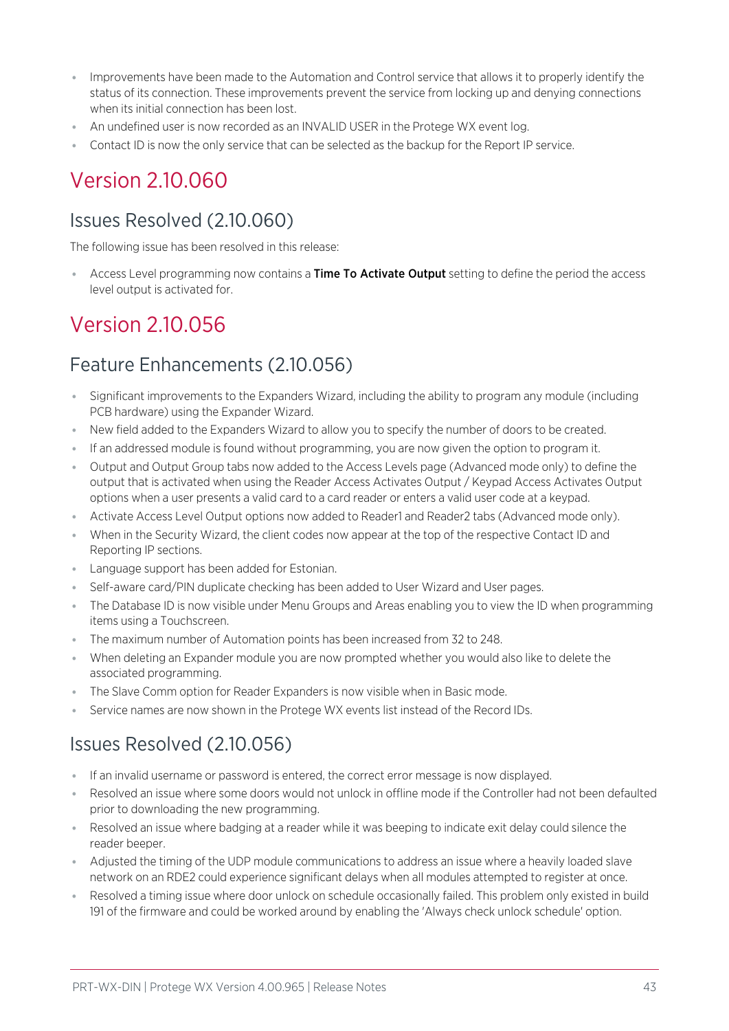- Improvements have been made to the Automation and Control service that allows it to properly identify the status of its connection. These improvements prevent the service from locking up and denying connections when its initial connection has been lost.
- An undefined user is now recorded as an INVALID USER in the Protege WX event log.
- Contact ID is now the only service that can be selected as the backup for the Report IP service.

# Version 2.10.060

## Issues Resolved (2.10.060)

The following issue has been resolved in this release:

- Access Level programming now contains a **Time To Activate Output** setting to define the period the access level output is activated for.

# Version 2.10.056

## Feature Enhancements (2.10.056)

- Significant improvements to the Expanders Wizard, including the ability to program any module (including PCB hardware) using the Expander Wizard.
- New field added to the Expanders Wizard to allow you to specify the number of doors to be created.
- If an addressed module is found without programming, you are now given the option to program it.
- Output and Output Group tabs now added to the Access Levels page (Advanced mode only) to define the output that is activated when using the Reader Access Activates Output / Keypad Access Activates Output options when a user presents a valid card to a card reader or enters a valid user code at a keypad.
- Activate Access Level Output options now added to Reader1 and Reader2 tabs (Advanced mode only).
- When in the Security Wizard, the client codes now appear at the top of the respective Contact ID and Reporting IP sections.
- Language support has been added for Estonian.
- Self-aware card/PIN duplicate checking has been added to User Wizard and User pages.
- The Database ID is now visible under Menu Groups and Areas enabling you to view the ID when programming items using a Touchscreen.
- The maximum number of Automation points has been increased from 32 to 248.
- When deleting an Expander module you are now prompted whether you would also like to delete the associated programming.
- The Slave Comm option for Reader Expanders is now visible when in Basic mode.
- Service names are now shown in the Protege WX events list instead of the Record IDs.

## Issues Resolved (2.10.056)

- If an invalid username or password is entered, the correct error message is now displayed.
- Resolved an issue where some doors would not unlock in offline mode if the Controller had not been defaulted prior to downloading the new programming.
- Resolved an issue where badging at a reader while it was beeping to indicate exit delay could silence the reader beeper.
- Adjusted the timing of the UDP module communications to address an issue where a heavily loaded slave network on an RDE2 could experience significant delays when all modules attempted to register at once.
- Resolved a timing issue where door unlock on schedule occasionally failed. This problem only existed in build 191 of the firmware and could be worked around by enabling the 'Always check unlock schedule' option.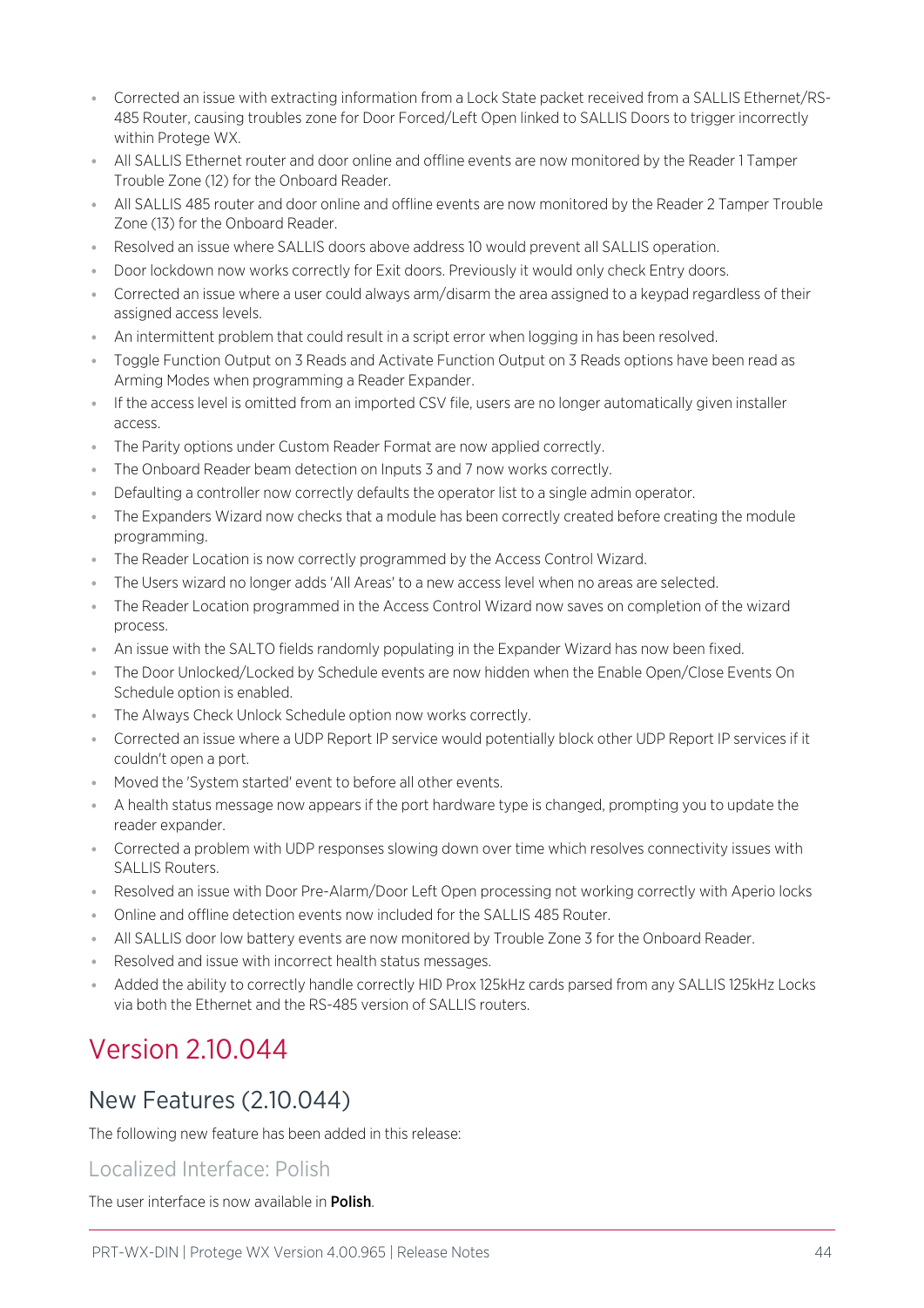- Corrected an issue with extracting information from a Lock State packet received from a SALLIS Ethernet/RS-485 Router, causing troubles zone for Door Forced/Left Open linked to SALLIS Doors to trigger incorrectly within Protege WX.
- All SALLIS Ethernet router and door online and offline events are now monitored by the Reader 1 Tamper Trouble Zone (12) for the Onboard Reader.
- All SALLIS 485 router and door online and offline events are now monitored by the Reader 2 Tamper Trouble Zone (13) for the Onboard Reader.
- Resolved an issue where SALLIS doors above address 10 would prevent all SALLIS operation.
- Door lockdown now works correctly for Exit doors. Previously it would only check Entry doors.
- Corrected an issue where a user could always arm/disarm the area assigned to a keypad regardless of their assigned access levels.
- An intermittent problem that could result in a script error when logging in has been resolved.
- Toggle Function Output on 3 Reads and Activate Function Output on 3 Reads options have been read as Arming Modes when programming a Reader Expander.
- If the access level is omitted from an imported CSV file, users are no longer automatically given installer access.
- The Parity options under Custom Reader Format are now applied correctly.
- The Onboard Reader beam detection on Inputs 3 and 7 now works correctly.
- Defaulting a controller now correctly defaults the operator list to a single admin operator.
- The Expanders Wizard now checks that a module has been correctly created before creating the module programming.
- The Reader Location is now correctly programmed by the Access Control Wizard.
- The Users wizard no longer adds 'All Areas' to a new access level when no areas are selected.
- The Reader Location programmed in the Access Control Wizard now saves on completion of the wizard process.
- An issue with the SALTO fields randomly populating in the Expander Wizard has now been fixed.
- The Door Unlocked/Locked by Schedule events are now hidden when the Enable Open/Close Events On Schedule option is enabled.
- The Always Check Unlock Schedule option now works correctly.
- Corrected an issue where a UDP Report IP service would potentially block other UDP Report IP services if it couldn't open a port.
- Moved the 'System started' event to before all other events.
- A health status message now appears if the port hardware type is changed, prompting you to update the reader expander.
- Corrected a problem with UDP responses slowing down over time which resolves connectivity issues with SALLIS Routers.
- Resolved an issue with Door Pre-Alarm/Door Left Open processing not working correctly with Aperio locks
- Online and offline detection events now included for the SALLIS 485 Router.
- All SALLIS door low battery events are now monitored by Trouble Zone 3 for the Onboard Reader.
- Resolved and issue with incorrect health status messages.
- Added the ability to correctly handle correctly HID Prox 125kHz cards parsed from any SALLIS 125kHz Locks via both the Ethernet and the RS-485 version of SALLIS routers.

# Version 2.10.044

## New Features (2.10.044)

The following new feature has been added in this release:

### Localized Interface: Polish

The user interface is now available in **Polish**.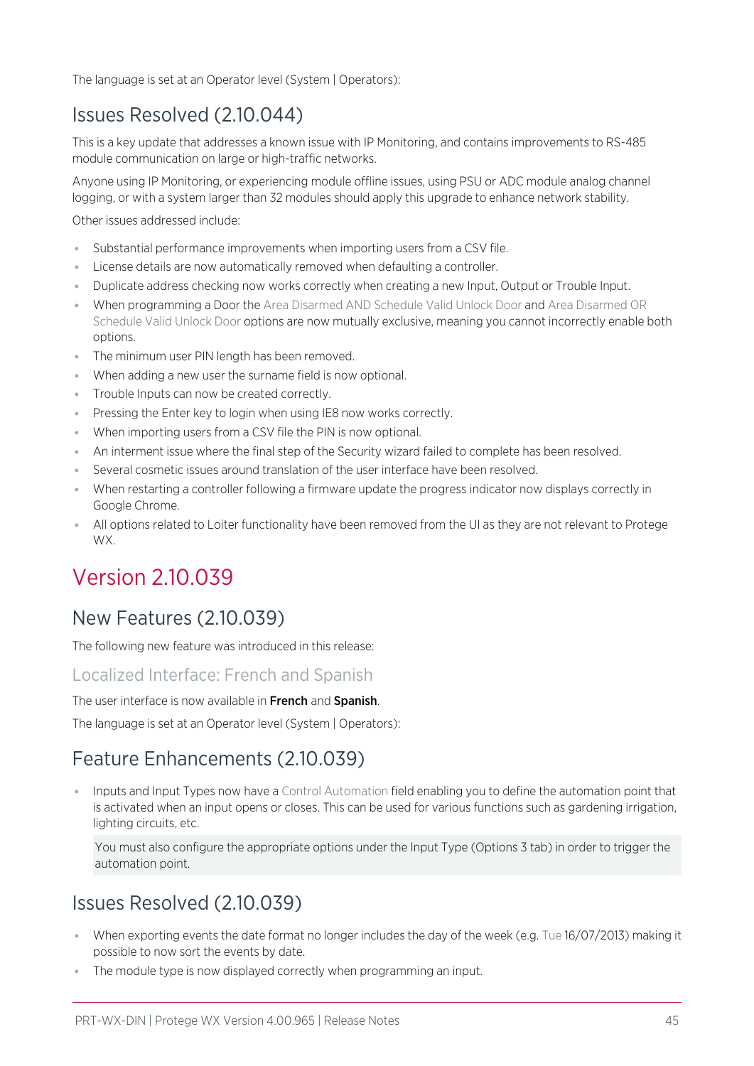The language is set at an Operator level (System | Operators):

## Issues Resolved (2.10.044)

This is a key update that addresses a known issue with IP Monitoring, and contains improvements to RS-485 module communication on large or high-traffic networks.

Anyone using IP Monitoring, or experiencing module offline issues, using PSU or ADC module analog channel logging, or with a system larger than 32 modules should apply this upgrade to enhance network stability.

Other issues addressed include:

- Substantial performance improvements when importing users from a CSV file.
- License details are now automatically removed when defaulting a controller.
- Duplicate address checking now works correctly when creating a new Input, Output or Trouble Input.
- When programming a Door the Area Disarmed AND Schedule Valid Unlock Door and Area Disarmed OR Schedule Valid Unlock Door options are now mutually exclusive, meaning you cannot incorrectly enable both options.
- The minimum user PIN length has been removed.
- When adding a new user the surname field is now optional.
- Trouble Inputs can now be created correctly.
- Pressing the Enter key to login when using IE8 now works correctly.
- When importing users from a CSV file the PIN is now optional.
- An interment issue where the final step of the Security wizard failed to complete has been resolved.
- Several cosmetic issues around translation of the user interface have been resolved.
- When restarting a controller following a firmware update the progress indicator now displays correctly in Google Chrome.
- All options related to Loiter functionality have been removed from the UI as they are not relevant to Protege WX.

# Version 2.10.039

## New Features (2.10.039)

The following new feature was introduced in this release:

### Localized Interface: French and Spanish

The user interface is now available in **French** and **Spanish**.

The language is set at an Operator level (System | Operators):

## Feature Enhancements (2.10.039)

- Inputs and Input Types now have a Control Automation field enabling you to define the automation point that is activated when an input opens or closes. This can be used for various functions such as gardening irrigation, lighting circuits, etc.

  You must also configure the appropriate options under the Input Type (Options 3 tab) in order to trigger the automation point.

## Issues Resolved (2.10.039)

- When exporting events the date format no longer includes the day of the week (e.g. Tue 16/07/2013) making it possible to now sort the events by date.
- The module type is now displayed correctly when programming an input.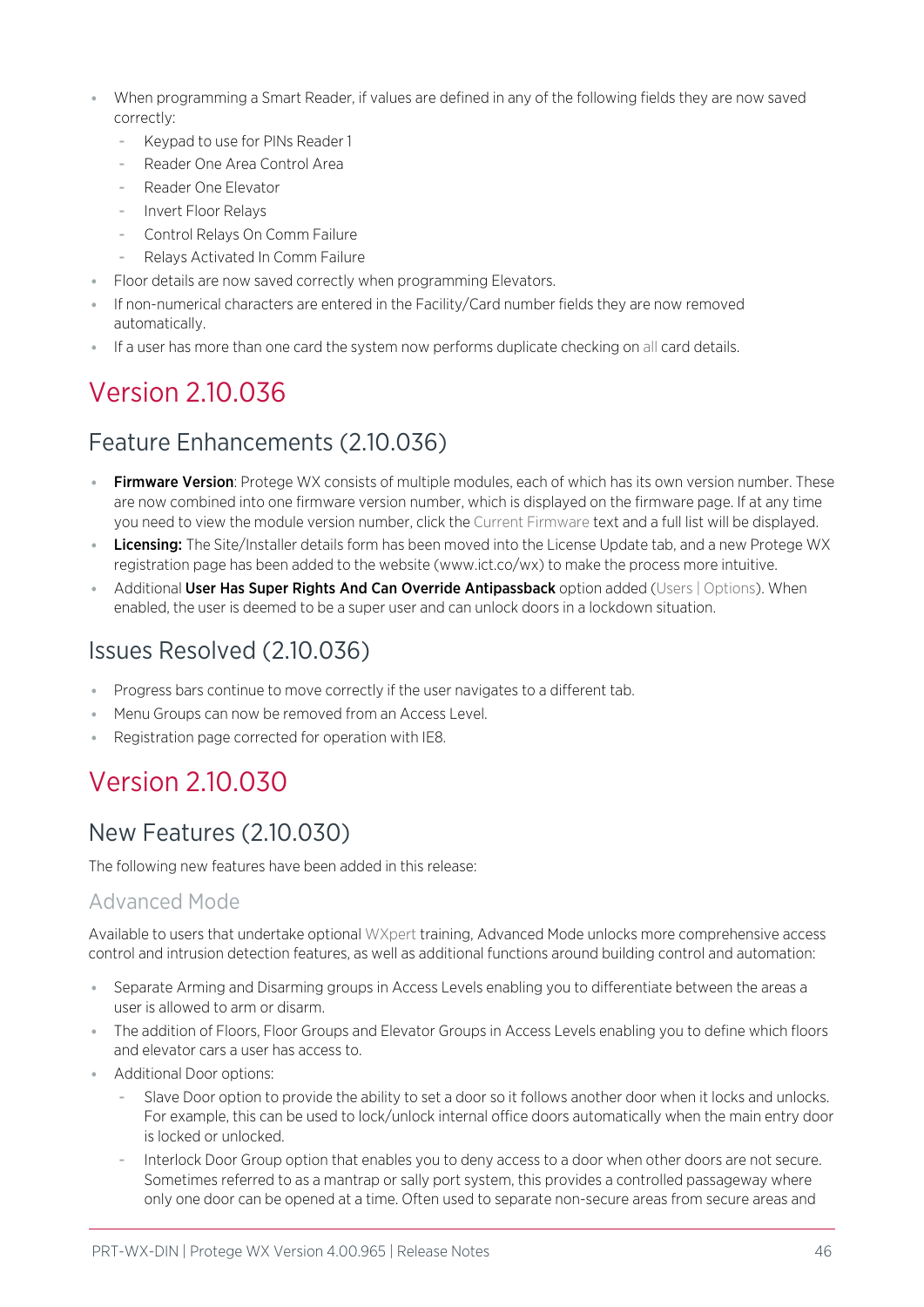- When programming a Smart Reader, if values are defined in any of the following fields they are now saved correctly:
  - Keypad to use for PINs Reader 1
  - Reader One Area Control Area
  - Reader One Elevator
  - Invert Floor Relays
  - Control Relays On Comm Failure
  - Relays Activated In Comm Failure
- Floor details are now saved correctly when programming Elevators.
- If non-numerical characters are entered in the Facility/Card number fields they are now removed automatically.
- If a user has more than one card the system now performs duplicate checking on all card details.

# Version 2.10.036

## Feature Enhancements (2.10.036)

- **Firmware Version**: Protege WX consists of multiple modules, each of which has its own version number. These are now combined into one firmware version number, which is displayed on the firmware page. If at any time you need to view the module version number, click the Current Firmware text and a full list will be displayed.
- **Licensing:** The Site/Installer details form has been moved into the License Update tab, and a new Protege WX registration page has been added to the website (www.ict.co/wx) to make the process more intuitive.
- Additional **User Has Super Rights And Can Override Antipassback** option added (Users | Options). When enabled, the user is deemed to be a super user and can unlock doors in a lockdown situation.

## Issues Resolved (2.10.036)

- Progress bars continue to move correctly if the user navigates to a different tab.
- Menu Groups can now be removed from an Access Level.
- Registration page corrected for operation with IE8.

# Version 2.10.030

## New Features (2.10.030)

The following new features have been added in this release:

### Advanced Mode

Available to users that undertake optional WXpert training, Advanced Mode unlocks more comprehensive access control and intrusion detection features, as well as additional functions around building control and automation:

- Separate Arming and Disarming groups in Access Levels enabling you to differentiate between the areas a user is allowed to arm or disarm.
- The addition of Floors, Floor Groups and Elevator Groups in Access Levels enabling you to define which floors and elevator cars a user has access to.
- Additional Door options:
  - Slave Door option to provide the ability to set a door so it follows another door when it locks and unlocks. For example, this can be used to lock/unlock internal office doors automatically when the main entry door is locked or unlocked.
  - Interlock Door Group option that enables you to deny access to a door when other doors are not secure. Sometimes referred to as a mantrap or sally port system, this provides a controlled passageway where only one door can be opened at a time. Often used to separate non-secure areas from secure areas and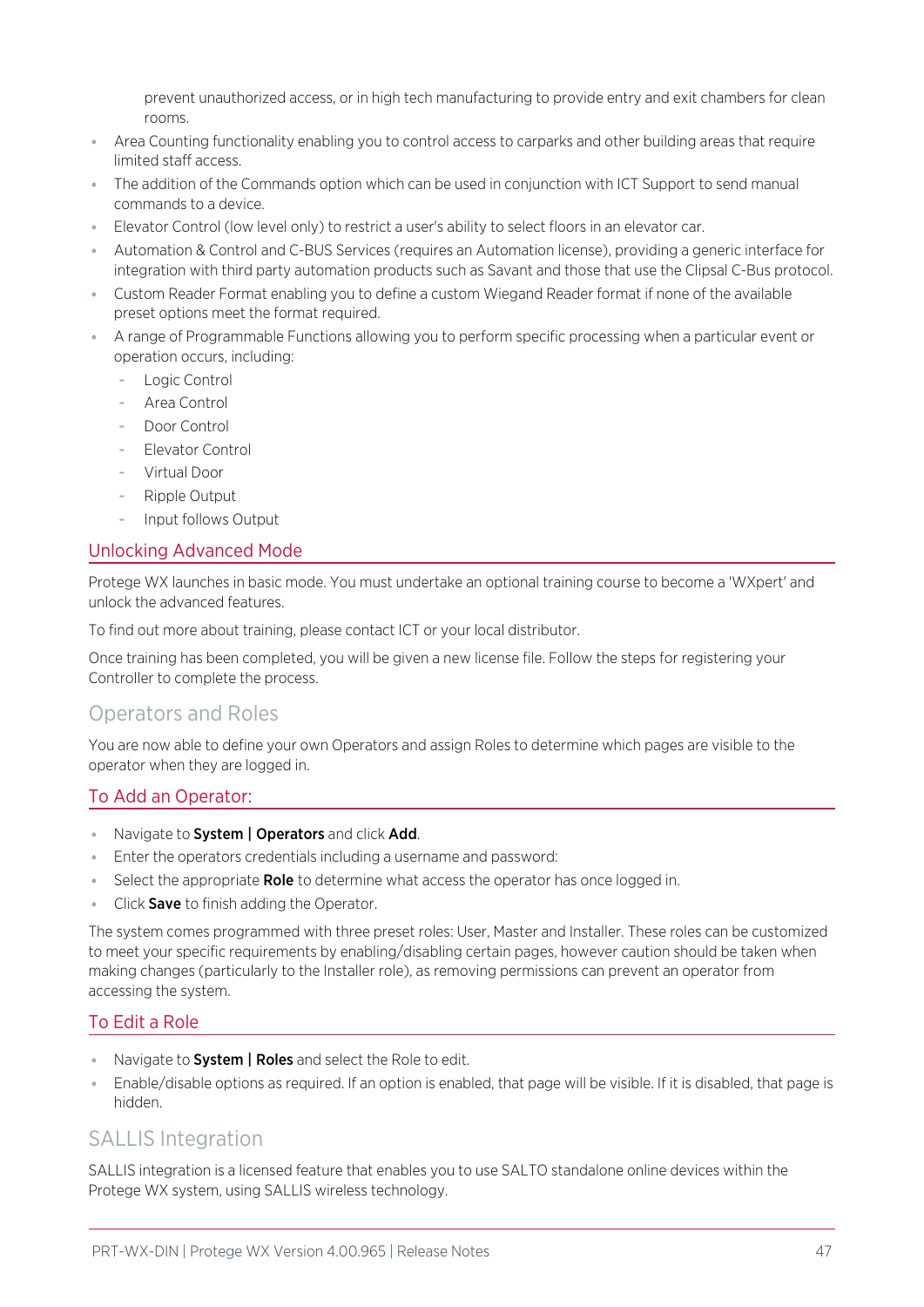prevent unauthorized access, or in high tech manufacturing to provide entry and exit chambers for clean rooms.

- Area Counting functionality enabling you to control access to carparks and other building areas that require limited staff access.
- The addition of the Commands option which can be used in conjunction with ICT Support to send manual commands to a device.
- Elevator Control (low level only) to restrict a user's ability to select floors in an elevator car.
- Automation & Control and C-BUS Services (requires an Automation license), providing a generic interface for integration with third party automation products such as Savant and those that use the Clipsal C-Bus protocol.
- Custom Reader Format enabling you to define a custom Wiegand Reader format if none of the available preset options meet the format required.
- A range of Programmable Functions allowing you to perform specific processing when a particular event or operation occurs, including:
  - Logic Control
  - Area Control
  - Door Control
  - Elevator Control
  - Virtual Door
  - Ripple Output
  - Input follows Output

### Unlocking Advanced Mode

Protege WX launches in basic mode. You must undertake an optional training course to become a 'WXpert' and unlock the advanced features.

To find out more about training, please contact ICT or your local distributor.

Once training has been completed, you will be given a new license file. Follow the steps for registering your Controller to complete the process.

## Operators and Roles

You are now able to define your own Operators and assign Roles to determine which pages are visible to the operator when they are logged in.

### To Add an Operator:

- Navigate to **System | Operators** and click **Add**.
- Enter the operators credentials including a username and password:
- Select the appropriate **Role** to determine what access the operator has once logged in.
- Click **Save** to finish adding the Operator.

The system comes programmed with three preset roles: User, Master and Installer. These roles can be customized to meet your specific requirements by enabling/disabling certain pages, however caution should be taken when making changes (particularly to the Installer role), as removing permissions can prevent an operator from accessing the system.

### To Edit a Role

- Navigate to **System | Roles** and select the Role to edit.
- Enable/disable options as required. If an option is enabled, that page will be visible. If it is disabled, that page is hidden.

## SALLIS Integration

SALLIS integration is a licensed feature that enables you to use SALTO standalone online devices within the Protege WX system, using SALLIS wireless technology.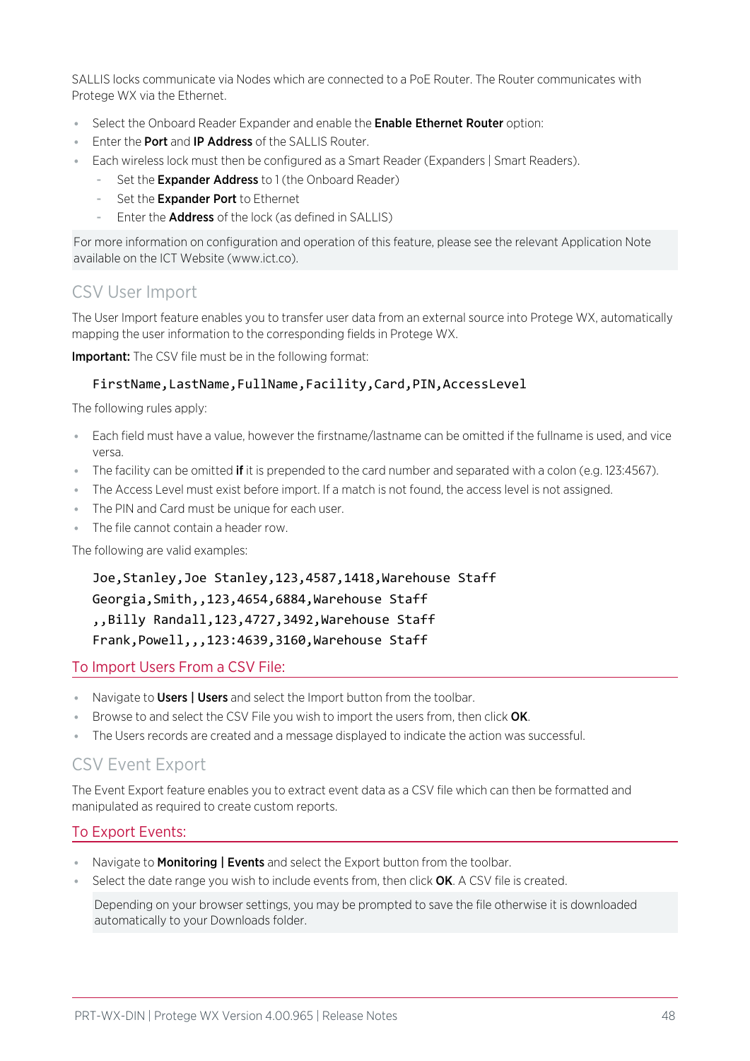SALLIS locks communicate via Nodes which are connected to a PoE Router. The Router communicates with Protege WX via the Ethernet.

- Select the Onboard Reader Expander and enable the **Enable Ethernet Router** option:
- Enter the **Port** and **IP Address** of the SALLIS Router.
- Each wireless lock must then be configured as a Smart Reader (Expanders | Smart Readers).
  - Set the **Expander Address** to 1 (the Onboard Reader)
  - Set the **Expander Port** to Ethernet
  - Enter the **Address** of the lock (as defined in SALLIS)

For more information on configuration and operation of this feature, please see the relevant Application Note available on the ICT Website (www.ict.co).

## CSV User Import

The User Import feature enables you to transfer user data from an external source into Protege WX, automatically mapping the user information to the corresponding fields in Protege WX.

**Important:** The CSV file must be in the following format:

```
FirstName,LastName,FullName,Facility,Card,PIN,AccessLevel
```

The following rules apply:

- Each field must have a value, however the firstname/lastname can be omitted if the fullname is used, and vice versa.
- The facility can be omitted **if** it is prepended to the card number and separated with a colon (e.g. 123:4567).
- The Access Level must exist before import. If a match is not found, the access level is not assigned.
- The PIN and Card must be unique for each user.
- The file cannot contain a header row.

The following are valid examples:

```
Joe,Stanley,Joe Stanley,123,4587,1418,Warehouse Staff
Georgia,Smith,,123,4654,6884,Warehouse Staff
,,Billy Randall,123,4727,3492,Warehouse Staff
Frank,Powell,,,123:4639,3160,Warehouse Staff
```

### To Import Users From a CSV File:

- Navigate to **Users | Users** and select the Import button from the toolbar.
- Browse to and select the CSV File you wish to import the users from, then click **OK**.
- The Users records are created and a message displayed to indicate the action was successful.

## CSV Event Export

The Event Export feature enables you to extract event data as a CSV file which can then be formatted and manipulated as required to create custom reports.

### To Export Events:

- Navigate to **Monitoring | Events** and select the Export button from the toolbar.
- Select the date range you wish to include events from, then click **OK**. A CSV file is created.

  Depending on your browser settings, you may be prompted to save the file otherwise it is downloaded automatically to your Downloads folder.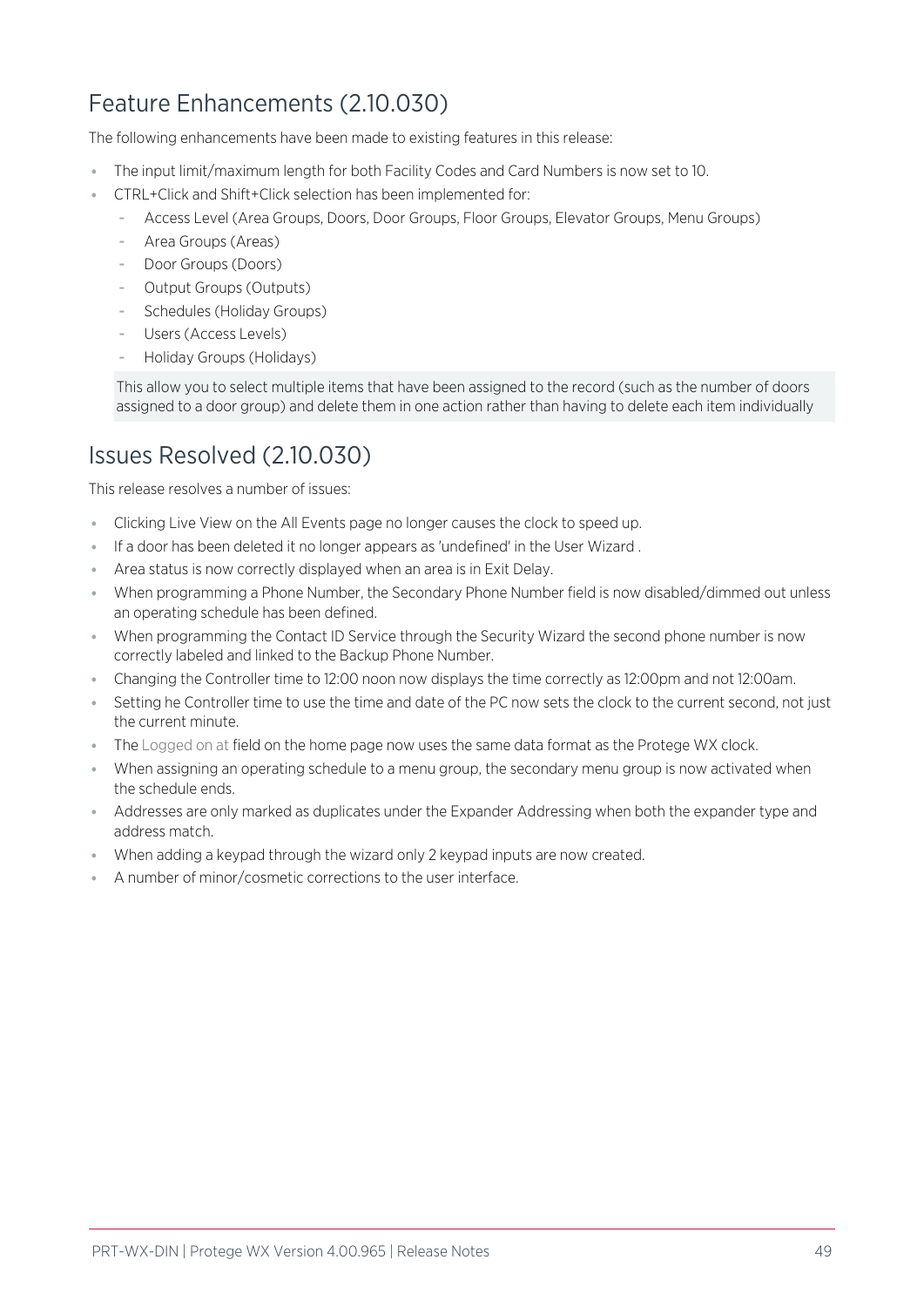## Feature Enhancements (2.10.030)

The following enhancements have been made to existing features in this release:

- The input limit/maximum length for both Facility Codes and Card Numbers is now set to 10.
- CTRL+Click and Shift+Click selection has been implemented for:
  - Access Level (Area Groups, Doors, Door Groups, Floor Groups, Elevator Groups, Menu Groups)
  - Area Groups (Areas)
  - Door Groups (Doors)
  - Output Groups (Outputs)
  - Schedules (Holiday Groups)
  - Users (Access Levels)
  - Holiday Groups (Holidays)

  This allow you to select multiple items that have been assigned to the record (such as the number of doors assigned to a door group) and delete them in one action rather than having to delete each item individually

## Issues Resolved (2.10.030)

This release resolves a number of issues:

- Clicking Live View on the All Events page no longer causes the clock to speed up.
- If a door has been deleted it no longer appears as 'undefined' in the User Wizard .
- Area status is now correctly displayed when an area is in Exit Delay.
- When programming a Phone Number, the Secondary Phone Number field is now disabled/dimmed out unless an operating schedule has been defined.
- When programming the Contact ID Service through the Security Wizard the second phone number is now correctly labeled and linked to the Backup Phone Number.
- Changing the Controller time to 12:00 noon now displays the time correctly as 12:00pm and not 12:00am.
- Setting he Controller time to use the time and date of the PC now sets the clock to the current second, not just the current minute.
- The Logged on at field on the home page now uses the same data format as the Protege WX clock.
- When assigning an operating schedule to a menu group, the secondary menu group is now activated when the schedule ends.
- Addresses are only marked as duplicates under the Expander Addressing when both the expander type and address match.
- When adding a keypad through the wizard only 2 keypad inputs are now created.
- A number of minor/cosmetic corrections to the user interface.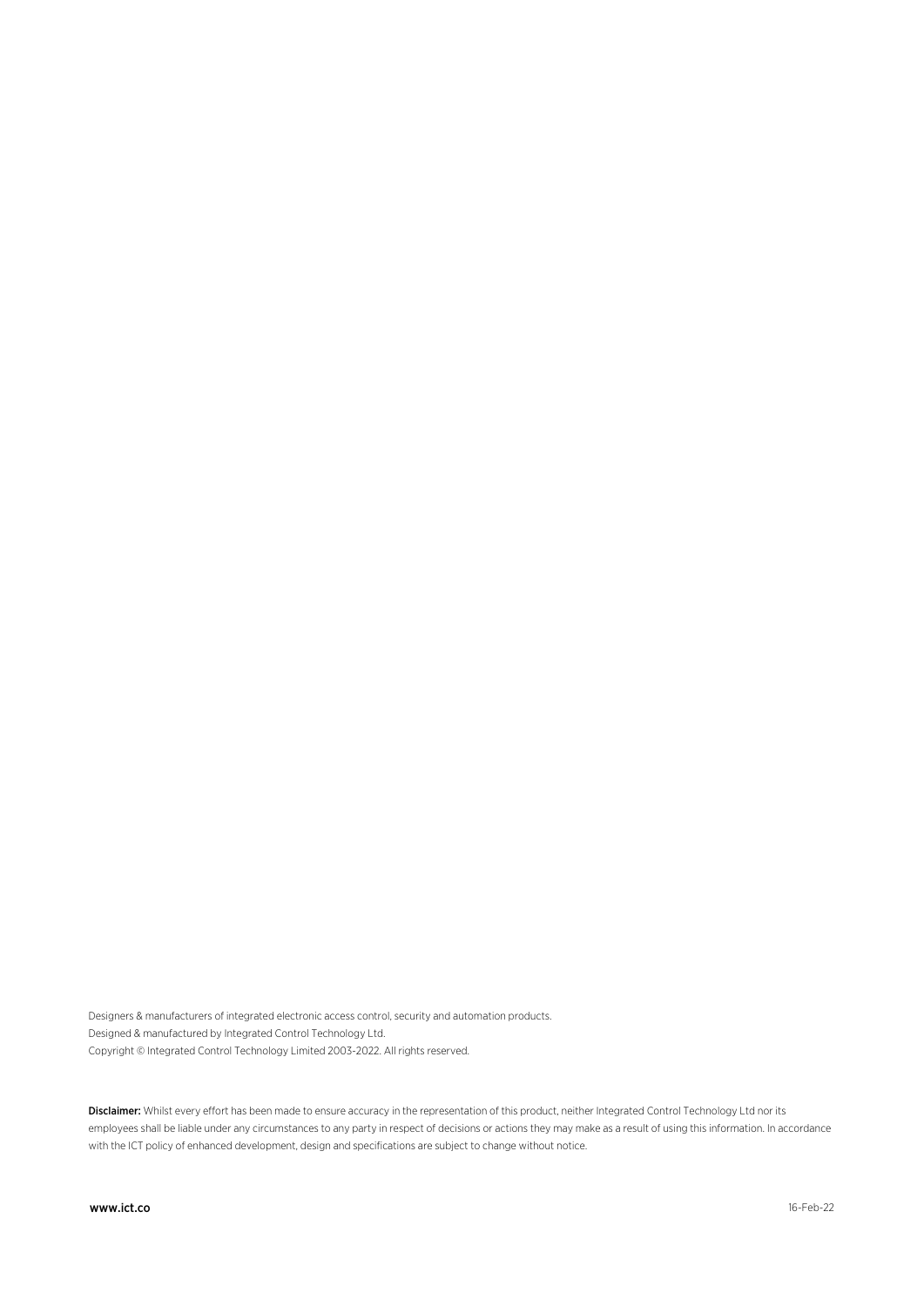Designers & manufacturers of integrated electronic access control, security and automation products.
Designed & manufactured by Integrated Control Technology Ltd.
Copyright © Integrated Control Technology Limited 2003-2022. All rights reserved.

**Disclaimer:** Whilst every effort has been made to ensure accuracy in the representation of this product, neither Integrated Control Technology Ltd nor its employees shall be liable under any circumstances to any party in respect of decisions or actions they may make as a result of using this information. In accordance with the ICT policy of enhanced development, design and specifications are subject to change without notice.

**www.ict.co** 16-Feb-22